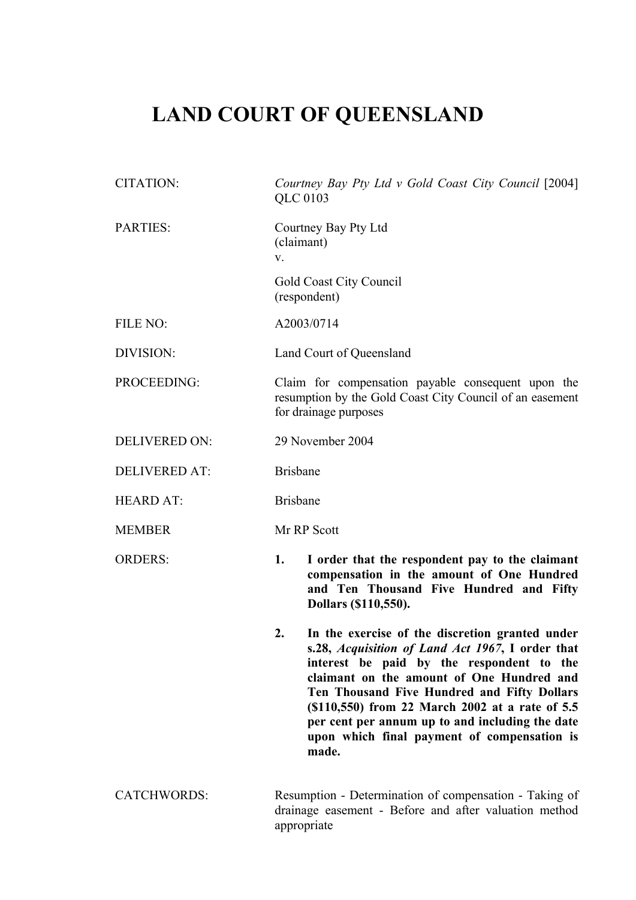# LAND COURT OF QUEENSLAND

| | |
|---|---|
| CITATION: | *Courtney Bay Pty Ltd v Gold Coast City Council* [2004] QLC 0103 |
| PARTIES: | Courtney Bay Pty Ltd (claimant) v. Gold Coast City Council (respondent) |
| FILE NO: | A2003/0714 |
| DIVISION: | Land Court of Queensland |
| PROCEEDING: | Claim for compensation payable consequent upon the resumption by the Gold Coast City Council of an easement for drainage purposes |
| DELIVERED ON: | 29 November 2004 |
| DELIVERED AT: | Brisbane |
| HEARD AT: | Brisbane |
| MEMBER | Mr RP Scott |
| ORDERS: | **1. I order that the respondent pay to the claimant compensation in the amount of One Hundred and Ten Thousand Five Hundred and Fifty Dollars ($110,550).**<br><br>**2. In the exercise of the discretion granted under s.28, *Acquisition of Land Act 1967*, I order that interest be paid by the respondent to the claimant on the amount of One Hundred and Ten Thousand Five Hundred and Fifty Dollars ($110,550) from 22 March 2002 at a rate of 5.5 per cent per annum up to and including the date upon which final payment of compensation is made.** |
| CATCHWORDS: | Resumption - Determination of compensation - Taking of drainage easement - Before and after valuation method appropriate |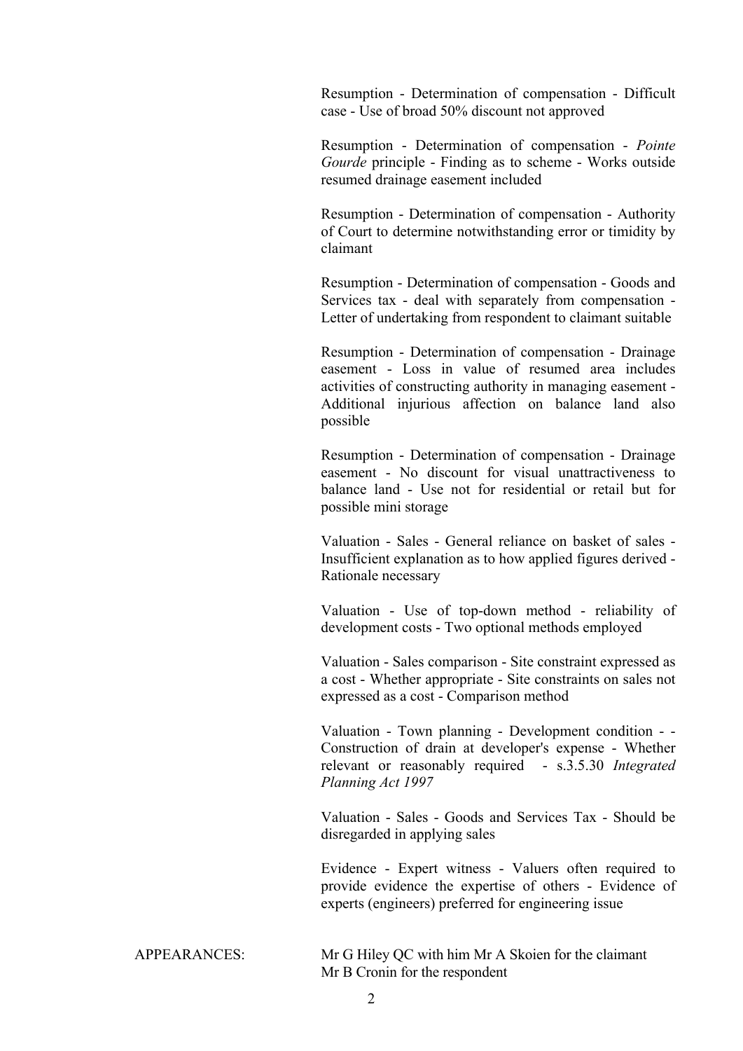Resumption - Determination of compensation - Difficult case - Use of broad 50% discount not approved

Resumption - Determination of compensation - *Pointe Gourde* principle - Finding as to scheme - Works outside resumed drainage easement included

Resumption - Determination of compensation - Authority of Court to determine notwithstanding error or timidity by claimant

Resumption - Determination of compensation - Goods and Services tax - deal with separately from compensation - Letter of undertaking from respondent to claimant suitable

Resumption - Determination of compensation - Drainage easement - Loss in value of resumed area includes activities of constructing authority in managing easement - Additional injurious affection on balance land also possible

Resumption - Determination of compensation - Drainage easement - No discount for visual unattractiveness to balance land - Use not for residential or retail but for possible mini storage

Valuation - Sales - General reliance on basket of sales - Insufficient explanation as to how applied figures derived - Rationale necessary

Valuation - Use of top-down method - reliability of development costs - Two optional methods employed

Valuation - Sales comparison - Site constraint expressed as a cost - Whether appropriate - Site constraints on sales not expressed as a cost - Comparison method

Valuation - Town planning - Development condition - - Construction of drain at developer's expense - Whether relevant or reasonably required - s.3.5.30 *Integrated Planning Act 1997*

Valuation - Sales - Goods and Services Tax - Should be disregarded in applying sales

Evidence - Expert witness - Valuers often required to provide evidence the expertise of others - Evidence of experts (engineers) preferred for engineering issue

APPEARANCES: Mr G Hiley QC with him Mr A Skoien for the claimant
Mr B Cronin for the respondent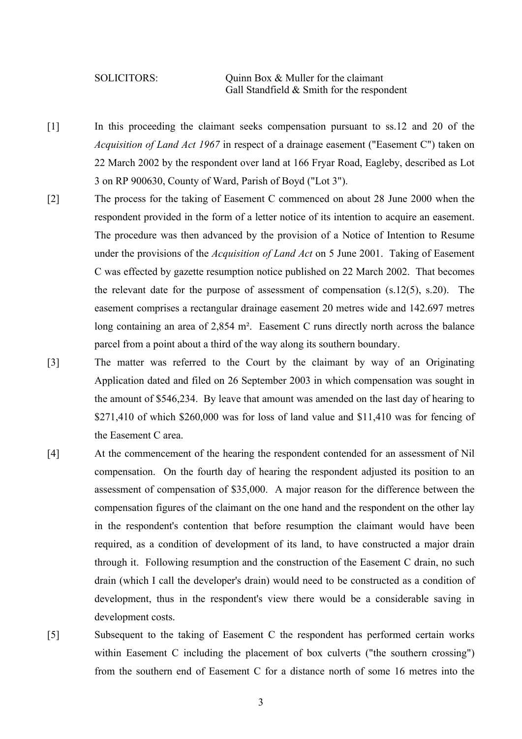SOLICITORS: Quinn Box & Muller for the claimant
Gall Standfield & Smith for the respondent

[1] In this proceeding the claimant seeks compensation pursuant to ss.12 and 20 of the *Acquisition of Land Act 1967* in respect of a drainage easement ("Easement C") taken on 22 March 2002 by the respondent over land at 166 Fryar Road, Eagleby, described as Lot 3 on RP 900630, County of Ward, Parish of Boyd ("Lot 3").

[2] The process for the taking of Easement C commenced on about 28 June 2000 when the respondent provided in the form of a letter notice of its intention to acquire an easement. The procedure was then advanced by the provision of a Notice of Intention to Resume under the provisions of the *Acquisition of Land Act* on 5 June 2001. Taking of Easement C was effected by gazette resumption notice published on 22 March 2002. That becomes the relevant date for the purpose of assessment of compensation (s.12(5), s.20). The easement comprises a rectangular drainage easement 20 metres wide and 142.697 metres long containing an area of 2,854 m². Easement C runs directly north across the balance parcel from a point about a third of the way along its southern boundary.

[3] The matter was referred to the Court by the claimant by way of an Originating Application dated and filed on 26 September 2003 in which compensation was sought in the amount of $546,234. By leave that amount was amended on the last day of hearing to $271,410 of which $260,000 was for loss of land value and $11,410 was for fencing of the Easement C area.

[4] At the commencement of the hearing the respondent contended for an assessment of Nil compensation. On the fourth day of hearing the respondent adjusted its position to an assessment of compensation of $35,000. A major reason for the difference between the compensation figures of the claimant on the one hand and the respondent on the other lay in the respondent's contention that before resumption the claimant would have been required, as a condition of development of its land, to have constructed a major drain through it. Following resumption and the construction of the Easement C drain, no such drain (which I call the developer's drain) would need to be constructed as a condition of development, thus in the respondent's view there would be a considerable saving in development costs.

[5] Subsequent to the taking of Easement C the respondent has performed certain works within Easement C including the placement of box culverts ("the southern crossing") from the southern end of Easement C for a distance north of some 16 metres into the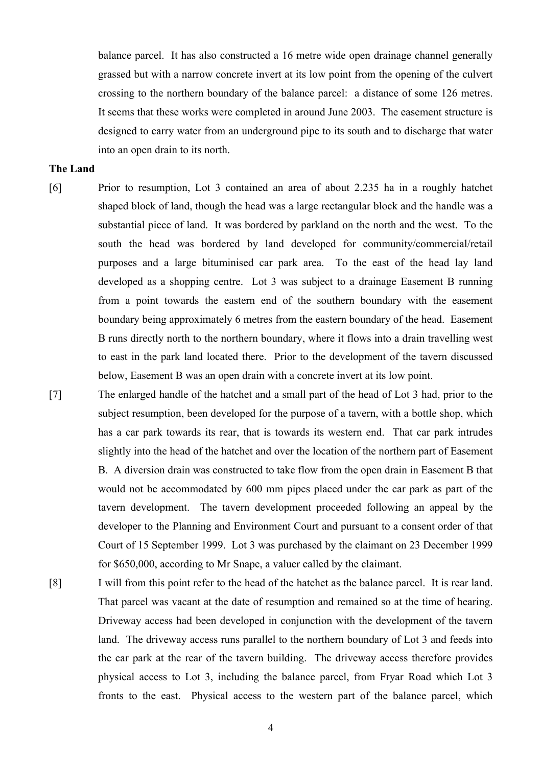balance parcel. It has also constructed a 16 metre wide open drainage channel generally grassed but with a narrow concrete invert at its low point from the opening of the culvert crossing to the northern boundary of the balance parcel: a distance of some 126 metres. It seems that these works were completed in around June 2003. The easement structure is designed to carry water from an underground pipe to its south and to discharge that water into an open drain to its north.

**The Land**

[6] Prior to resumption, Lot 3 contained an area of about 2.235 ha in a roughly hatchet shaped block of land, though the head was a large rectangular block and the handle was a substantial piece of land. It was bordered by parkland on the north and the west. To the south the head was bordered by land developed for community/commercial/retail purposes and a large bituminised car park area. To the east of the head lay land developed as a shopping centre. Lot 3 was subject to a drainage Easement B running from a point towards the eastern end of the southern boundary with the easement boundary being approximately 6 metres from the eastern boundary of the head. Easement B runs directly north to the northern boundary, where it flows into a drain travelling west to east in the park land located there. Prior to the development of the tavern discussed below, Easement B was an open drain with a concrete invert at its low point.

[7] The enlarged handle of the hatchet and a small part of the head of Lot 3 had, prior to the subject resumption, been developed for the purpose of a tavern, with a bottle shop, which has a car park towards its rear, that is towards its western end. That car park intrudes slightly into the head of the hatchet and over the location of the northern part of Easement B. A diversion drain was constructed to take flow from the open drain in Easement B that would not be accommodated by 600 mm pipes placed under the car park as part of the tavern development. The tavern development proceeded following an appeal by the developer to the Planning and Environment Court and pursuant to a consent order of that Court of 15 September 1999. Lot 3 was purchased by the claimant on 23 December 1999 for $650,000, according to Mr Snape, a valuer called by the claimant.

[8] I will from this point refer to the head of the hatchet as the balance parcel. It is rear land. That parcel was vacant at the date of resumption and remained so at the time of hearing. Driveway access had been developed in conjunction with the development of the tavern land. The driveway access runs parallel to the northern boundary of Lot 3 and feeds into the car park at the rear of the tavern building. The driveway access therefore provides physical access to Lot 3, including the balance parcel, from Fryar Road which Lot 3 fronts to the east. Physical access to the western part of the balance parcel, which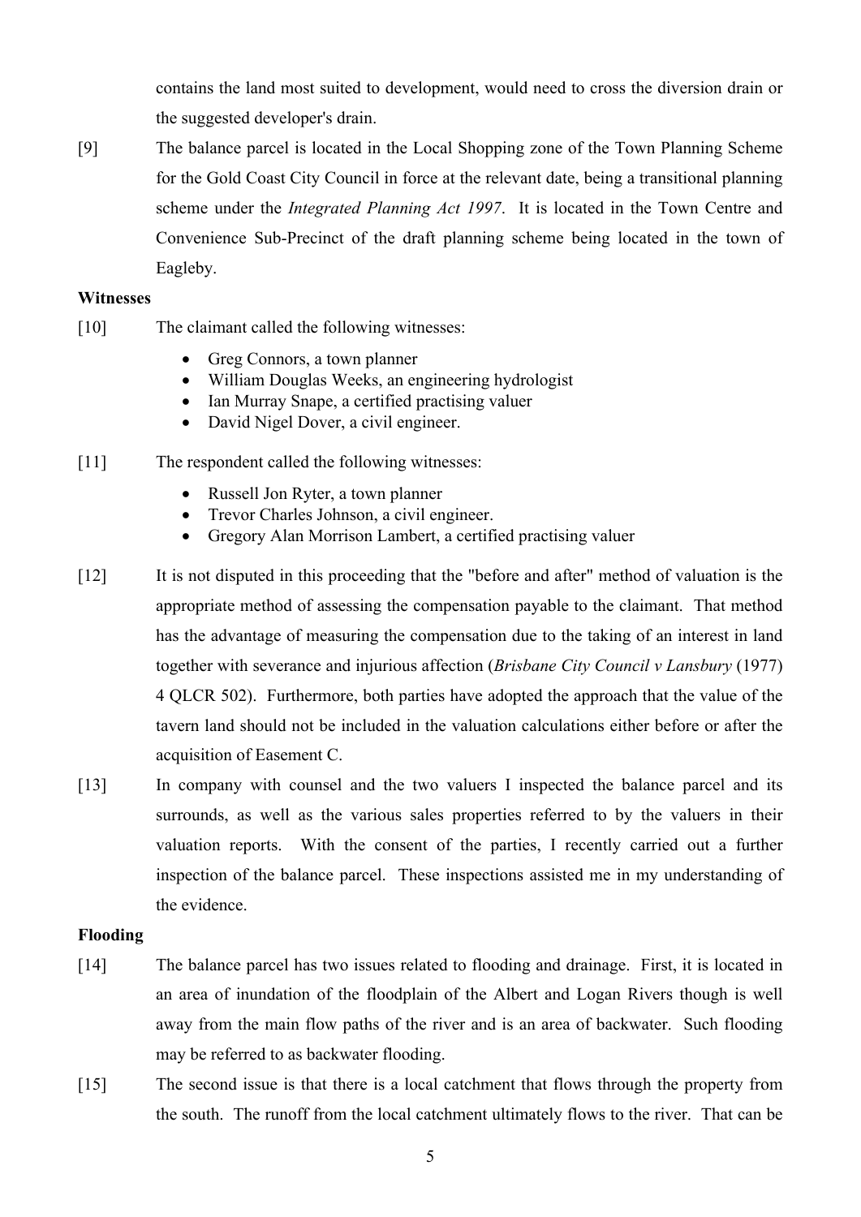contains the land most suited to development, would need to cross the diversion drain or the suggested developer's drain.

[9] The balance parcel is located in the Local Shopping zone of the Town Planning Scheme for the Gold Coast City Council in force at the relevant date, being a transitional planning scheme under the *Integrated Planning Act 1997*. It is located in the Town Centre and Convenience Sub-Precinct of the draft planning scheme being located in the town of Eagleby.

**Witnesses**

[10] The claimant called the following witnesses:

- Greg Connors, a town planner
- William Douglas Weeks, an engineering hydrologist
- Ian Murray Snape, a certified practising valuer
- David Nigel Dover, a civil engineer.

[11] The respondent called the following witnesses:

- Russell Jon Ryter, a town planner
- Trevor Charles Johnson, a civil engineer.
- Gregory Alan Morrison Lambert, a certified practising valuer

[12] It is not disputed in this proceeding that the "before and after" method of valuation is the appropriate method of assessing the compensation payable to the claimant. That method has the advantage of measuring the compensation due to the taking of an interest in land together with severance and injurious affection (*Brisbane City Council v Lansbury* (1977) 4 QLCR 502). Furthermore, both parties have adopted the approach that the value of the tavern land should not be included in the valuation calculations either before or after the acquisition of Easement C.

[13] In company with counsel and the two valuers I inspected the balance parcel and its surrounds, as well as the various sales properties referred to by the valuers in their valuation reports. With the consent of the parties, I recently carried out a further inspection of the balance parcel. These inspections assisted me in my understanding of the evidence.

**Flooding**

[14] The balance parcel has two issues related to flooding and drainage. First, it is located in an area of inundation of the floodplain of the Albert and Logan Rivers though is well away from the main flow paths of the river and is an area of backwater. Such flooding may be referred to as backwater flooding.

[15] The second issue is that there is a local catchment that flows through the property from the south. The runoff from the local catchment ultimately flows to the river. That can be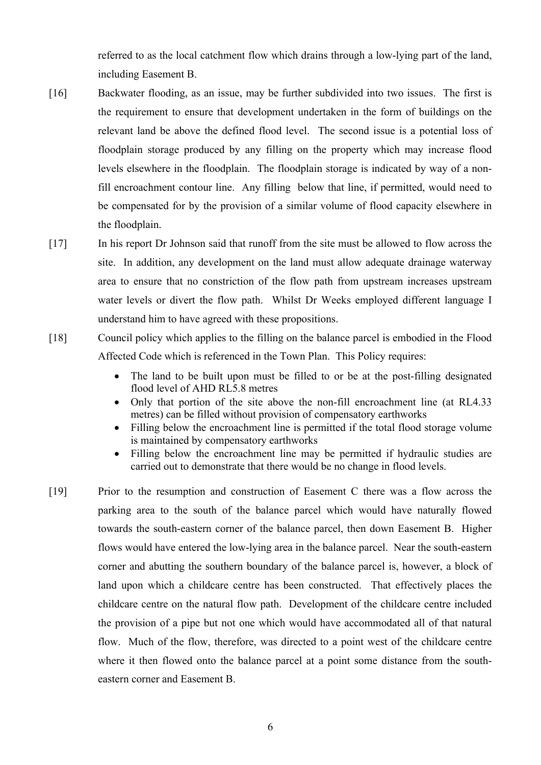referred to as the local catchment flow which drains through a low-lying part of the land, including Easement B.

[16] Backwater flooding, as an issue, may be further subdivided into two issues. The first is the requirement to ensure that development undertaken in the form of buildings on the relevant land be above the defined flood level. The second issue is a potential loss of floodplain storage produced by any filling on the property which may increase flood levels elsewhere in the floodplain. The floodplain storage is indicated by way of a non-fill encroachment contour line. Any filling below that line, if permitted, would need to be compensated for by the provision of a similar volume of flood capacity elsewhere in the floodplain.

[17] In his report Dr Johnson said that runoff from the site must be allowed to flow across the site. In addition, any development on the land must allow adequate drainage waterway area to ensure that no constriction of the flow path from upstream increases upstream water levels or divert the flow path. Whilst Dr Weeks employed different language I understand him to have agreed with these propositions.

[18] Council policy which applies to the filling on the balance parcel is embodied in the Flood Affected Code which is referenced in the Town Plan. This Policy requires:

- The land to be built upon must be filled to or be at the post-filling designated flood level of AHD RL5.8 metres
- Only that portion of the site above the non-fill encroachment line (at RL4.33 metres) can be filled without provision of compensatory earthworks
- Filling below the encroachment line is permitted if the total flood storage volume is maintained by compensatory earthworks
- Filling below the encroachment line may be permitted if hydraulic studies are carried out to demonstrate that there would be no change in flood levels.

[19] Prior to the resumption and construction of Easement C there was a flow across the parking area to the south of the balance parcel which would have naturally flowed towards the south-eastern corner of the balance parcel, then down Easement B. Higher flows would have entered the low-lying area in the balance parcel. Near the south-eastern corner and abutting the southern boundary of the balance parcel is, however, a block of land upon which a childcare centre has been constructed. That effectively places the childcare centre on the natural flow path. Development of the childcare centre included the provision of a pipe but not one which would have accommodated all of that natural flow. Much of the flow, therefore, was directed to a point west of the childcare centre where it then flowed onto the balance parcel at a point some distance from the south-eastern corner and Easement B.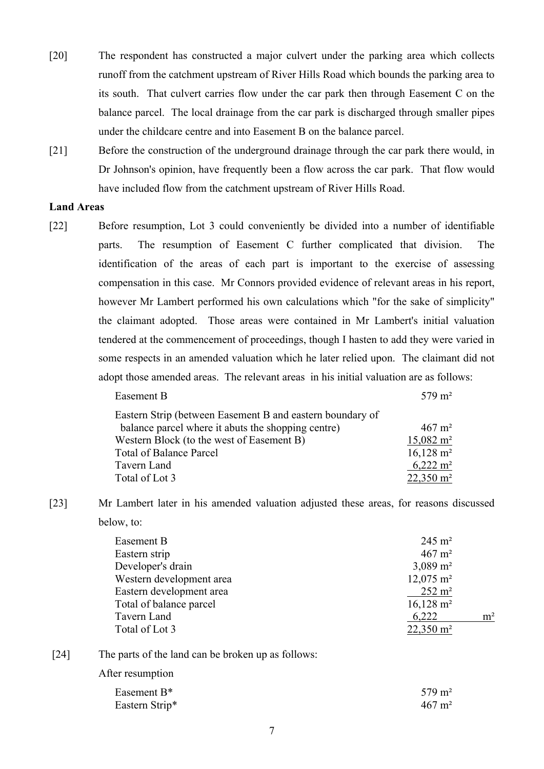[20] The respondent has constructed a major culvert under the parking area which collects runoff from the catchment upstream of River Hills Road which bounds the parking area to its south. That culvert carries flow under the car park then through Easement C on the balance parcel. The local drainage from the car park is discharged through smaller pipes under the childcare centre and into Easement B on the balance parcel.

[21] Before the construction of the underground drainage through the car park there would, in Dr Johnson's opinion, have frequently been a flow across the car park. That flow would have included flow from the catchment upstream of River Hills Road.

**Land Areas**

[22] Before resumption, Lot 3 could conveniently be divided into a number of identifiable parts. The resumption of Easement C further complicated that division. The identification of the areas of each part is important to the exercise of assessing compensation in this case. Mr Connors provided evidence of relevant areas in his report, however Mr Lambert performed his own calculations which "for the sake of simplicity" the claimant adopted. Those areas were contained in Mr Lambert's initial valuation tendered at the commencement of proceedings, though I hasten to add they were varied in some respects in an amended valuation which he later relied upon. The claimant did not adopt those amended areas. The relevant areas in his initial valuation are as follows:

| | |
|---|---|
| Easement B | 579 m² |
| Eastern Strip (between Easement B and eastern boundary of balance parcel where it abuts the shopping centre) | 467 m² |
| Western Block (to the west of Easement B) | 15,082 m² |
| Total of Balance Parcel | 16,128 m² |
| Tavern Land | 6,222 m² |
| Total of Lot 3 | 22,350 m² |

[23] Mr Lambert later in his amended valuation adjusted these areas, for reasons discussed below, to:

| | |
|---|---|
| Easement B | 245 m² |
| Eastern strip | 467 m² |
| Developer's drain | 3,089 m² |
| Western development area | 12,075 m² |
| Eastern development area | 252 m² |
| Total of balance parcel | 16,128 m² |
| Tavern Land | 6,222 m² |
| Total of Lot 3 | 22,350 m² |

[24] The parts of the land can be broken up as follows:

After resumption

| | |
|---|---|
| Easement B* | 579 m² |
| Eastern Strip* | 467 m² |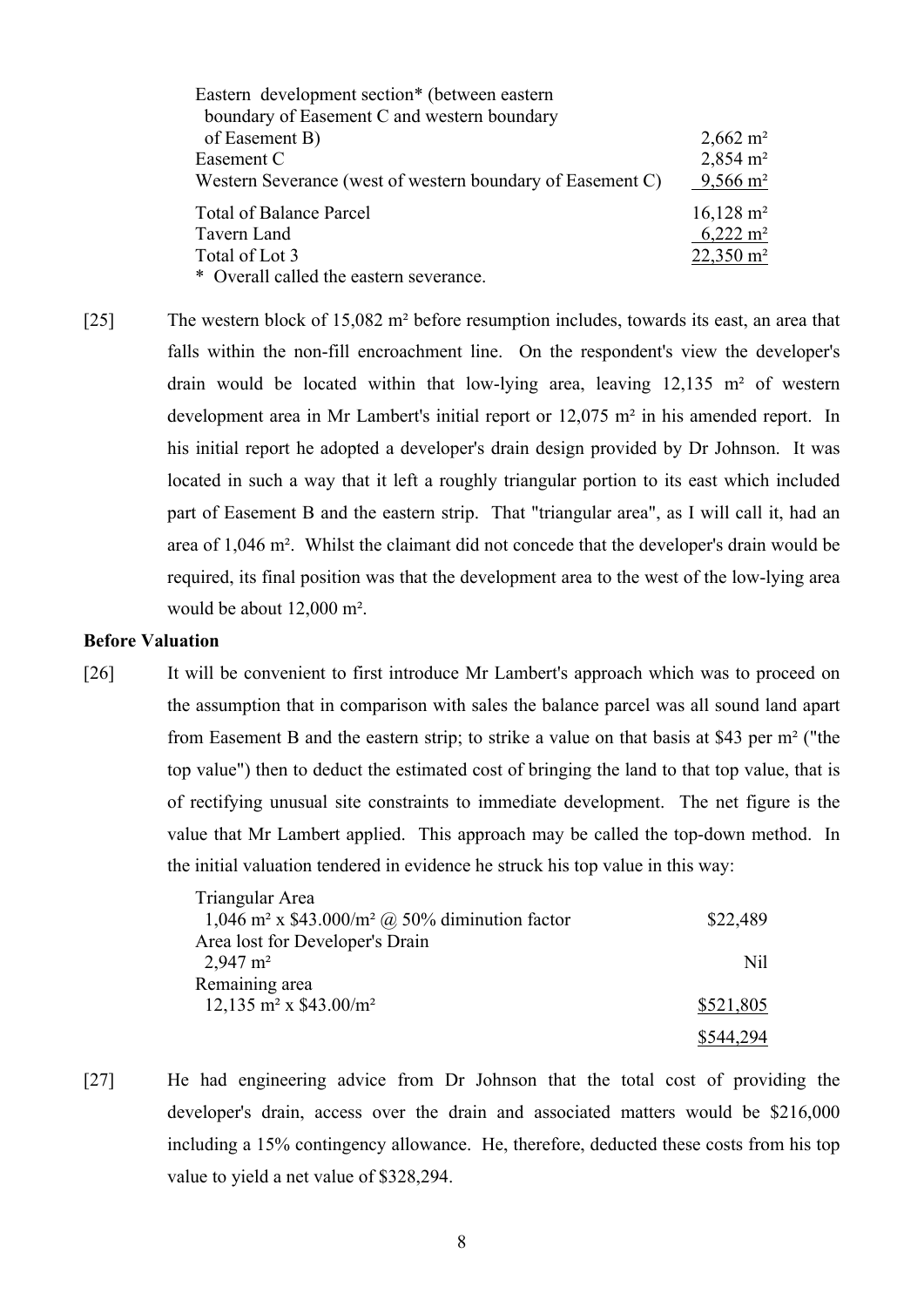| | |
|---|---|
| Eastern development section* (between eastern boundary of Easement C and western boundary of Easement B) | 2,662 m² |
| Easement C | 2,854 m² |
| Western Severance (west of western boundary of Easement C) | 9,566 m² |
| Total of Balance Parcel | 16,128 m² |
| Tavern Land | 6,222 m² |
| Total of Lot 3 | 22,350 m² |

\* Overall called the eastern severance.

[25] The western block of 15,082 m² before resumption includes, towards its east, an area that falls within the non-fill encroachment line. On the respondent's view the developer's drain would be located within that low-lying area, leaving 12,135 m² of western development area in Mr Lambert's initial report or 12,075 m² in his amended report. In his initial report he adopted a developer's drain design provided by Dr Johnson. It was located in such a way that it left a roughly triangular portion to its east which included part of Easement B and the eastern strip. That "triangular area", as I will call it, had an area of 1,046 m². Whilst the claimant did not concede that the developer's drain would be required, its final position was that the development area to the west of the low-lying area would be about 12,000 m².

**Before Valuation**

[26] It will be convenient to first introduce Mr Lambert's approach which was to proceed on the assumption that in comparison with sales the balance parcel was all sound land apart from Easement B and the eastern strip; to strike a value on that basis at $43 per m² ("the top value") then to deduct the estimated cost of bringing the land to that top value, that is of rectifying unusual site constraints to immediate development. The net figure is the value that Mr Lambert applied. This approach may be called the top-down method. In the initial valuation tendered in evidence he struck his top value in this way:

| | |
|---|---|
| Triangular Area<br>1,046 m² x $43.000/m² @ 50% diminution factor | $22,489 |
| Area lost for Developer's Drain<br>2,947 m² | Nil |
| Remaining area<br>12,135 m² x $43.00/m² | $521,805 |
| | $544,294 |

[27] He had engineering advice from Dr Johnson that the total cost of providing the developer's drain, access over the drain and associated matters would be $216,000 including a 15% contingency allowance. He, therefore, deducted these costs from his top value to yield a net value of $328,294.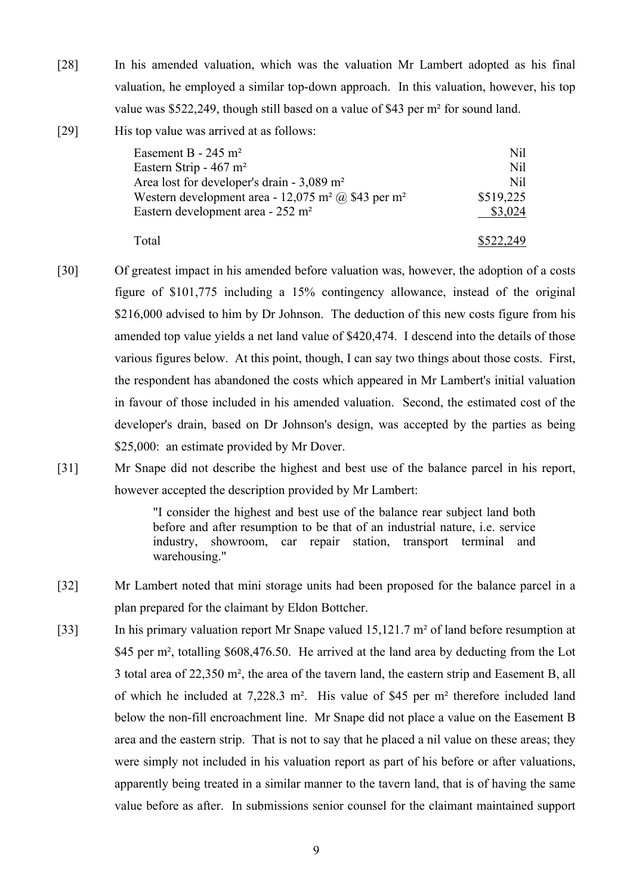[28] In his amended valuation, which was the valuation Mr Lambert adopted as his final valuation, he employed a similar top-down approach. In this valuation, however, his top value was \$522,249, though still based on a value of \$43 per m² for sound land.

[29] His top value was arrived at as follows:

| | |
|---|---|
| Easement B - 245 m² | Nil |
| Eastern Strip - 467 m² | Nil |
| Area lost for developer's drain - 3,089 m² | Nil |
| Western development area - 12,075 m² @ \$43 per m² | \$519,225 |
| Eastern development area - 252 m² | \$3,024 |
| Total | \$522,249 |

[30] Of greatest impact in his amended before valuation was, however, the adoption of a costs figure of \$101,775 including a 15% contingency allowance, instead of the original \$216,000 advised to him by Dr Johnson. The deduction of this new costs figure from his amended top value yields a net land value of \$420,474. I descend into the details of those various figures below. At this point, though, I can say two things about those costs. First, the respondent has abandoned the costs which appeared in Mr Lambert's initial valuation in favour of those included in his amended valuation. Second, the estimated cost of the developer's drain, based on Dr Johnson's design, was accepted by the parties as being \$25,000: an estimate provided by Mr Dover.

[31] Mr Snape did not describe the highest and best use of the balance parcel in his report, however accepted the description provided by Mr Lambert:

> "I consider the highest and best use of the balance rear subject land both before and after resumption to be that of an industrial nature, i.e. service industry, showroom, car repair station, transport terminal and warehousing."

[32] Mr Lambert noted that mini storage units had been proposed for the balance parcel in a plan prepared for the claimant by Eldon Bottcher.

[33] In his primary valuation report Mr Snape valued 15,121.7 m² of land before resumption at \$45 per m², totalling \$608,476.50. He arrived at the land area by deducting from the Lot 3 total area of 22,350 m², the area of the tavern land, the eastern strip and Easement B, all of which he included at 7,228.3 m². His value of \$45 per m² therefore included land below the non-fill encroachment line. Mr Snape did not place a value on the Easement B area and the eastern strip. That is not to say that he placed a nil value on these areas; they were simply not included in his valuation report as part of his before or after valuations, apparently being treated in a similar manner to the tavern land, that is of having the same value before as after. In submissions senior counsel for the claimant maintained support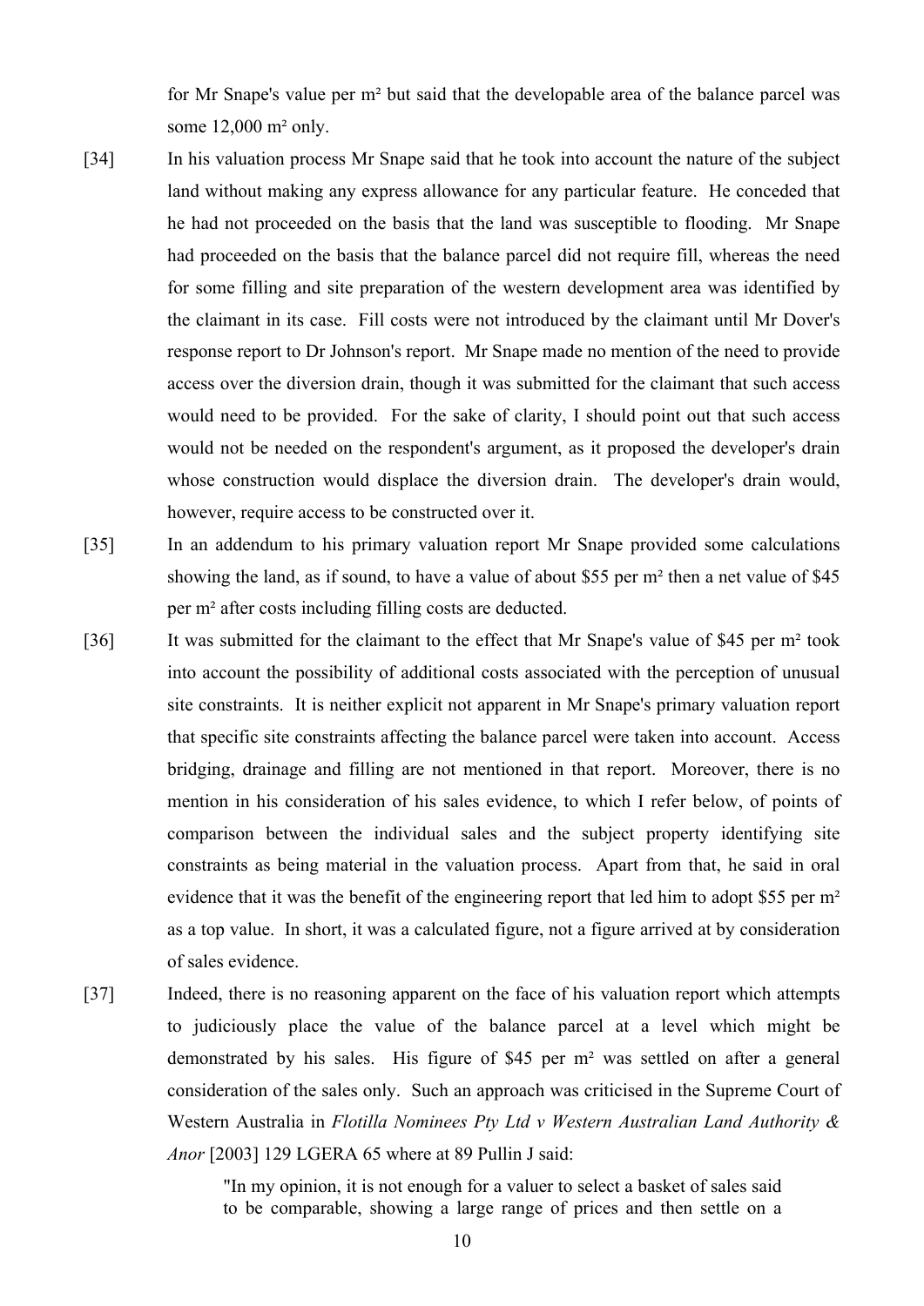for Mr Snape's value per m² but said that the developable area of the balance parcel was some 12,000 m² only.

[34] In his valuation process Mr Snape said that he took into account the nature of the subject land without making any express allowance for any particular feature. He conceded that he had not proceeded on the basis that the land was susceptible to flooding. Mr Snape had proceeded on the basis that the balance parcel did not require fill, whereas the need for some filling and site preparation of the western development area was identified by the claimant in its case. Fill costs were not introduced by the claimant until Mr Dover's response report to Dr Johnson's report. Mr Snape made no mention of the need to provide access over the diversion drain, though it was submitted for the claimant that such access would need to be provided. For the sake of clarity, I should point out that such access would not be needed on the respondent's argument, as it proposed the developer's drain whose construction would displace the diversion drain. The developer's drain would, however, require access to be constructed over it.

[35] In an addendum to his primary valuation report Mr Snape provided some calculations showing the land, as if sound, to have a value of about \$55 per m² then a net value of \$45 per m² after costs including filling costs are deducted.

[36] It was submitted for the claimant to the effect that Mr Snape's value of \$45 per m² took into account the possibility of additional costs associated with the perception of unusual site constraints. It is neither explicit not apparent in Mr Snape's primary valuation report that specific site constraints affecting the balance parcel were taken into account. Access bridging, drainage and filling are not mentioned in that report. Moreover, there is no mention in his consideration of his sales evidence, to which I refer below, of points of comparison between the individual sales and the subject property identifying site constraints as being material in the valuation process. Apart from that, he said in oral evidence that it was the benefit of the engineering report that led him to adopt \$55 per m² as a top value. In short, it was a calculated figure, not a figure arrived at by consideration of sales evidence.

[37] Indeed, there is no reasoning apparent on the face of his valuation report which attempts to judiciously place the value of the balance parcel at a level which might be demonstrated by his sales. His figure of \$45 per m² was settled on after a general consideration of the sales only. Such an approach was criticised in the Supreme Court of Western Australia in *Flotilla Nominees Pty Ltd v Western Australian Land Authority & Anor* [2003] 129 LGERA 65 where at 89 Pullin J said:

> "In my opinion, it is not enough for a valuer to select a basket of sales said to be comparable, showing a large range of prices and then settle on a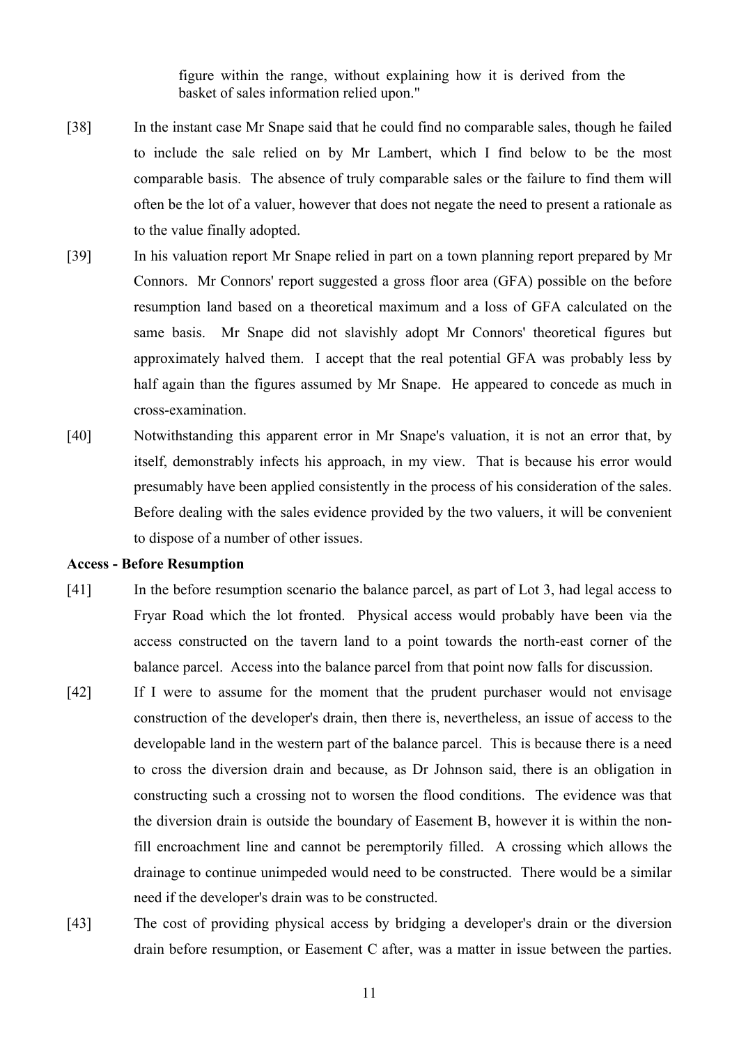figure within the range, without explaining how it is derived from the basket of sales information relied upon."

[38] In the instant case Mr Snape said that he could find no comparable sales, though he failed to include the sale relied on by Mr Lambert, which I find below to be the most comparable basis. The absence of truly comparable sales or the failure to find them will often be the lot of a valuer, however that does not negate the need to present a rationale as to the value finally adopted.

[39] In his valuation report Mr Snape relied in part on a town planning report prepared by Mr Connors. Mr Connors' report suggested a gross floor area (GFA) possible on the before resumption land based on a theoretical maximum and a loss of GFA calculated on the same basis. Mr Snape did not slavishly adopt Mr Connors' theoretical figures but approximately halved them. I accept that the real potential GFA was probably less by half again than the figures assumed by Mr Snape. He appeared to concede as much in cross-examination.

[40] Notwithstanding this apparent error in Mr Snape's valuation, it is not an error that, by itself, demonstrably infects his approach, in my view. That is because his error would presumably have been applied consistently in the process of his consideration of the sales. Before dealing with the sales evidence provided by the two valuers, it will be convenient to dispose of a number of other issues.

**Access - Before Resumption**

[41] In the before resumption scenario the balance parcel, as part of Lot 3, had legal access to Fryar Road which the lot fronted. Physical access would probably have been via the access constructed on the tavern land to a point towards the north-east corner of the balance parcel. Access into the balance parcel from that point now falls for discussion.

[42] If I were to assume for the moment that the prudent purchaser would not envisage construction of the developer's drain, then there is, nevertheless, an issue of access to the developable land in the western part of the balance parcel. This is because there is a need to cross the diversion drain and because, as Dr Johnson said, there is an obligation in constructing such a crossing not to worsen the flood conditions. The evidence was that the diversion drain is outside the boundary of Easement B, however it is within the non-fill encroachment line and cannot be peremptorily filled. A crossing which allows the drainage to continue unimpeded would need to be constructed. There would be a similar need if the developer's drain was to be constructed.

[43] The cost of providing physical access by bridging a developer's drain or the diversion drain before resumption, or Easement C after, was a matter in issue between the parties.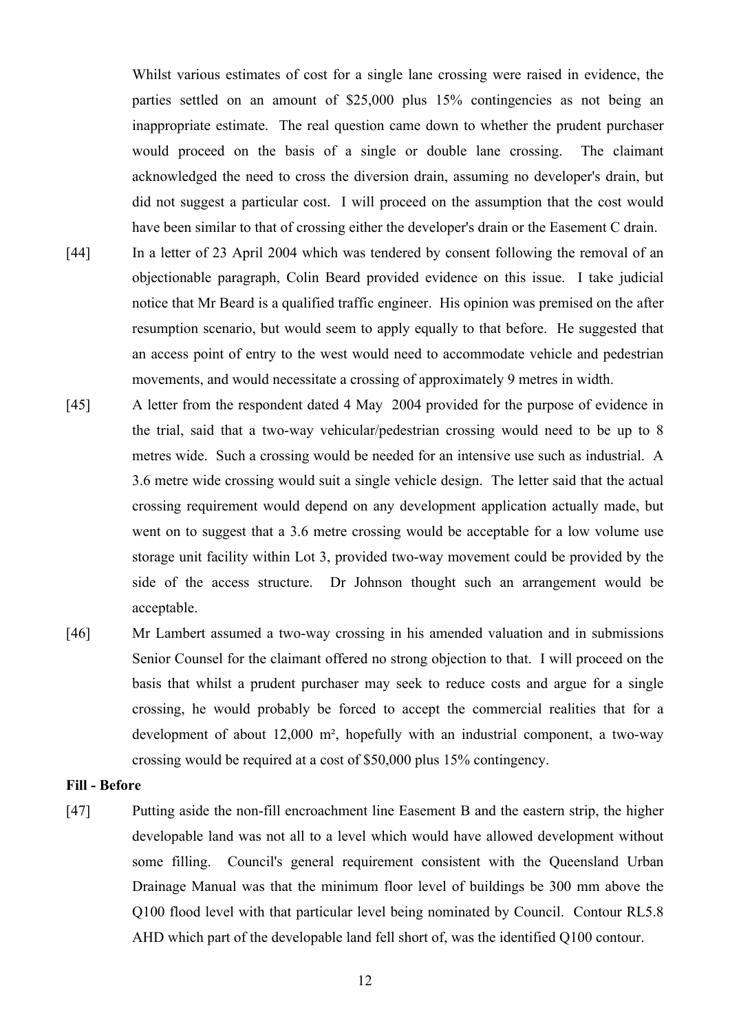Whilst various estimates of cost for a single lane crossing were raised in evidence, the parties settled on an amount of $25,000 plus 15% contingencies as not being an inappropriate estimate. The real question came down to whether the prudent purchaser would proceed on the basis of a single or double lane crossing. The claimant acknowledged the need to cross the diversion drain, assuming no developer's drain, but did not suggest a particular cost. I will proceed on the assumption that the cost would have been similar to that of crossing either the developer's drain or the Easement C drain.

[44] In a letter of 23 April 2004 which was tendered by consent following the removal of an objectionable paragraph, Colin Beard provided evidence on this issue. I take judicial notice that Mr Beard is a qualified traffic engineer. His opinion was premised on the after resumption scenario, but would seem to apply equally to that before. He suggested that an access point of entry to the west would need to accommodate vehicle and pedestrian movements, and would necessitate a crossing of approximately 9 metres in width.

[45] A letter from the respondent dated 4 May 2004 provided for the purpose of evidence in the trial, said that a two-way vehicular/pedestrian crossing would need to be up to 8 metres wide. Such a crossing would be needed for an intensive use such as industrial. A 3.6 metre wide crossing would suit a single vehicle design. The letter said that the actual crossing requirement would depend on any development application actually made, but went on to suggest that a 3.6 metre crossing would be acceptable for a low volume use storage unit facility within Lot 3, provided two-way movement could be provided by the side of the access structure. Dr Johnson thought such an arrangement would be acceptable.

[46] Mr Lambert assumed a two-way crossing in his amended valuation and in submissions Senior Counsel for the claimant offered no strong objection to that. I will proceed on the basis that whilst a prudent purchaser may seek to reduce costs and argue for a single crossing, he would probably be forced to accept the commercial realities that for a development of about 12,000 m², hopefully with an industrial component, a two-way crossing would be required at a cost of $50,000 plus 15% contingency.

**Fill - Before**

[47] Putting aside the non-fill encroachment line Easement B and the eastern strip, the higher developable land was not all to a level which would have allowed development without some filling. Council's general requirement consistent with the Queensland Urban Drainage Manual was that the minimum floor level of buildings be 300 mm above the Q100 flood level with that particular level being nominated by Council. Contour RL5.8 AHD which part of the developable land fell short of, was the identified Q100 contour.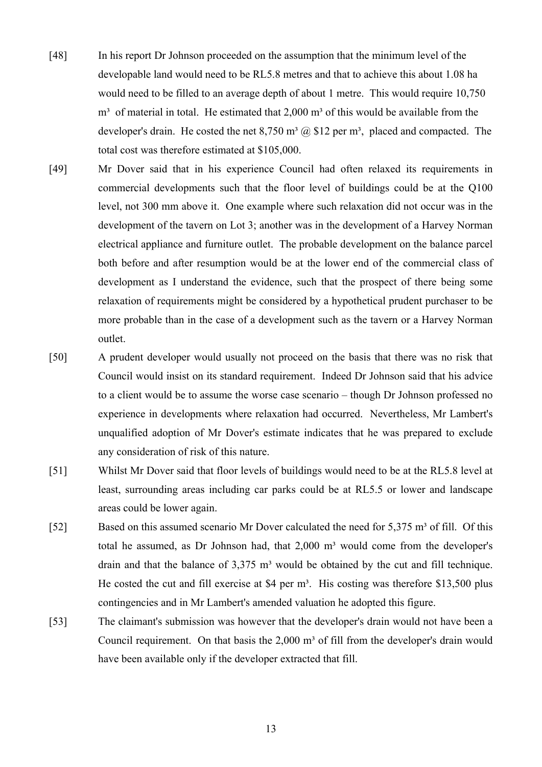[48] In his report Dr Johnson proceeded on the assumption that the minimum level of the developable land would need to be RL5.8 metres and that to achieve this about 1.08 ha would need to be filled to an average depth of about 1 metre. This would require 10,750 m³ of material in total. He estimated that 2,000 m³ of this would be available from the developer's drain. He costed the net 8,750 m³ @ $12 per m³, placed and compacted. The total cost was therefore estimated at $105,000.

[49] Mr Dover said that in his experience Council had often relaxed its requirements in commercial developments such that the floor level of buildings could be at the Q100 level, not 300 mm above it. One example where such relaxation did not occur was in the development of the tavern on Lot 3; another was in the development of a Harvey Norman electrical appliance and furniture outlet. The probable development on the balance parcel both before and after resumption would be at the lower end of the commercial class of development as I understand the evidence, such that the prospect of there being some relaxation of requirements might be considered by a hypothetical prudent purchaser to be more probable than in the case of a development such as the tavern or a Harvey Norman outlet.

[50] A prudent developer would usually not proceed on the basis that there was no risk that Council would insist on its standard requirement. Indeed Dr Johnson said that his advice to a client would be to assume the worse case scenario – though Dr Johnson professed no experience in developments where relaxation had occurred. Nevertheless, Mr Lambert's unqualified adoption of Mr Dover's estimate indicates that he was prepared to exclude any consideration of risk of this nature.

[51] Whilst Mr Dover said that floor levels of buildings would need to be at the RL5.8 level at least, surrounding areas including car parks could be at RL5.5 or lower and landscape areas could be lower again.

[52] Based on this assumed scenario Mr Dover calculated the need for 5,375 m³ of fill. Of this total he assumed, as Dr Johnson had, that 2,000 m³ would come from the developer's drain and that the balance of 3,375 m³ would be obtained by the cut and fill technique. He costed the cut and fill exercise at $4 per m³. His costing was therefore $13,500 plus contingencies and in Mr Lambert's amended valuation he adopted this figure.

[53] The claimant's submission was however that the developer's drain would not have been a Council requirement. On that basis the 2,000 m³ of fill from the developer's drain would have been available only if the developer extracted that fill.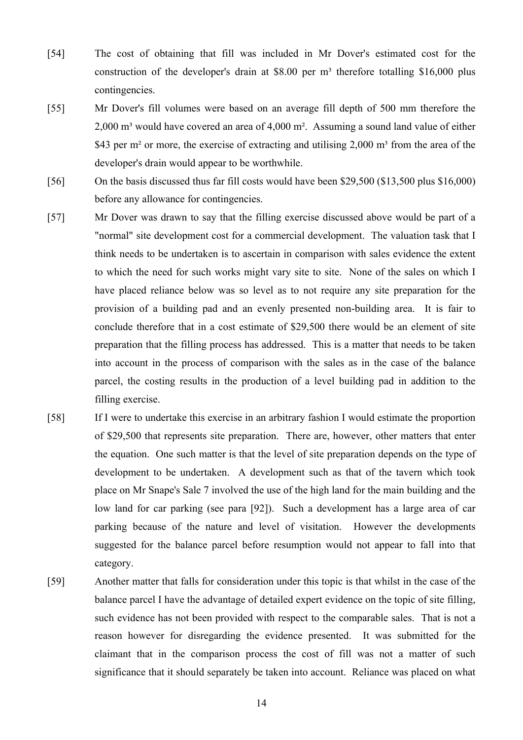[54] The cost of obtaining that fill was included in Mr Dover's estimated cost for the construction of the developer's drain at \$8.00 per $m^3$ therefore totalling \$16,000 plus contingencies.

[55] Mr Dover's fill volumes were based on an average fill depth of 500 mm therefore the 2,000 $m^3$ would have covered an area of 4,000 $m^2$. Assuming a sound land value of either \$43 per $m^2$ or more, the exercise of extracting and utilising 2,000 $m^3$ from the area of the developer's drain would appear to be worthwhile.

[56] On the basis discussed thus far fill costs would have been \$29,500 (\$13,500 plus \$16,000) before any allowance for contingencies.

[57] Mr Dover was drawn to say that the filling exercise discussed above would be part of a "normal" site development cost for a commercial development. The valuation task that I think needs to be undertaken is to ascertain in comparison with sales evidence the extent to which the need for such works might vary site to site. None of the sales on which I have placed reliance below was so level as to not require any site preparation for the provision of a building pad and an evenly presented non-building area. It is fair to conclude therefore that in a cost estimate of \$29,500 there would be an element of site preparation that the filling process has addressed. This is a matter that needs to be taken into account in the process of comparison with the sales as in the case of the balance parcel, the costing results in the production of a level building pad in addition to the filling exercise.

[58] If I were to undertake this exercise in an arbitrary fashion I would estimate the proportion of \$29,500 that represents site preparation. There are, however, other matters that enter the equation. One such matter is that the level of site preparation depends on the type of development to be undertaken. A development such as that of the tavern which took place on Mr Snape's Sale 7 involved the use of the high land for the main building and the low land for car parking (see para [92]). Such a development has a large area of car parking because of the nature and level of visitation. However the developments suggested for the balance parcel before resumption would not appear to fall into that category.

[59] Another matter that falls for consideration under this topic is that whilst in the case of the balance parcel I have the advantage of detailed expert evidence on the topic of site filling, such evidence has not been provided with respect to the comparable sales. That is not a reason however for disregarding the evidence presented. It was submitted for the claimant that in the comparison process the cost of fill was not a matter of such significance that it should separately be taken into account. Reliance was placed on what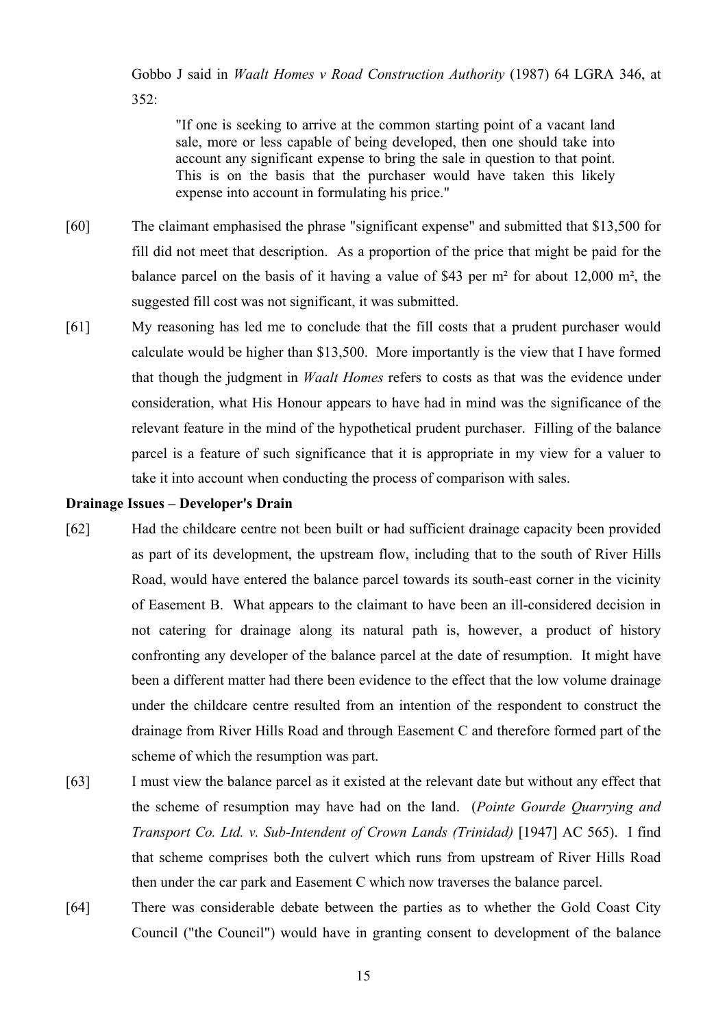Gobbo J said in *Waalt Homes v Road Construction Authority* (1987) 64 LGRA 346, at 352:

> "If one is seeking to arrive at the common starting point of a vacant land sale, more or less capable of being developed, then one should take into account any significant expense to bring the sale in question to that point. This is on the basis that the purchaser would have taken this likely expense into account in formulating his price."

[60] The claimant emphasised the phrase "significant expense" and submitted that $13,500 for fill did not meet that description. As a proportion of the price that might be paid for the balance parcel on the basis of it having a value of $43 per m² for about 12,000 m², the suggested fill cost was not significant, it was submitted.

[61] My reasoning has led me to conclude that the fill costs that a prudent purchaser would calculate would be higher than $13,500. More importantly is the view that I have formed that though the judgment in *Waalt Homes* refers to costs as that was the evidence under consideration, what His Honour appears to have had in mind was the significance of the relevant feature in the mind of the hypothetical prudent purchaser. Filling of the balance parcel is a feature of such significance that it is appropriate in my view for a valuer to take it into account when conducting the process of comparison with sales.

**Drainage Issues – Developer's Drain**

[62] Had the childcare centre not been built or had sufficient drainage capacity been provided as part of its development, the upstream flow, including that to the south of River Hills Road, would have entered the balance parcel towards its south-east corner in the vicinity of Easement B. What appears to the claimant to have been an ill-considered decision in not catering for drainage along its natural path is, however, a product of history confronting any developer of the balance parcel at the date of resumption. It might have been a different matter had there been evidence to the effect that the low volume drainage under the childcare centre resulted from an intention of the respondent to construct the drainage from River Hills Road and through Easement C and therefore formed part of the scheme of which the resumption was part.

[63] I must view the balance parcel as it existed at the relevant date but without any effect that the scheme of resumption may have had on the land. (*Pointe Gourde Quarrying and Transport Co. Ltd. v. Sub-Intendent of Crown Lands (Trinidad)* [1947] AC 565). I find that scheme comprises both the culvert which runs from upstream of River Hills Road then under the car park and Easement C which now traverses the balance parcel.

[64] There was considerable debate between the parties as to whether the Gold Coast City Council ("the Council") would have in granting consent to development of the balance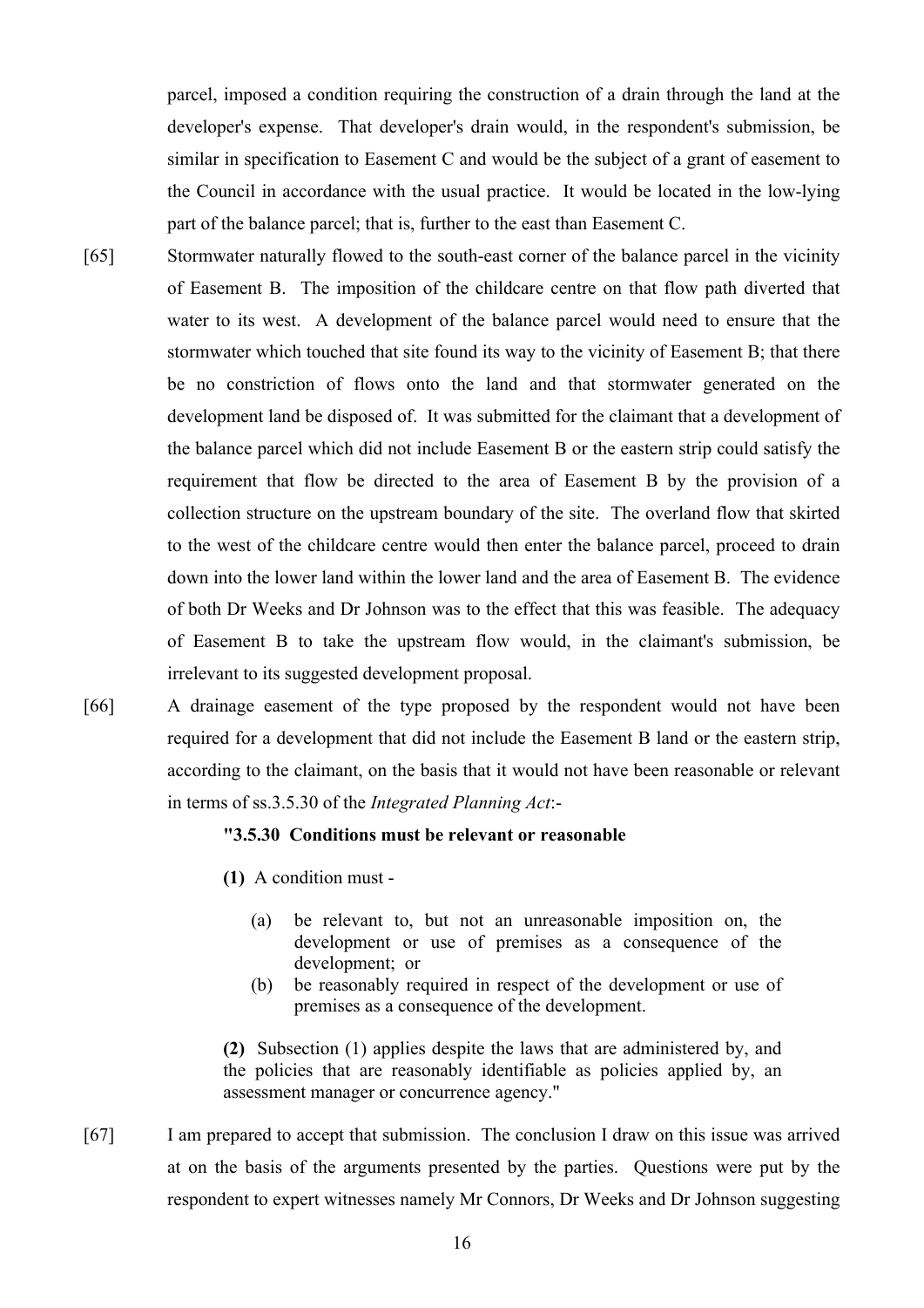parcel, imposed a condition requiring the construction of a drain through the land at the developer's expense. That developer's drain would, in the respondent's submission, be similar in specification to Easement C and would be the subject of a grant of easement to the Council in accordance with the usual practice. It would be located in the low-lying part of the balance parcel; that is, further to the east than Easement C.

[65] Stormwater naturally flowed to the south-east corner of the balance parcel in the vicinity of Easement B. The imposition of the childcare centre on that flow path diverted that water to its west. A development of the balance parcel would need to ensure that the stormwater which touched that site found its way to the vicinity of Easement B; that there be no constriction of flows onto the land and that stormwater generated on the development land be disposed of. It was submitted for the claimant that a development of the balance parcel which did not include Easement B or the eastern strip could satisfy the requirement that flow be directed to the area of Easement B by the provision of a collection structure on the upstream boundary of the site. The overland flow that skirted to the west of the childcare centre would then enter the balance parcel, proceed to drain down into the lower land within the lower land and the area of Easement B. The evidence of both Dr Weeks and Dr Johnson was to the effect that this was feasible. The adequacy of Easement B to take the upstream flow would, in the claimant's submission, be irrelevant to its suggested development proposal.

[66] A drainage easement of the type proposed by the respondent would not have been required for a development that did not include the Easement B land or the eastern strip, according to the claimant, on the basis that it would not have been reasonable or relevant in terms of ss.3.5.30 of the *Integrated Planning Act*:-

> **"3.5.30 Conditions must be relevant or reasonable**
>
> **(1)** A condition must -
>
> (a) be relevant to, but not an unreasonable imposition on, the development or use of premises as a consequence of the development; or
>
> (b) be reasonably required in respect of the development or use of premises as a consequence of the development.
>
> **(2)** Subsection (1) applies despite the laws that are administered by, and the policies that are reasonably identifiable as policies applied by, an assessment manager or concurrence agency."

[67] I am prepared to accept that submission. The conclusion I draw on this issue was arrived at on the basis of the arguments presented by the parties. Questions were put by the respondent to expert witnesses namely Mr Connors, Dr Weeks and Dr Johnson suggesting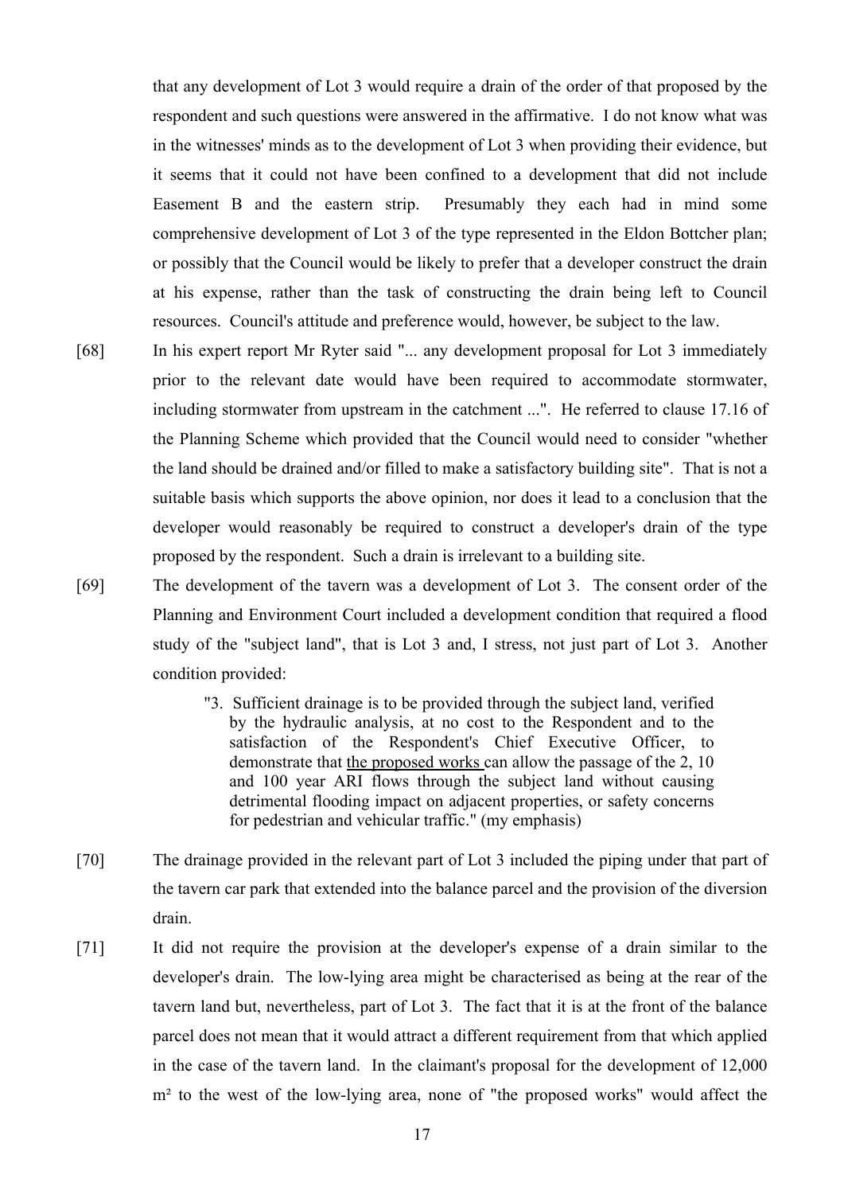that any development of Lot 3 would require a drain of the order of that proposed by the respondent and such questions were answered in the affirmative. I do not know what was in the witnesses' minds as to the development of Lot 3 when providing their evidence, but it seems that it could not have been confined to a development that did not include Easement B and the eastern strip. Presumably they each had in mind some comprehensive development of Lot 3 of the type represented in the Eldon Bottcher plan; or possibly that the Council would be likely to prefer that a developer construct the drain at his expense, rather than the task of constructing the drain being left to Council resources. Council's attitude and preference would, however, be subject to the law.

[68] In his expert report Mr Ryter said "... any development proposal for Lot 3 immediately prior to the relevant date would have been required to accommodate stormwater, including stormwater from upstream in the catchment ...". He referred to clause 17.16 of the Planning Scheme which provided that the Council would need to consider "whether the land should be drained and/or filled to make a satisfactory building site". That is not a suitable basis which supports the above opinion, nor does it lead to a conclusion that the developer would reasonably be required to construct a developer's drain of the type proposed by the respondent. Such a drain is irrelevant to a building site.

[69] The development of the tavern was a development of Lot 3. The consent order of the Planning and Environment Court included a development condition that required a flood study of the "subject land", that is Lot 3 and, I stress, not just part of Lot 3. Another condition provided:

> "3. Sufficient drainage is to be provided through the subject land, verified by the hydraulic analysis, at no cost to the Respondent and to the satisfaction of the Respondent's Chief Executive Officer, to demonstrate that <u>the proposed works</u> can allow the passage of the 2, 10 and 100 year ARI flows through the subject land without causing detrimental flooding impact on adjacent properties, or safety concerns for pedestrian and vehicular traffic." (my emphasis)

[70] The drainage provided in the relevant part of Lot 3 included the piping under that part of the tavern car park that extended into the balance parcel and the provision of the diversion drain.

[71] It did not require the provision at the developer's expense of a drain similar to the developer's drain. The low-lying area might be characterised as being at the rear of the tavern land but, nevertheless, part of Lot 3. The fact that it is at the front of the balance parcel does not mean that it would attract a different requirement from that which applied in the case of the tavern land. In the claimant's proposal for the development of 12,000 m² to the west of the low-lying area, none of "the proposed works" would affect the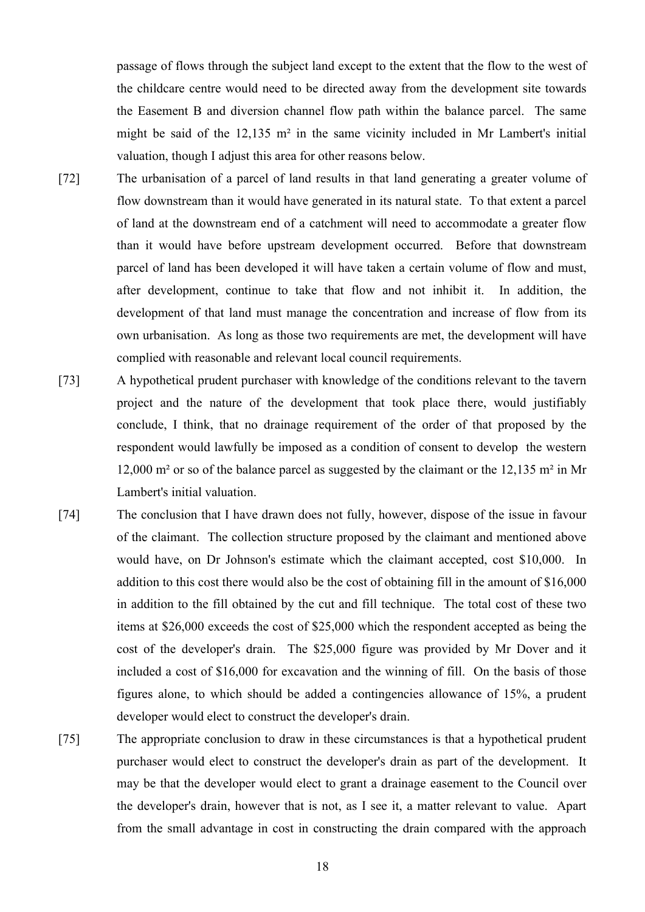passage of flows through the subject land except to the extent that the flow to the west of the childcare centre would need to be directed away from the development site towards the Easement B and diversion channel flow path within the balance parcel. The same might be said of the 12,135 m² in the same vicinity included in Mr Lambert's initial valuation, though I adjust this area for other reasons below.

[72] The urbanisation of a parcel of land results in that land generating a greater volume of flow downstream than it would have generated in its natural state. To that extent a parcel of land at the downstream end of a catchment will need to accommodate a greater flow than it would have before upstream development occurred. Before that downstream parcel of land has been developed it will have taken a certain volume of flow and must, after development, continue to take that flow and not inhibit it. In addition, the development of that land must manage the concentration and increase of flow from its own urbanisation. As long as those two requirements are met, the development will have complied with reasonable and relevant local council requirements.

[73] A hypothetical prudent purchaser with knowledge of the conditions relevant to the tavern project and the nature of the development that took place there, would justifiably conclude, I think, that no drainage requirement of the order of that proposed by the respondent would lawfully be imposed as a condition of consent to develop the western 12,000 m² or so of the balance parcel as suggested by the claimant or the 12,135 m² in Mr Lambert's initial valuation.

[74] The conclusion that I have drawn does not fully, however, dispose of the issue in favour of the claimant. The collection structure proposed by the claimant and mentioned above would have, on Dr Johnson's estimate which the claimant accepted, cost $10,000. In addition to this cost there would also be the cost of obtaining fill in the amount of $16,000 in addition to the fill obtained by the cut and fill technique. The total cost of these two items at $26,000 exceeds the cost of $25,000 which the respondent accepted as being the cost of the developer's drain. The $25,000 figure was provided by Mr Dover and it included a cost of $16,000 for excavation and the winning of fill. On the basis of those figures alone, to which should be added a contingencies allowance of 15%, a prudent developer would elect to construct the developer's drain.

[75] The appropriate conclusion to draw in these circumstances is that a hypothetical prudent purchaser would elect to construct the developer's drain as part of the development. It may be that the developer would elect to grant a drainage easement to the Council over the developer's drain, however that is not, as I see it, a matter relevant to value. Apart from the small advantage in cost in constructing the drain compared with the approach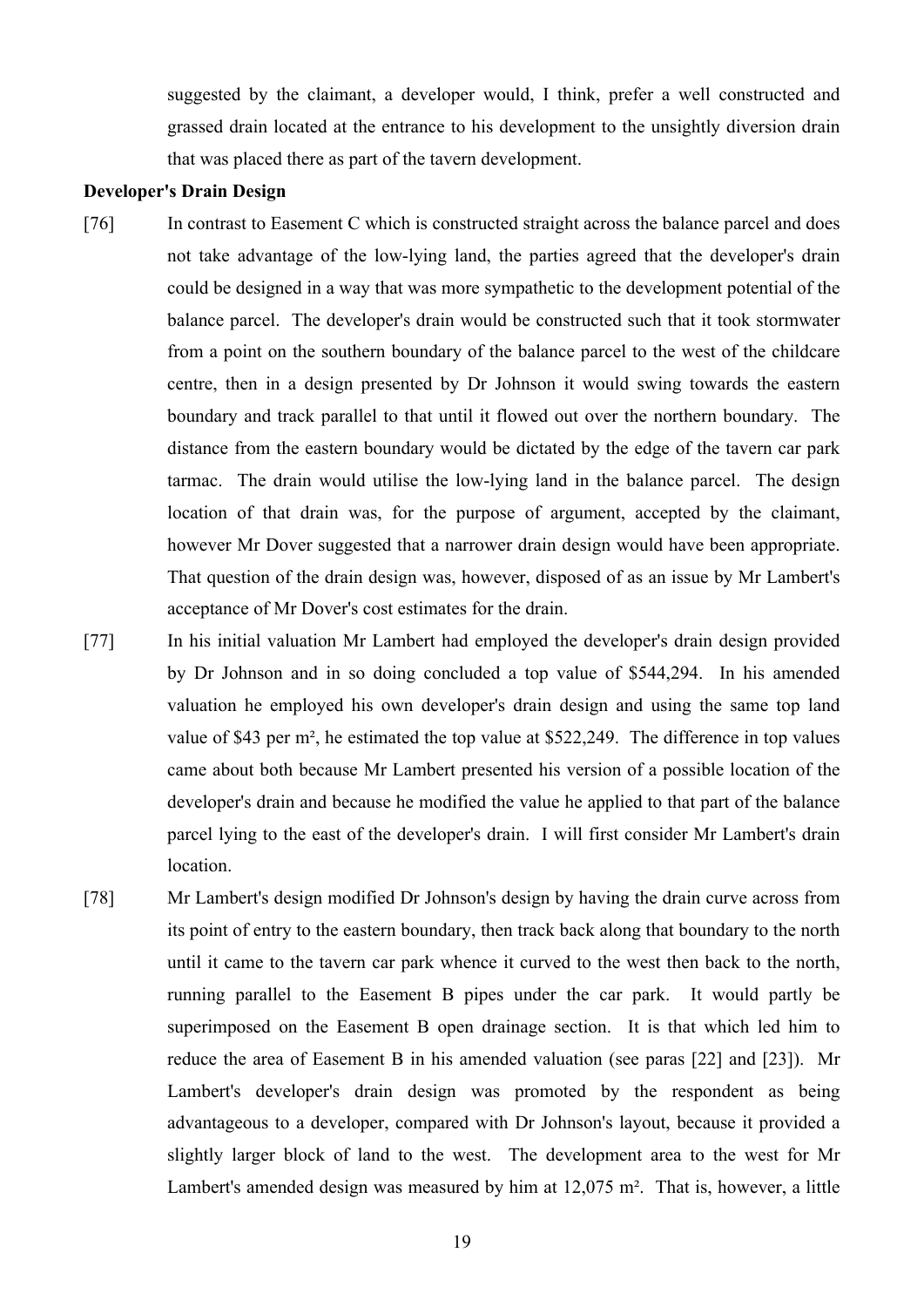suggested by the claimant, a developer would, I think, prefer a well constructed and grassed drain located at the entrance to his development to the unsightly diversion drain that was placed there as part of the tavern development.

**Developer's Drain Design**

[76] In contrast to Easement C which is constructed straight across the balance parcel and does not take advantage of the low-lying land, the parties agreed that the developer's drain could be designed in a way that was more sympathetic to the development potential of the balance parcel. The developer's drain would be constructed such that it took stormwater from a point on the southern boundary of the balance parcel to the west of the childcare centre, then in a design presented by Dr Johnson it would swing towards the eastern boundary and track parallel to that until it flowed out over the northern boundary. The distance from the eastern boundary would be dictated by the edge of the tavern car park tarmac. The drain would utilise the low-lying land in the balance parcel. The design location of that drain was, for the purpose of argument, accepted by the claimant, however Mr Dover suggested that a narrower drain design would have been appropriate. That question of the drain design was, however, disposed of as an issue by Mr Lambert's acceptance of Mr Dover's cost estimates for the drain.

[77] In his initial valuation Mr Lambert had employed the developer's drain design provided by Dr Johnson and in so doing concluded a top value of $544,294. In his amended valuation he employed his own developer's drain design and using the same top land value of $43 per m², he estimated the top value at $522,249. The difference in top values came about both because Mr Lambert presented his version of a possible location of the developer's drain and because he modified the value he applied to that part of the balance parcel lying to the east of the developer's drain. I will first consider Mr Lambert's drain location.

[78] Mr Lambert's design modified Dr Johnson's design by having the drain curve across from its point of entry to the eastern boundary, then track back along that boundary to the north until it came to the tavern car park whence it curved to the west then back to the north, running parallel to the Easement B pipes under the car park. It would partly be superimposed on the Easement B open drainage section. It is that which led him to reduce the area of Easement B in his amended valuation (see paras [22] and [23]). Mr Lambert's developer's drain design was promoted by the respondent as being advantageous to a developer, compared with Dr Johnson's layout, because it provided a slightly larger block of land to the west. The development area to the west for Mr Lambert's amended design was measured by him at 12,075 m². That is, however, a little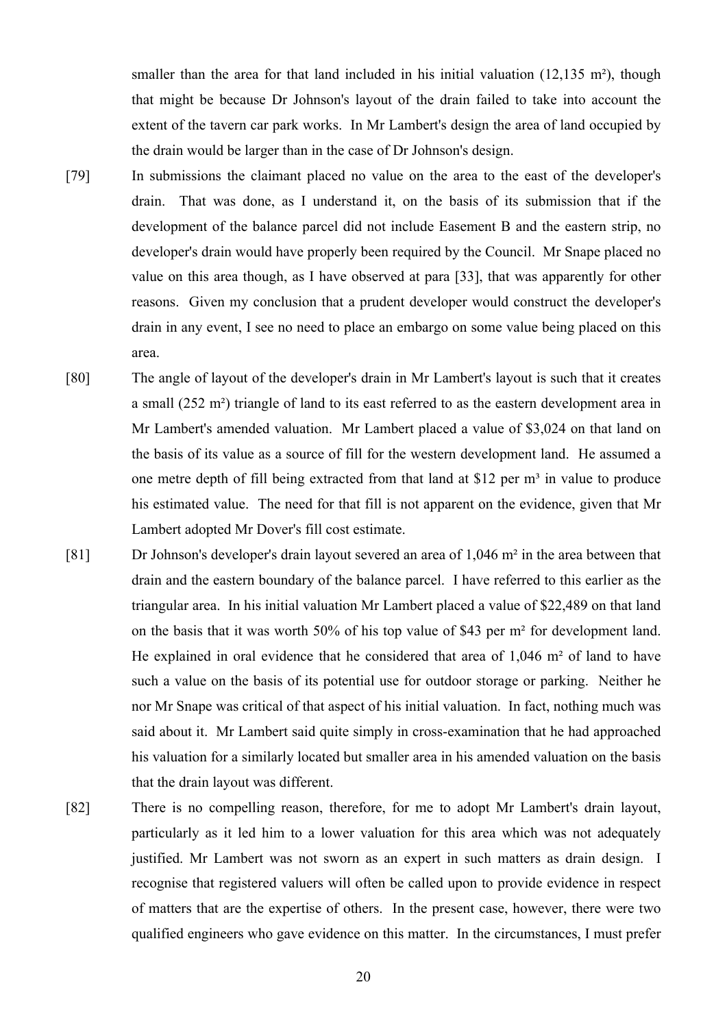smaller than the area for that land included in his initial valuation (12,135 m²), though that might be because Dr Johnson's layout of the drain failed to take into account the extent of the tavern car park works. In Mr Lambert's design the area of land occupied by the drain would be larger than in the case of Dr Johnson's design.

[79] In submissions the claimant placed no value on the area to the east of the developer's drain. That was done, as I understand it, on the basis of its submission that if the development of the balance parcel did not include Easement B and the eastern strip, no developer's drain would have properly been required by the Council. Mr Snape placed no value on this area though, as I have observed at para [33], that was apparently for other reasons. Given my conclusion that a prudent developer would construct the developer's drain in any event, I see no need to place an embargo on some value being placed on this area.

[80] The angle of layout of the developer's drain in Mr Lambert's layout is such that it creates a small (252 m²) triangle of land to its east referred to as the eastern development area in Mr Lambert's amended valuation. Mr Lambert placed a value of $3,024 on that land on the basis of its value as a source of fill for the western development land. He assumed a one metre depth of fill being extracted from that land at $12 per m³ in value to produce his estimated value. The need for that fill is not apparent on the evidence, given that Mr Lambert adopted Mr Dover's fill cost estimate.

[81] Dr Johnson's developer's drain layout severed an area of 1,046 m² in the area between that drain and the eastern boundary of the balance parcel. I have referred to this earlier as the triangular area. In his initial valuation Mr Lambert placed a value of $22,489 on that land on the basis that it was worth 50% of his top value of $43 per m² for development land. He explained in oral evidence that he considered that area of 1,046 m² of land to have such a value on the basis of its potential use for outdoor storage or parking. Neither he nor Mr Snape was critical of that aspect of his initial valuation. In fact, nothing much was said about it. Mr Lambert said quite simply in cross-examination that he had approached his valuation for a similarly located but smaller area in his amended valuation on the basis that the drain layout was different.

[82] There is no compelling reason, therefore, for me to adopt Mr Lambert's drain layout, particularly as it led him to a lower valuation for this area which was not adequately justified. Mr Lambert was not sworn as an expert in such matters as drain design. I recognise that registered valuers will often be called upon to provide evidence in respect of matters that are the expertise of others. In the present case, however, there were two qualified engineers who gave evidence on this matter. In the circumstances, I must prefer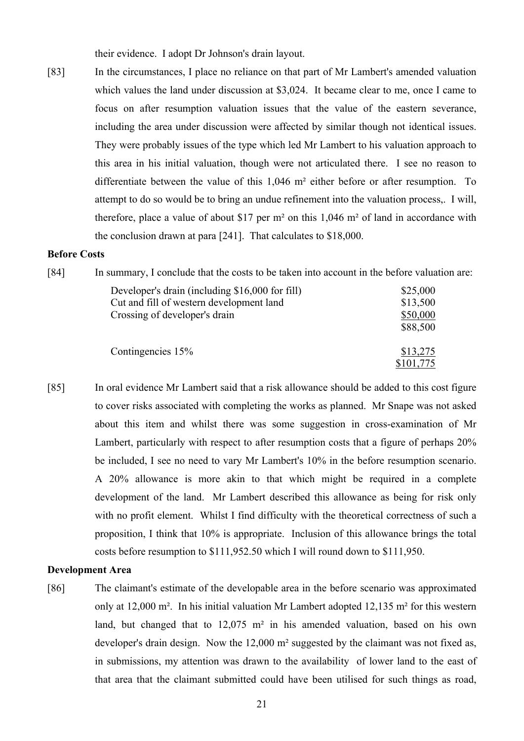their evidence. I adopt Dr Johnson's drain layout.

[83] In the circumstances, I place no reliance on that part of Mr Lambert's amended valuation which values the land under discussion at $3,024. It became clear to me, once I came to focus on after resumption valuation issues that the value of the eastern severance, including the area under discussion were affected by similar though not identical issues. They were probably issues of the type which led Mr Lambert to his valuation approach to this area in his initial valuation, though were not articulated there. I see no reason to differentiate between the value of this 1,046 m² either before or after resumption. To attempt to do so would be to bring an undue refinement into the valuation process,. I will, therefore, place a value of about $17 per m² on this 1,046 m² of land in accordance with the conclusion drawn at para [241]. That calculates to $18,000.

**Before Costs**

[84] In summary, I conclude that the costs to be taken into account in the before valuation are:

| | |
|---|---|
| Developer's drain (including $16,000 for fill) | $25,000 |
| Cut and fill of western development land | $13,500 |
| Crossing of developer's drain | $50,000 |
| | $88,500 |
| Contingencies 15% | $13,275 |
| | $101,775 |

[85] In oral evidence Mr Lambert said that a risk allowance should be added to this cost figure to cover risks associated with completing the works as planned. Mr Snape was not asked about this item and whilst there was some suggestion in cross-examination of Mr Lambert, particularly with respect to after resumption costs that a figure of perhaps 20% be included, I see no need to vary Mr Lambert's 10% in the before resumption scenario. A 20% allowance is more akin to that which might be required in a complete development of the land. Mr Lambert described this allowance as being for risk only with no profit element. Whilst I find difficulty with the theoretical correctness of such a proposition, I think that 10% is appropriate. Inclusion of this allowance brings the total costs before resumption to $111,952.50 which I will round down to $111,950.

**Development Area**

[86] The claimant's estimate of the developable area in the before scenario was approximated only at 12,000 m². In his initial valuation Mr Lambert adopted 12,135 m² for this western land, but changed that to 12,075 m² in his amended valuation, based on his own developer's drain design. Now the 12,000 m² suggested by the claimant was not fixed as, in submissions, my attention was drawn to the availability of lower land to the east of that area that the claimant submitted could have been utilised for such things as road,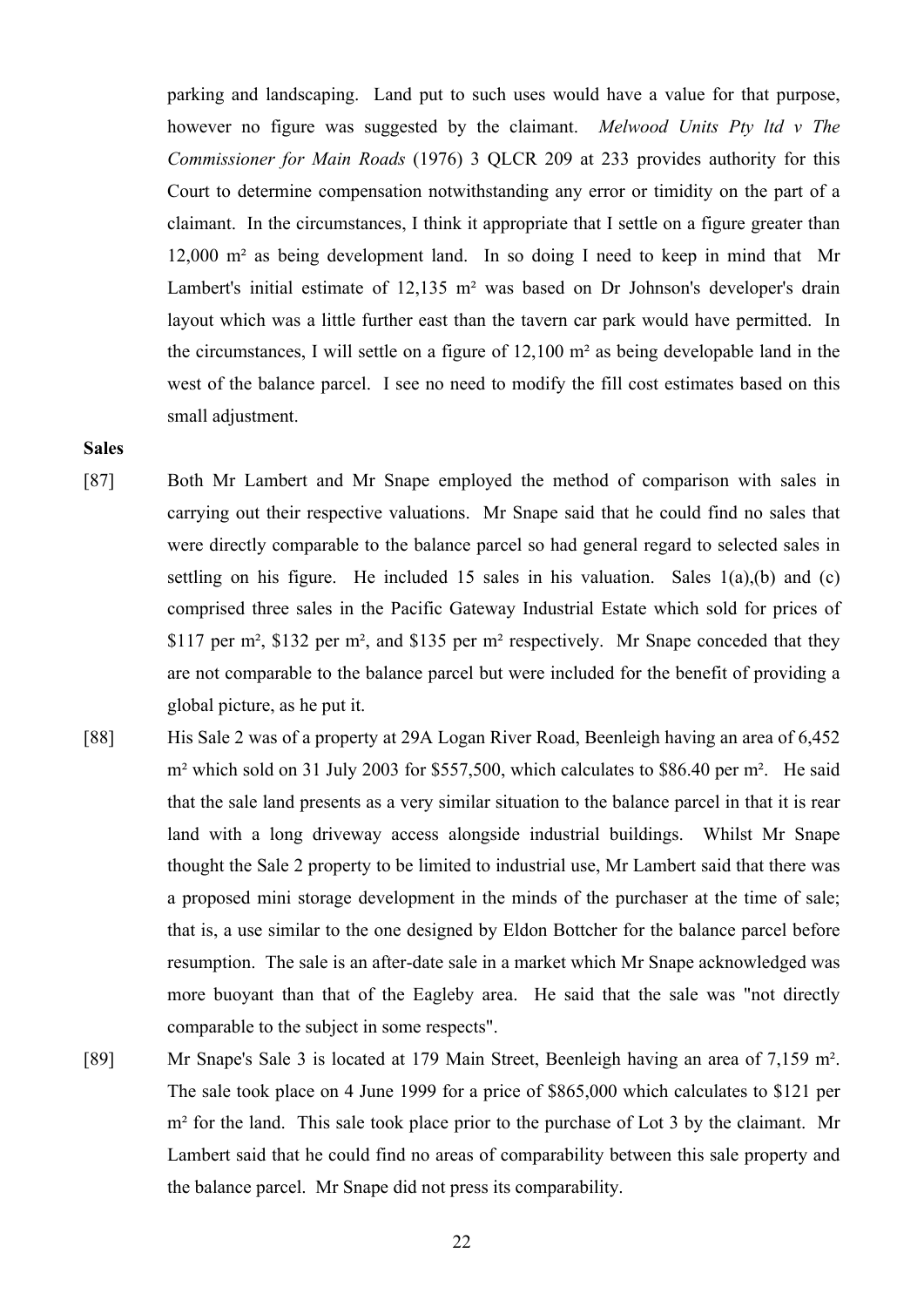parking and landscaping. Land put to such uses would have a value for that purpose, however no figure was suggested by the claimant. *Melwood Units Pty ltd v The Commissioner for Main Roads* (1976) 3 QLCR 209 at 233 provides authority for this Court to determine compensation notwithstanding any error or timidity on the part of a claimant. In the circumstances, I think it appropriate that I settle on a figure greater than 12,000 m² as being development land. In so doing I need to keep in mind that Mr Lambert's initial estimate of 12,135 m² was based on Dr Johnson's developer's drain layout which was a little further east than the tavern car park would have permitted. In the circumstances, I will settle on a figure of 12,100 m² as being developable land in the west of the balance parcel. I see no need to modify the fill cost estimates based on this small adjustment.

**Sales**

[87] Both Mr Lambert and Mr Snape employed the method of comparison with sales in carrying out their respective valuations. Mr Snape said that he could find no sales that were directly comparable to the balance parcel so had general regard to selected sales in settling on his figure. He included 15 sales in his valuation. Sales 1(a),(b) and (c) comprised three sales in the Pacific Gateway Industrial Estate which sold for prices of \$117 per m², \$132 per m², and \$135 per m² respectively. Mr Snape conceded that they are not comparable to the balance parcel but were included for the benefit of providing a global picture, as he put it.

[88] His Sale 2 was of a property at 29A Logan River Road, Beenleigh having an area of 6,452 m² which sold on 31 July 2003 for \$557,500, which calculates to \$86.40 per m². He said that the sale land presents as a very similar situation to the balance parcel in that it is rear land with a long driveway access alongside industrial buildings. Whilst Mr Snape thought the Sale 2 property to be limited to industrial use, Mr Lambert said that there was a proposed mini storage development in the minds of the purchaser at the time of sale; that is, a use similar to the one designed by Eldon Bottcher for the balance parcel before resumption. The sale is an after-date sale in a market which Mr Snape acknowledged was more buoyant than that of the Eagleby area. He said that the sale was "not directly comparable to the subject in some respects".

[89] Mr Snape's Sale 3 is located at 179 Main Street, Beenleigh having an area of 7,159 m². The sale took place on 4 June 1999 for a price of \$865,000 which calculates to \$121 per m² for the land. This sale took place prior to the purchase of Lot 3 by the claimant. Mr Lambert said that he could find no areas of comparability between this sale property and the balance parcel. Mr Snape did not press its comparability.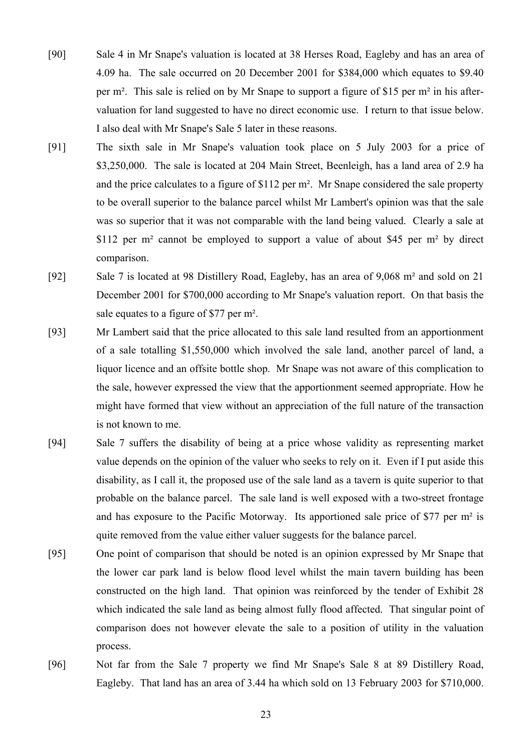[90] Sale 4 in Mr Snape's valuation is located at 38 Herses Road, Eagleby and has an area of 4.09 ha. The sale occurred on 20 December 2001 for $384,000 which equates to $9.40 per m². This sale is relied on by Mr Snape to support a figure of $15 per m² in his after-valuation for land suggested to have no direct economic use. I return to that issue below. I also deal with Mr Snape's Sale 5 later in these reasons.

[91] The sixth sale in Mr Snape's valuation took place on 5 July 2003 for a price of $3,250,000. The sale is located at 204 Main Street, Beenleigh, has a land area of 2.9 ha and the price calculates to a figure of $112 per m². Mr Snape considered the sale property to be overall superior to the balance parcel whilst Mr Lambert's opinion was that the sale was so superior that it was not comparable with the land being valued. Clearly a sale at $112 per m² cannot be employed to support a value of about $45 per m² by direct comparison.

[92] Sale 7 is located at 98 Distillery Road, Eagleby, has an area of 9,068 m² and sold on 21 December 2001 for $700,000 according to Mr Snape's valuation report. On that basis the sale equates to a figure of $77 per m².

[93] Mr Lambert said that the price allocated to this sale land resulted from an apportionment of a sale totalling $1,550,000 which involved the sale land, another parcel of land, a liquor licence and an offsite bottle shop. Mr Snape was not aware of this complication to the sale, however expressed the view that the apportionment seemed appropriate. How he might have formed that view without an appreciation of the full nature of the transaction is not known to me.

[94] Sale 7 suffers the disability of being at a price whose validity as representing market value depends on the opinion of the valuer who seeks to rely on it. Even if I put aside this disability, as I call it, the proposed use of the sale land as a tavern is quite superior to that probable on the balance parcel. The sale land is well exposed with a two-street frontage and has exposure to the Pacific Motorway. Its apportioned sale price of $77 per m² is quite removed from the value either valuer suggests for the balance parcel.

[95] One point of comparison that should be noted is an opinion expressed by Mr Snape that the lower car park land is below flood level whilst the main tavern building has been constructed on the high land. That opinion was reinforced by the tender of Exhibit 28 which indicated the sale land as being almost fully flood affected. That singular point of comparison does not however elevate the sale to a position of utility in the valuation process.

[96] Not far from the Sale 7 property we find Mr Snape's Sale 8 at 89 Distillery Road, Eagleby. That land has an area of 3.44 ha which sold on 13 February 2003 for $710,000.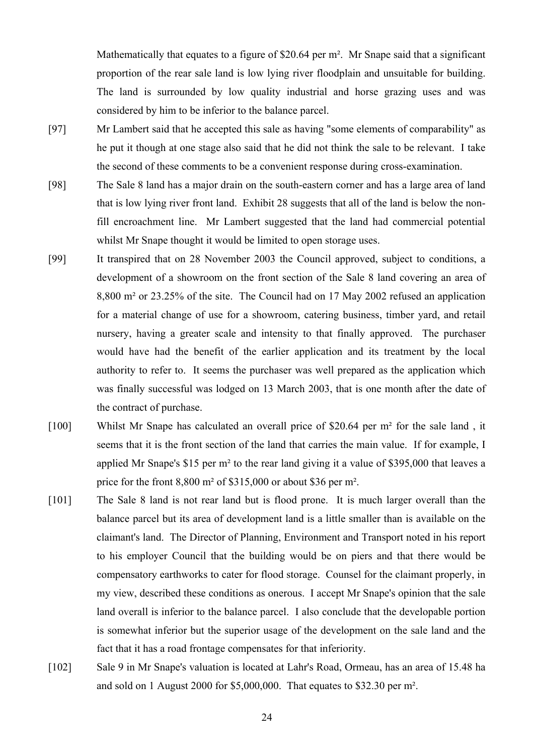Mathematically that equates to a figure of \$20.64 per m². Mr Snape said that a significant proportion of the rear sale land is low lying river floodplain and unsuitable for building. The land is surrounded by low quality industrial and horse grazing uses and was considered by him to be inferior to the balance parcel.

[97] Mr Lambert said that he accepted this sale as having "some elements of comparability" as he put it though at one stage also said that he did not think the sale to be relevant. I take the second of these comments to be a convenient response during cross-examination.

[98] The Sale 8 land has a major drain on the south-eastern corner and has a large area of land that is low lying river front land. Exhibit 28 suggests that all of the land is below the non-fill encroachment line. Mr Lambert suggested that the land had commercial potential whilst Mr Snape thought it would be limited to open storage uses.

[99] It transpired that on 28 November 2003 the Council approved, subject to conditions, a development of a showroom on the front section of the Sale 8 land covering an area of 8,800 m² or 23.25% of the site. The Council had on 17 May 2002 refused an application for a material change of use for a showroom, catering business, timber yard, and retail nursery, having a greater scale and intensity to that finally approved. The purchaser would have had the benefit of the earlier application and its treatment by the local authority to refer to. It seems the purchaser was well prepared as the application which was finally successful was lodged on 13 March 2003, that is one month after the date of the contract of purchase.

[100] Whilst Mr Snape has calculated an overall price of \$20.64 per m² for the sale land , it seems that it is the front section of the land that carries the main value. If for example, I applied Mr Snape's \$15 per m² to the rear land giving it a value of \$395,000 that leaves a price for the front 8,800 m² of \$315,000 or about \$36 per m².

[101] The Sale 8 land is not rear land but is flood prone. It is much larger overall than the balance parcel but its area of development land is a little smaller than is available on the claimant's land. The Director of Planning, Environment and Transport noted in his report to his employer Council that the building would be on piers and that there would be compensatory earthworks to cater for flood storage. Counsel for the claimant properly, in my view, described these conditions as onerous. I accept Mr Snape's opinion that the sale land overall is inferior to the balance parcel. I also conclude that the developable portion is somewhat inferior but the superior usage of the development on the sale land and the fact that it has a road frontage compensates for that inferiority.

[102] Sale 9 in Mr Snape's valuation is located at Lahr's Road, Ormeau, has an area of 15.48 ha and sold on 1 August 2000 for \$5,000,000. That equates to \$32.30 per m².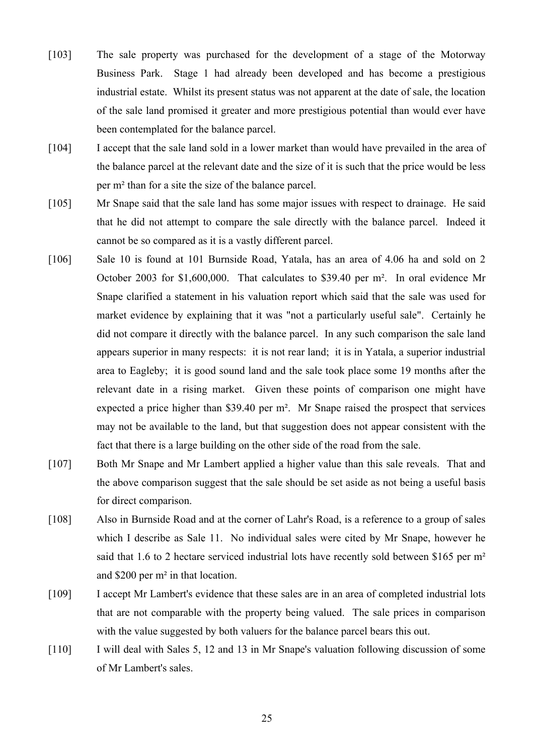[103] The sale property was purchased for the development of a stage of the Motorway Business Park. Stage 1 had already been developed and has become a prestigious industrial estate. Whilst its present status was not apparent at the date of sale, the location of the sale land promised it greater and more prestigious potential than would ever have been contemplated for the balance parcel.

[104] I accept that the sale land sold in a lower market than would have prevailed in the area of the balance parcel at the relevant date and the size of it is such that the price would be less per m² than for a site the size of the balance parcel.

[105] Mr Snape said that the sale land has some major issues with respect to drainage. He said that he did not attempt to compare the sale directly with the balance parcel. Indeed it cannot be so compared as it is a vastly different parcel.

[106] Sale 10 is found at 101 Burnside Road, Yatala, has an area of 4.06 ha and sold on 2 October 2003 for $1,600,000. That calculates to $39.40 per m². In oral evidence Mr Snape clarified a statement in his valuation report which said that the sale was used for market evidence by explaining that it was "not a particularly useful sale". Certainly he did not compare it directly with the balance parcel. In any such comparison the sale land appears superior in many respects: it is not rear land; it is in Yatala, a superior industrial area to Eagleby; it is good sound land and the sale took place some 19 months after the relevant date in a rising market. Given these points of comparison one might have expected a price higher than $39.40 per m². Mr Snape raised the prospect that services may not be available to the land, but that suggestion does not appear consistent with the fact that there is a large building on the other side of the road from the sale.

[107] Both Mr Snape and Mr Lambert applied a higher value than this sale reveals. That and the above comparison suggest that the sale should be set aside as not being a useful basis for direct comparison.

[108] Also in Burnside Road and at the corner of Lahr's Road, is a reference to a group of sales which I describe as Sale 11. No individual sales were cited by Mr Snape, however he said that 1.6 to 2 hectare serviced industrial lots have recently sold between $165 per m² and $200 per m² in that location.

[109] I accept Mr Lambert's evidence that these sales are in an area of completed industrial lots that are not comparable with the property being valued. The sale prices in comparison with the value suggested by both valuers for the balance parcel bears this out.

[110] I will deal with Sales 5, 12 and 13 in Mr Snape's valuation following discussion of some of Mr Lambert's sales.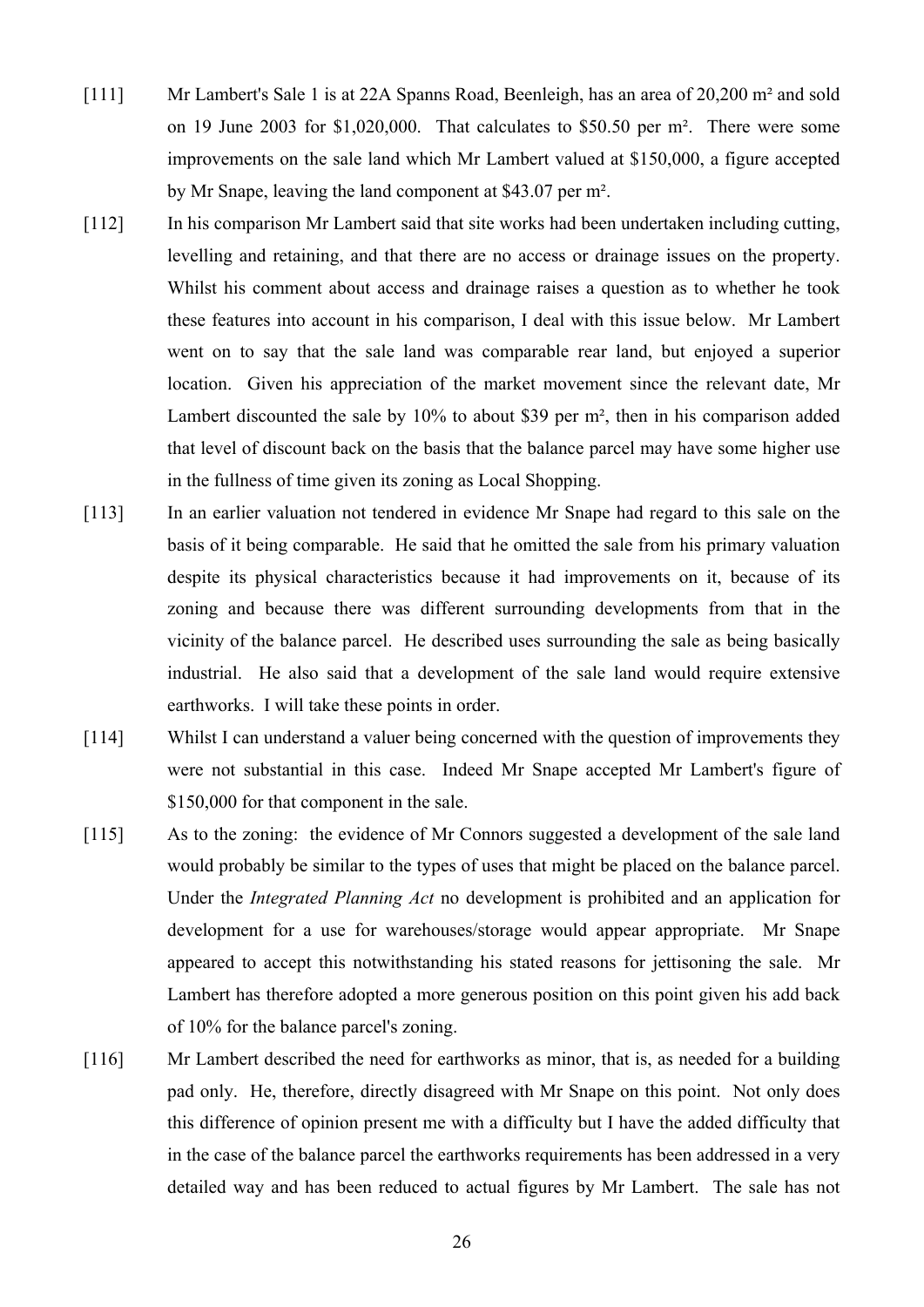[111] Mr Lambert's Sale 1 is at 22A Spanns Road, Beenleigh, has an area of 20,200 m² and sold on 19 June 2003 for $1,020,000. That calculates to $50.50 per m². There were some improvements on the sale land which Mr Lambert valued at $150,000, a figure accepted by Mr Snape, leaving the land component at $43.07 per m².

[112] In his comparison Mr Lambert said that site works had been undertaken including cutting, levelling and retaining, and that there are no access or drainage issues on the property. Whilst his comment about access and drainage raises a question as to whether he took these features into account in his comparison, I deal with this issue below. Mr Lambert went on to say that the sale land was comparable rear land, but enjoyed a superior location. Given his appreciation of the market movement since the relevant date, Mr Lambert discounted the sale by 10% to about $39 per m², then in his comparison added that level of discount back on the basis that the balance parcel may have some higher use in the fullness of time given its zoning as Local Shopping.

[113] In an earlier valuation not tendered in evidence Mr Snape had regard to this sale on the basis of it being comparable. He said that he omitted the sale from his primary valuation despite its physical characteristics because it had improvements on it, because of its zoning and because there was different surrounding developments from that in the vicinity of the balance parcel. He described uses surrounding the sale as being basically industrial. He also said that a development of the sale land would require extensive earthworks. I will take these points in order.

[114] Whilst I can understand a valuer being concerned with the question of improvements they were not substantial in this case. Indeed Mr Snape accepted Mr Lambert's figure of $150,000 for that component in the sale.

[115] As to the zoning: the evidence of Mr Connors suggested a development of the sale land would probably be similar to the types of uses that might be placed on the balance parcel. Under the *Integrated Planning Act* no development is prohibited and an application for development for a use for warehouses/storage would appear appropriate. Mr Snape appeared to accept this notwithstanding his stated reasons for jettisoning the sale. Mr Lambert has therefore adopted a more generous position on this point given his add back of 10% for the balance parcel's zoning.

[116] Mr Lambert described the need for earthworks as minor, that is, as needed for a building pad only. He, therefore, directly disagreed with Mr Snape on this point. Not only does this difference of opinion present me with a difficulty but I have the added difficulty that in the case of the balance parcel the earthworks requirements has been addressed in a very detailed way and has been reduced to actual figures by Mr Lambert. The sale has not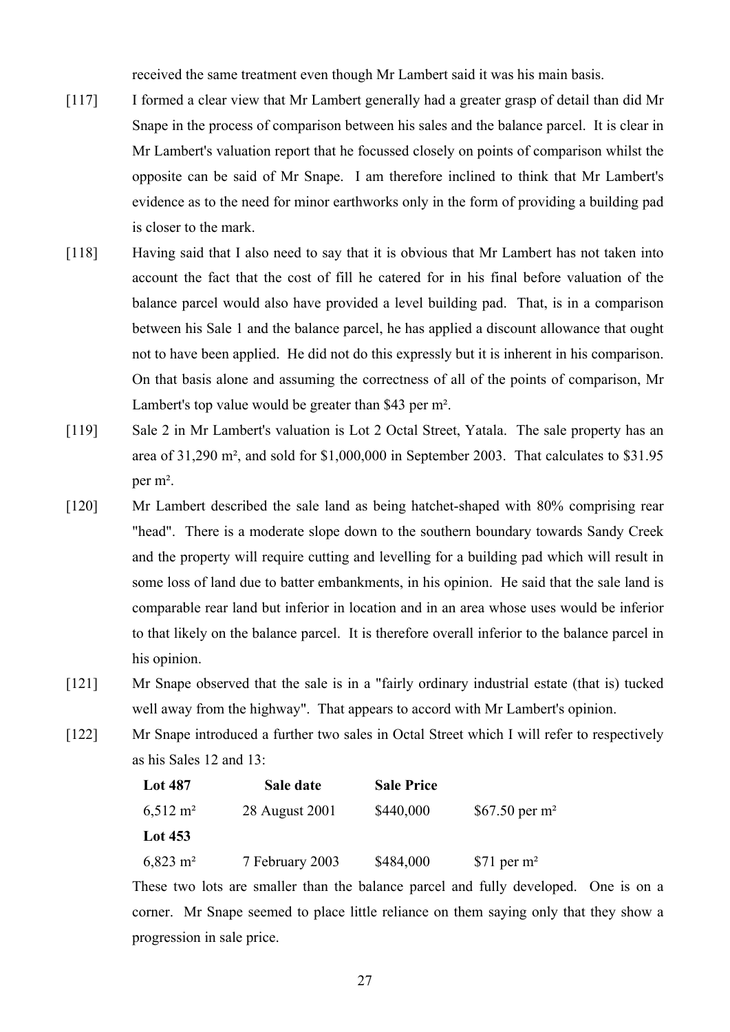received the same treatment even though Mr Lambert said it was his main basis.

[117] I formed a clear view that Mr Lambert generally had a greater grasp of detail than did Mr Snape in the process of comparison between his sales and the balance parcel. It is clear in Mr Lambert's valuation report that he focussed closely on points of comparison whilst the opposite can be said of Mr Snape. I am therefore inclined to think that Mr Lambert's evidence as to the need for minor earthworks only in the form of providing a building pad is closer to the mark.

[118] Having said that I also need to say that it is obvious that Mr Lambert has not taken into account the fact that the cost of fill he catered for in his final before valuation of the balance parcel would also have provided a level building pad. That, is in a comparison between his Sale 1 and the balance parcel, he has applied a discount allowance that ought not to have been applied. He did not do this expressly but it is inherent in his comparison. On that basis alone and assuming the correctness of all of the points of comparison, Mr Lambert's top value would be greater than \$43 per m².

[119] Sale 2 in Mr Lambert's valuation is Lot 2 Octal Street, Yatala. The sale property has an area of 31,290 m², and sold for \$1,000,000 in September 2003. That calculates to \$31.95 per m².

[120] Mr Lambert described the sale land as being hatchet-shaped with 80% comprising rear "head". There is a moderate slope down to the southern boundary towards Sandy Creek and the property will require cutting and levelling for a building pad which will result in some loss of land due to batter embankments, in his opinion. He said that the sale land is comparable rear land but inferior in location and in an area whose uses would be inferior to that likely on the balance parcel. It is therefore overall inferior to the balance parcel in his opinion.

[121] Mr Snape observed that the sale is in a "fairly ordinary industrial estate (that is) tucked well away from the highway". That appears to accord with Mr Lambert's opinion.

[122] Mr Snape introduced a further two sales in Octal Street which I will refer to respectively as his Sales 12 and 13:

| **Lot 487** | **Sale date** | **Sale Price** | |
|---|---|---|---|
| 6,512 m² | 28 August 2001 | \$440,000 | \$67.50 per m² |
| **Lot 453** | | | |
| 6,823 m² | 7 February 2003 | \$484,000 | \$71 per m² |

These two lots are smaller than the balance parcel and fully developed. One is on a corner. Mr Snape seemed to place little reliance on them saying only that they show a progression in sale price.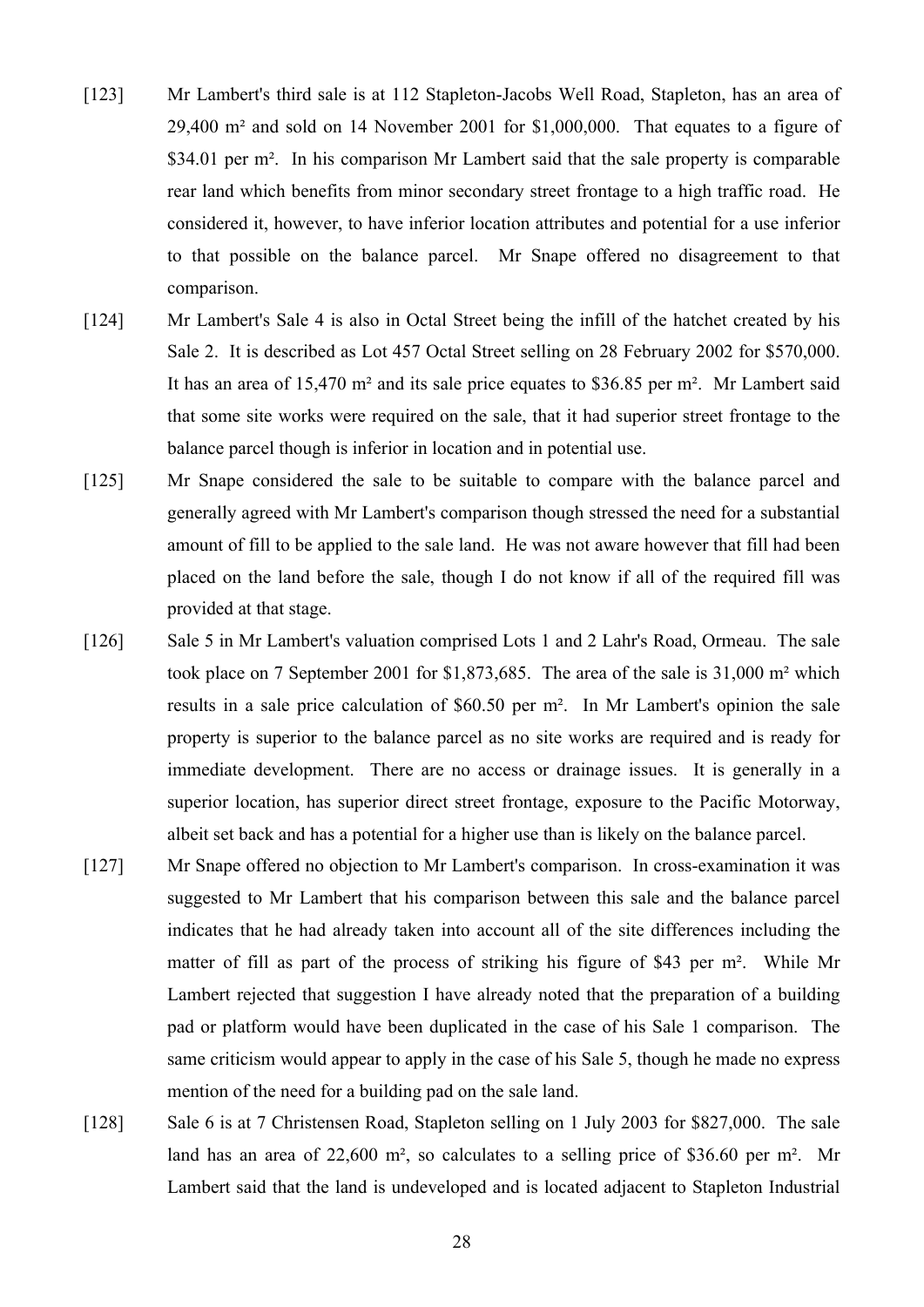[123] Mr Lambert's third sale is at 112 Stapleton-Jacobs Well Road, Stapleton, has an area of 29,400 m² and sold on 14 November 2001 for $1,000,000. That equates to a figure of $34.01 per m². In his comparison Mr Lambert said that the sale property is comparable rear land which benefits from minor secondary street frontage to a high traffic road. He considered it, however, to have inferior location attributes and potential for a use inferior to that possible on the balance parcel. Mr Snape offered no disagreement to that comparison.

[124] Mr Lambert's Sale 4 is also in Octal Street being the infill of the hatchet created by his Sale 2. It is described as Lot 457 Octal Street selling on 28 February 2002 for $570,000. It has an area of 15,470 m² and its sale price equates to $36.85 per m². Mr Lambert said that some site works were required on the sale, that it had superior street frontage to the balance parcel though is inferior in location and in potential use.

[125] Mr Snape considered the sale to be suitable to compare with the balance parcel and generally agreed with Mr Lambert's comparison though stressed the need for a substantial amount of fill to be applied to the sale land. He was not aware however that fill had been placed on the land before the sale, though I do not know if all of the required fill was provided at that stage.

[126] Sale 5 in Mr Lambert's valuation comprised Lots 1 and 2 Lahr's Road, Ormeau. The sale took place on 7 September 2001 for $1,873,685. The area of the sale is 31,000 m² which results in a sale price calculation of $60.50 per m². In Mr Lambert's opinion the sale property is superior to the balance parcel as no site works are required and is ready for immediate development. There are no access or drainage issues. It is generally in a superior location, has superior direct street frontage, exposure to the Pacific Motorway, albeit set back and has a potential for a higher use than is likely on the balance parcel.

[127] Mr Snape offered no objection to Mr Lambert's comparison. In cross-examination it was suggested to Mr Lambert that his comparison between this sale and the balance parcel indicates that he had already taken into account all of the site differences including the matter of fill as part of the process of striking his figure of $43 per m². While Mr Lambert rejected that suggestion I have already noted that the preparation of a building pad or platform would have been duplicated in the case of his Sale 1 comparison. The same criticism would appear to apply in the case of his Sale 5, though he made no express mention of the need for a building pad on the sale land.

[128] Sale 6 is at 7 Christensen Road, Stapleton selling on 1 July 2003 for $827,000. The sale land has an area of 22,600 m², so calculates to a selling price of $36.60 per m². Mr Lambert said that the land is undeveloped and is located adjacent to Stapleton Industrial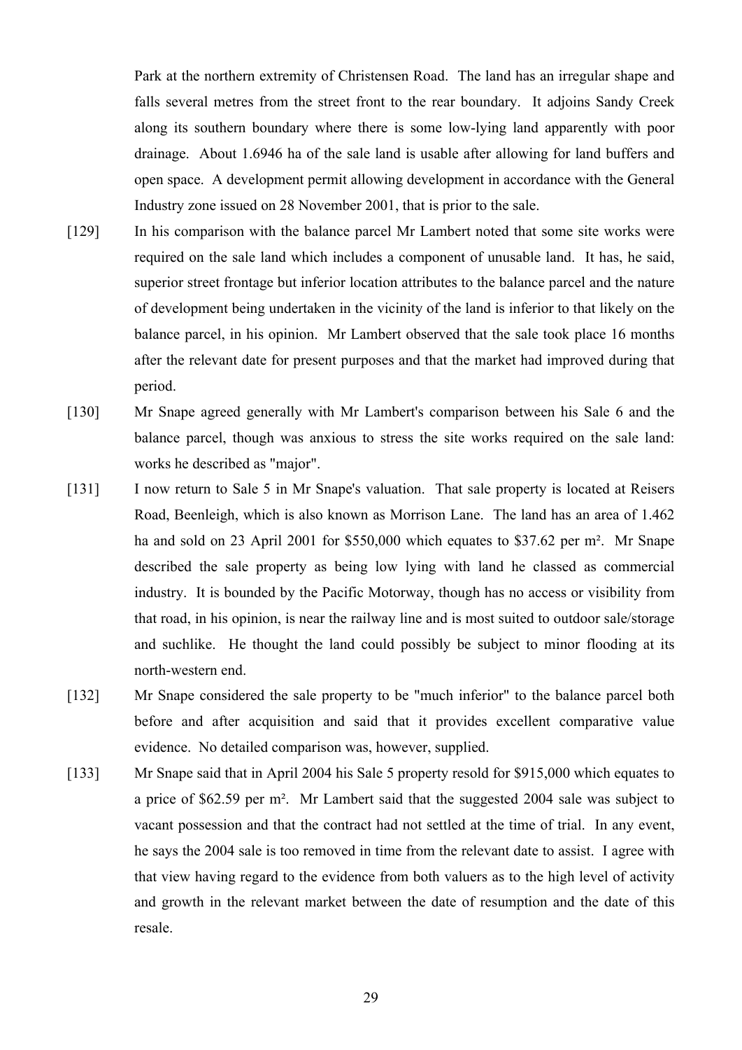Park at the northern extremity of Christensen Road. The land has an irregular shape and falls several metres from the street front to the rear boundary. It adjoins Sandy Creek along its southern boundary where there is some low-lying land apparently with poor drainage. About 1.6946 ha of the sale land is usable after allowing for land buffers and open space. A development permit allowing development in accordance with the General Industry zone issued on 28 November 2001, that is prior to the sale.

[129] In his comparison with the balance parcel Mr Lambert noted that some site works were required on the sale land which includes a component of unusable land. It has, he said, superior street frontage but inferior location attributes to the balance parcel and the nature of development being undertaken in the vicinity of the land is inferior to that likely on the balance parcel, in his opinion. Mr Lambert observed that the sale took place 16 months after the relevant date for present purposes and that the market had improved during that period.

[130] Mr Snape agreed generally with Mr Lambert's comparison between his Sale 6 and the balance parcel, though was anxious to stress the site works required on the sale land: works he described as "major".

[131] I now return to Sale 5 in Mr Snape's valuation. That sale property is located at Reisers Road, Beenleigh, which is also known as Morrison Lane. The land has an area of 1.462 ha and sold on 23 April 2001 for $550,000 which equates to $37.62 per m². Mr Snape described the sale property as being low lying with land he classed as commercial industry. It is bounded by the Pacific Motorway, though has no access or visibility from that road, in his opinion, is near the railway line and is most suited to outdoor sale/storage and suchlike. He thought the land could possibly be subject to minor flooding at its north-western end.

[132] Mr Snape considered the sale property to be "much inferior" to the balance parcel both before and after acquisition and said that it provides excellent comparative value evidence. No detailed comparison was, however, supplied.

[133] Mr Snape said that in April 2004 his Sale 5 property resold for $915,000 which equates to a price of $62.59 per m². Mr Lambert said that the suggested 2004 sale was subject to vacant possession and that the contract had not settled at the time of trial. In any event, he says the 2004 sale is too removed in time from the relevant date to assist. I agree with that view having regard to the evidence from both valuers as to the high level of activity and growth in the relevant market between the date of resumption and the date of this resale.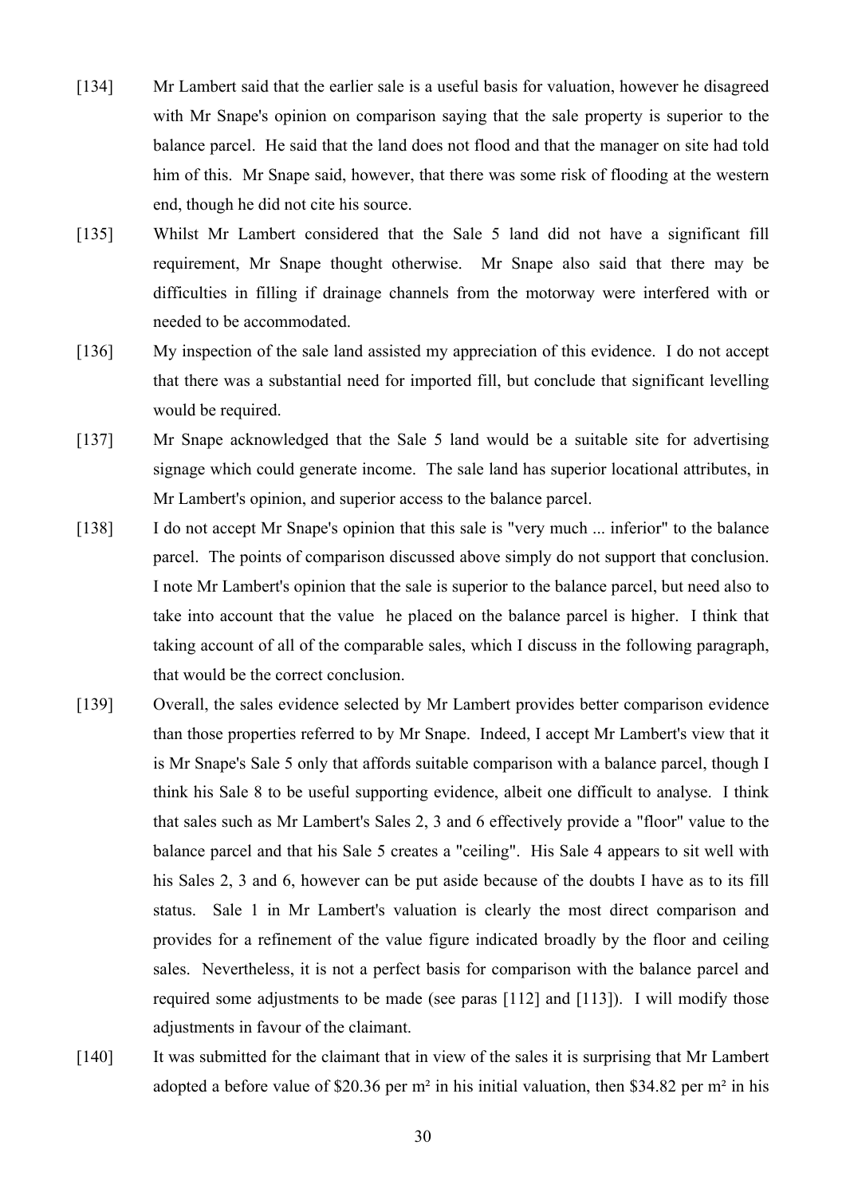[134] Mr Lambert said that the earlier sale is a useful basis for valuation, however he disagreed with Mr Snape's opinion on comparison saying that the sale property is superior to the balance parcel. He said that the land does not flood and that the manager on site had told him of this. Mr Snape said, however, that there was some risk of flooding at the western end, though he did not cite his source.

[135] Whilst Mr Lambert considered that the Sale 5 land did not have a significant fill requirement, Mr Snape thought otherwise. Mr Snape also said that there may be difficulties in filling if drainage channels from the motorway were interfered with or needed to be accommodated.

[136] My inspection of the sale land assisted my appreciation of this evidence. I do not accept that there was a substantial need for imported fill, but conclude that significant levelling would be required.

[137] Mr Snape acknowledged that the Sale 5 land would be a suitable site for advertising signage which could generate income. The sale land has superior locational attributes, in Mr Lambert's opinion, and superior access to the balance parcel.

[138] I do not accept Mr Snape's opinion that this sale is "very much ... inferior" to the balance parcel. The points of comparison discussed above simply do not support that conclusion. I note Mr Lambert's opinion that the sale is superior to the balance parcel, but need also to take into account that the value he placed on the balance parcel is higher. I think that taking account of all of the comparable sales, which I discuss in the following paragraph, that would be the correct conclusion.

[139] Overall, the sales evidence selected by Mr Lambert provides better comparison evidence than those properties referred to by Mr Snape. Indeed, I accept Mr Lambert's view that it is Mr Snape's Sale 5 only that affords suitable comparison with a balance parcel, though I think his Sale 8 to be useful supporting evidence, albeit one difficult to analyse. I think that sales such as Mr Lambert's Sales 2, 3 and 6 effectively provide a "floor" value to the balance parcel and that his Sale 5 creates a "ceiling". His Sale 4 appears to sit well with his Sales 2, 3 and 6, however can be put aside because of the doubts I have as to its fill status. Sale 1 in Mr Lambert's valuation is clearly the most direct comparison and provides for a refinement of the value figure indicated broadly by the floor and ceiling sales. Nevertheless, it is not a perfect basis for comparison with the balance parcel and required some adjustments to be made (see paras [112] and [113]). I will modify those adjustments in favour of the claimant.

[140] It was submitted for the claimant that in view of the sales it is surprising that Mr Lambert adopted a before value of \$20.36 per m² in his initial valuation, then \$34.82 per m² in his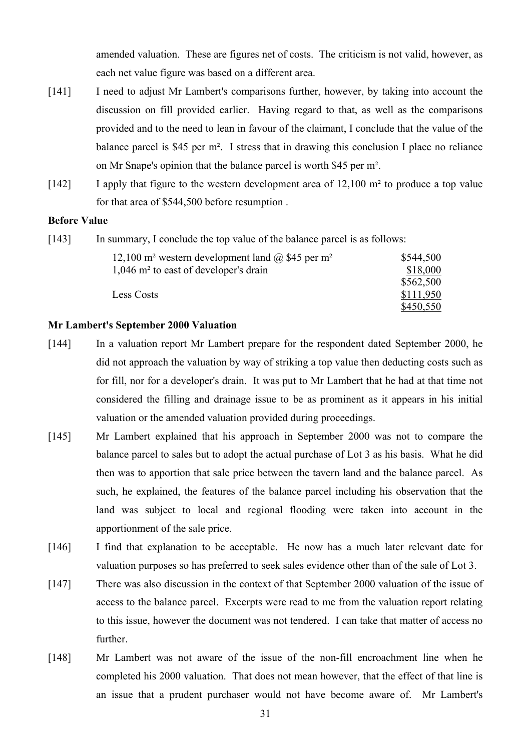amended valuation. These are figures net of costs. The criticism is not valid, however, as each net value figure was based on a different area.

[141] I need to adjust Mr Lambert's comparisons further, however, by taking into account the discussion on fill provided earlier. Having regard to that, as well as the comparisons provided and to the need to lean in favour of the claimant, I conclude that the value of the balance parcel is $45 per m². I stress that in drawing this conclusion I place no reliance on Mr Snape's opinion that the balance parcel is worth $45 per m².

[142] I apply that figure to the western development area of 12,100 m² to produce a top value for that area of $544,500 before resumption .

**Before Value**

[143] In summary, I conclude the top value of the balance parcel is as follows:

| | |
|---|---|
| 12,100 m² western development land @ $45 per m² | $544,500 |
| 1,046 m² to east of developer's drain | <u>$18,000</u> |
| | $562,500 |
| Less Costs | <u>$111,950</u> |
| | <u>$450,550</u> |

**Mr Lambert's September 2000 Valuation**

[144] In a valuation report Mr Lambert prepare for the respondent dated September 2000, he did not approach the valuation by way of striking a top value then deducting costs such as for fill, nor for a developer's drain. It was put to Mr Lambert that he had at that time not considered the filling and drainage issue to be as prominent as it appears in his initial valuation or the amended valuation provided during proceedings.

[145] Mr Lambert explained that his approach in September 2000 was not to compare the balance parcel to sales but to adopt the actual purchase of Lot 3 as his basis. What he did then was to apportion that sale price between the tavern land and the balance parcel. As such, he explained, the features of the balance parcel including his observation that the land was subject to local and regional flooding were taken into account in the apportionment of the sale price.

[146] I find that explanation to be acceptable. He now has a much later relevant date for valuation purposes so has preferred to seek sales evidence other than of the sale of Lot 3.

[147] There was also discussion in the context of that September 2000 valuation of the issue of access to the balance parcel. Excerpts were read to me from the valuation report relating to this issue, however the document was not tendered. I can take that matter of access no further.

[148] Mr Lambert was not aware of the issue of the non-fill encroachment line when he completed his 2000 valuation. That does not mean however, that the effect of that line is an issue that a prudent purchaser would not have become aware of. Mr Lambert's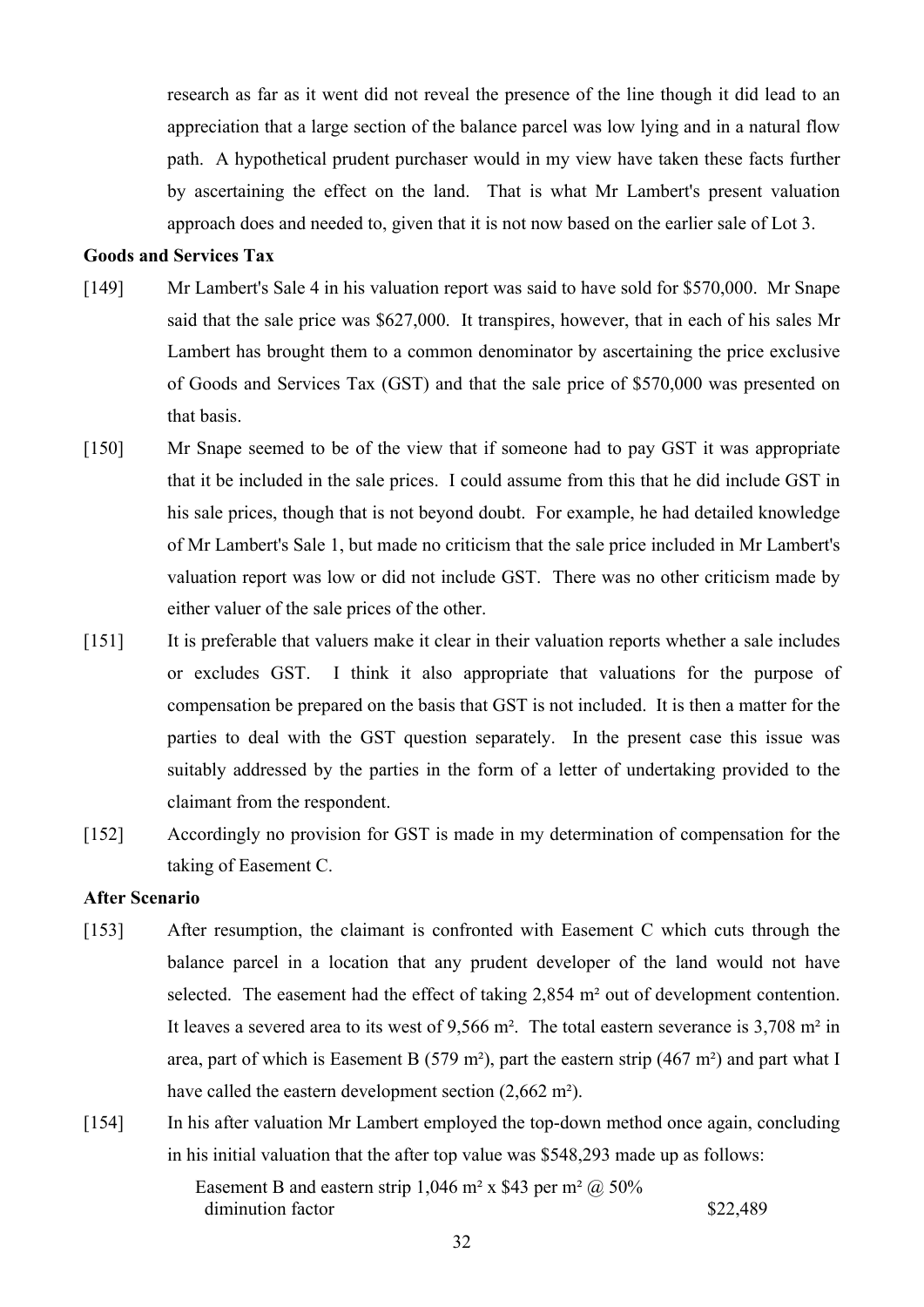research as far as it went did not reveal the presence of the line though it did lead to an appreciation that a large section of the balance parcel was low lying and in a natural flow path. A hypothetical prudent purchaser would in my view have taken these facts further by ascertaining the effect on the land. That is what Mr Lambert's present valuation approach does and needed to, given that it is not now based on the earlier sale of Lot 3.

**Goods and Services Tax**

[149] Mr Lambert's Sale 4 in his valuation report was said to have sold for $570,000. Mr Snape said that the sale price was $627,000. It transpires, however, that in each of his sales Mr Lambert has brought them to a common denominator by ascertaining the price exclusive of Goods and Services Tax (GST) and that the sale price of $570,000 was presented on that basis.

[150] Mr Snape seemed to be of the view that if someone had to pay GST it was appropriate that it be included in the sale prices. I could assume from this that he did include GST in his sale prices, though that is not beyond doubt. For example, he had detailed knowledge of Mr Lambert's Sale 1, but made no criticism that the sale price included in Mr Lambert's valuation report was low or did not include GST. There was no other criticism made by either valuer of the sale prices of the other.

[151] It is preferable that valuers make it clear in their valuation reports whether a sale includes or excludes GST. I think it also appropriate that valuations for the purpose of compensation be prepared on the basis that GST is not included. It is then a matter for the parties to deal with the GST question separately. In the present case this issue was suitably addressed by the parties in the form of a letter of undertaking provided to the claimant from the respondent.

[152] Accordingly no provision for GST is made in my determination of compensation for the taking of Easement C.

**After Scenario**

[153] After resumption, the claimant is confronted with Easement C which cuts through the balance parcel in a location that any prudent developer of the land would not have selected. The easement had the effect of taking 2,854 m² out of development contention. It leaves a severed area to its west of 9,566 m². The total eastern severance is 3,708 m² in area, part of which is Easement B (579 m²), part the eastern strip (467 m²) and part what I have called the eastern development section (2,662 m²).

[154] In his after valuation Mr Lambert employed the top-down method once again, concluding in his initial valuation that the after top value was $548,293 made up as follows:

| | |
|---|---|
| Easement B and eastern strip 1,046 m² x $43 per m² @ 50% diminution factor | $22,489 |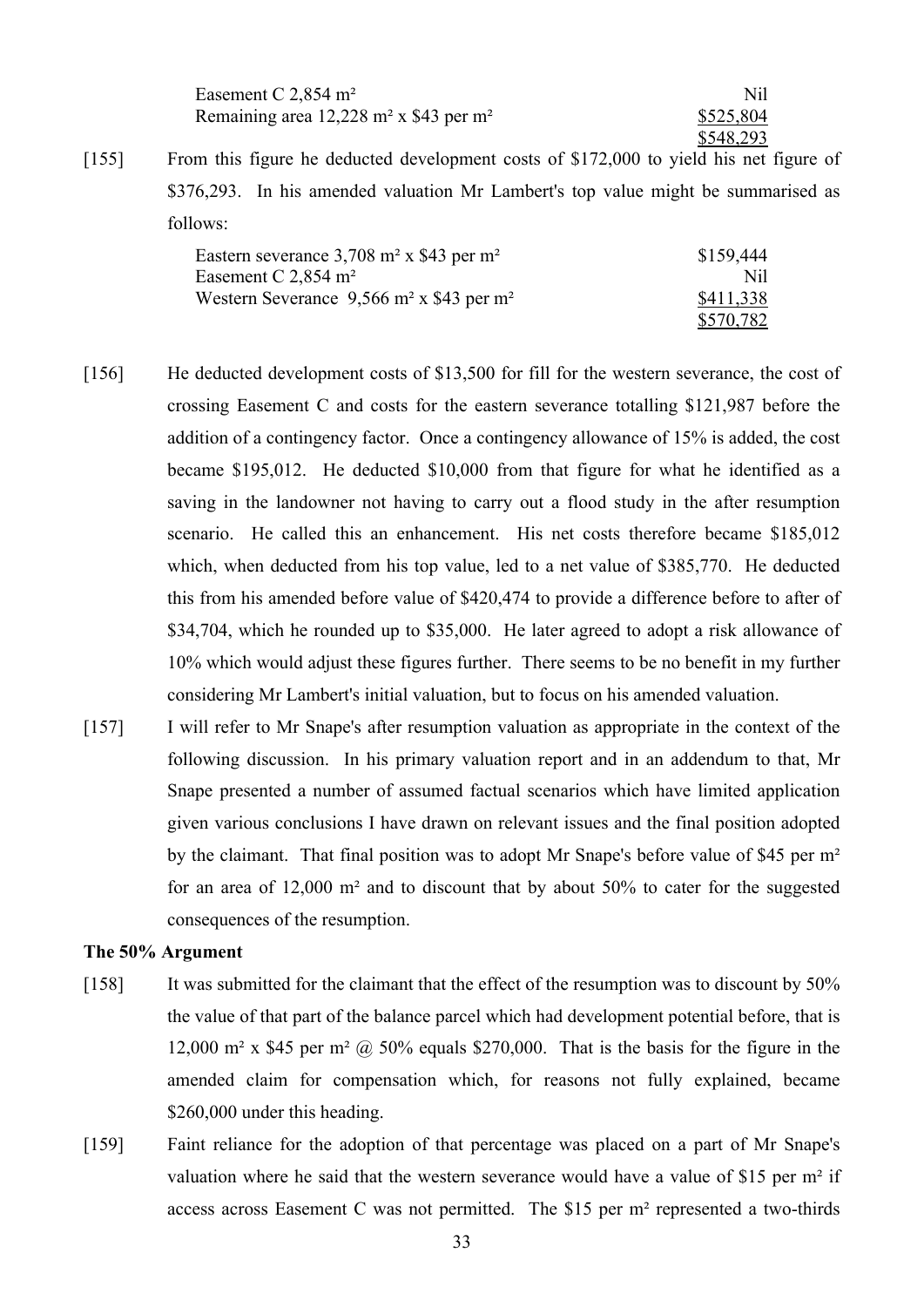| | |
|---|---|
| Easement C 2,854 m² | Nil |
| Remaining area 12,228 m² x $43 per m² | $525,804 |
| | $548,293 |

[155] From this figure he deducted development costs of $172,000 to yield his net figure of $376,293. In his amended valuation Mr Lambert's top value might be summarised as follows:

| | |
|---|---|
| Eastern severance 3,708 m² x $43 per m² | $159,444 |
| Easement C 2,854 m² | Nil |
| Western Severance 9,566 m² x $43 per m² | $411,338 |
| | $570,782 |

[156] He deducted development costs of $13,500 for fill for the western severance, the cost of crossing Easement C and costs for the eastern severance totalling $121,987 before the addition of a contingency factor. Once a contingency allowance of 15% is added, the cost became $195,012. He deducted $10,000 from that figure for what he identified as a saving in the landowner not having to carry out a flood study in the after resumption scenario. He called this an enhancement. His net costs therefore became $185,012 which, when deducted from his top value, led to a net value of $385,770. He deducted this from his amended before value of $420,474 to provide a difference before to after of $34,704, which he rounded up to $35,000. He later agreed to adopt a risk allowance of 10% which would adjust these figures further. There seems to be no benefit in my further considering Mr Lambert's initial valuation, but to focus on his amended valuation.

[157] I will refer to Mr Snape's after resumption valuation as appropriate in the context of the following discussion. In his primary valuation report and in an addendum to that, Mr Snape presented a number of assumed factual scenarios which have limited application given various conclusions I have drawn on relevant issues and the final position adopted by the claimant. That final position was to adopt Mr Snape's before value of $45 per m² for an area of 12,000 m² and to discount that by about 50% to cater for the suggested consequences of the resumption.

**The 50% Argument**

[158] It was submitted for the claimant that the effect of the resumption was to discount by 50% the value of that part of the balance parcel which had development potential before, that is 12,000 m² x $45 per m² @ 50% equals $270,000. That is the basis for the figure in the amended claim for compensation which, for reasons not fully explained, became $260,000 under this heading.

[159] Faint reliance for the adoption of that percentage was placed on a part of Mr Snape's valuation where he said that the western severance would have a value of $15 per m² if access across Easement C was not permitted. The $15 per m² represented a two-thirds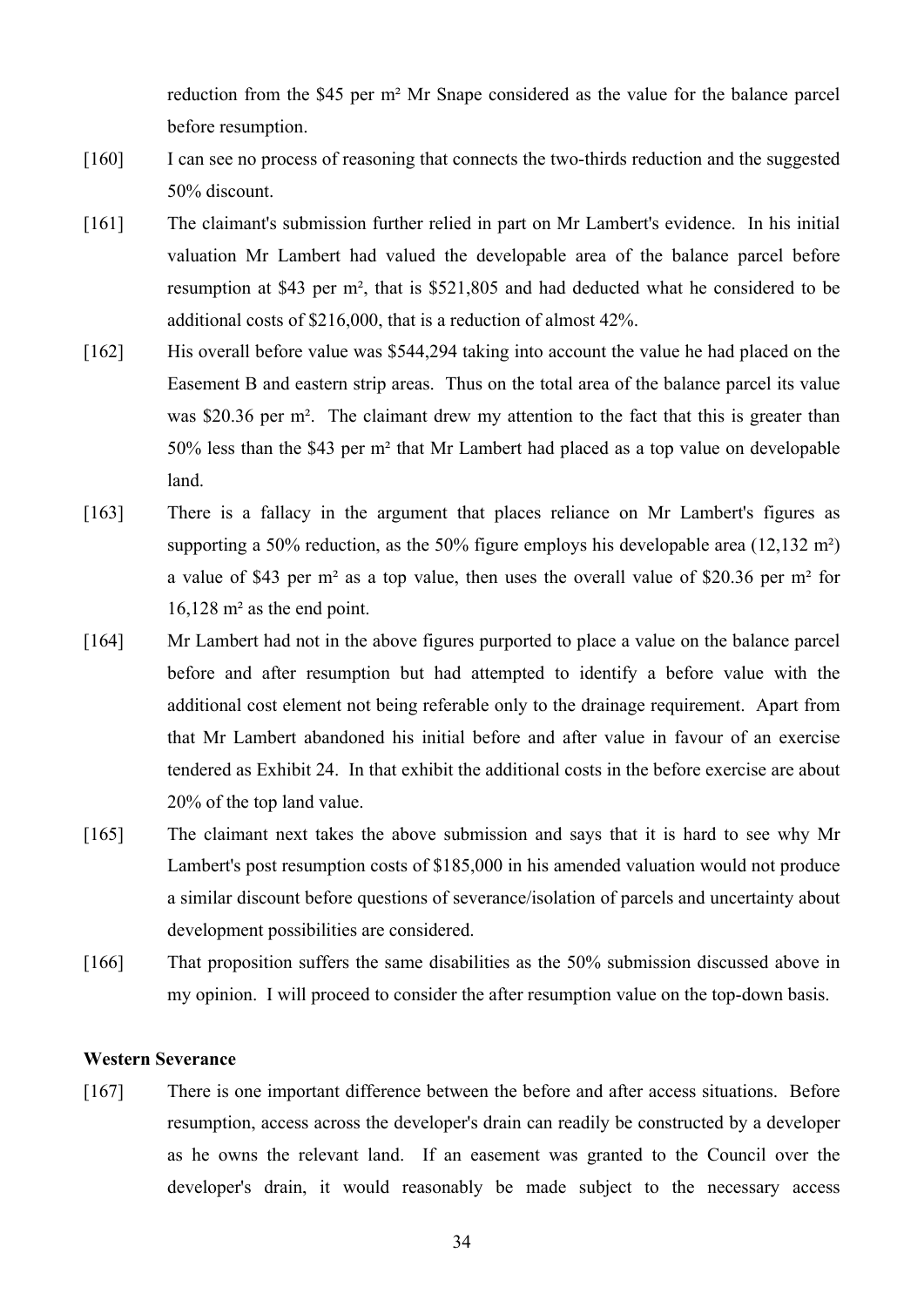reduction from the $45 per m² Mr Snape considered as the value for the balance parcel before resumption.

[160] I can see no process of reasoning that connects the two-thirds reduction and the suggested 50% discount.

[161] The claimant's submission further relied in part on Mr Lambert's evidence. In his initial valuation Mr Lambert had valued the developable area of the balance parcel before resumption at $43 per m², that is $521,805 and had deducted what he considered to be additional costs of $216,000, that is a reduction of almost 42%.

[162] His overall before value was $544,294 taking into account the value he had placed on the Easement B and eastern strip areas. Thus on the total area of the balance parcel its value was $20.36 per m². The claimant drew my attention to the fact that this is greater than 50% less than the $43 per m² that Mr Lambert had placed as a top value on developable land.

[163] There is a fallacy in the argument that places reliance on Mr Lambert's figures as supporting a 50% reduction, as the 50% figure employs his developable area (12,132 m²) a value of $43 per m² as a top value, then uses the overall value of $20.36 per m² for 16,128 m² as the end point.

[164] Mr Lambert had not in the above figures purported to place a value on the balance parcel before and after resumption but had attempted to identify a before value with the additional cost element not being referable only to the drainage requirement. Apart from that Mr Lambert abandoned his initial before and after value in favour of an exercise tendered as Exhibit 24. In that exhibit the additional costs in the before exercise are about 20% of the top land value.

[165] The claimant next takes the above submission and says that it is hard to see why Mr Lambert's post resumption costs of $185,000 in his amended valuation would not produce a similar discount before questions of severance/isolation of parcels and uncertainty about development possibilities are considered.

[166] That proposition suffers the same disabilities as the 50% submission discussed above in my opinion. I will proceed to consider the after resumption value on the top-down basis.

**Western Severance**

[167] There is one important difference between the before and after access situations. Before resumption, access across the developer's drain can readily be constructed by a developer as he owns the relevant land. If an easement was granted to the Council over the developer's drain, it would reasonably be made subject to the necessary access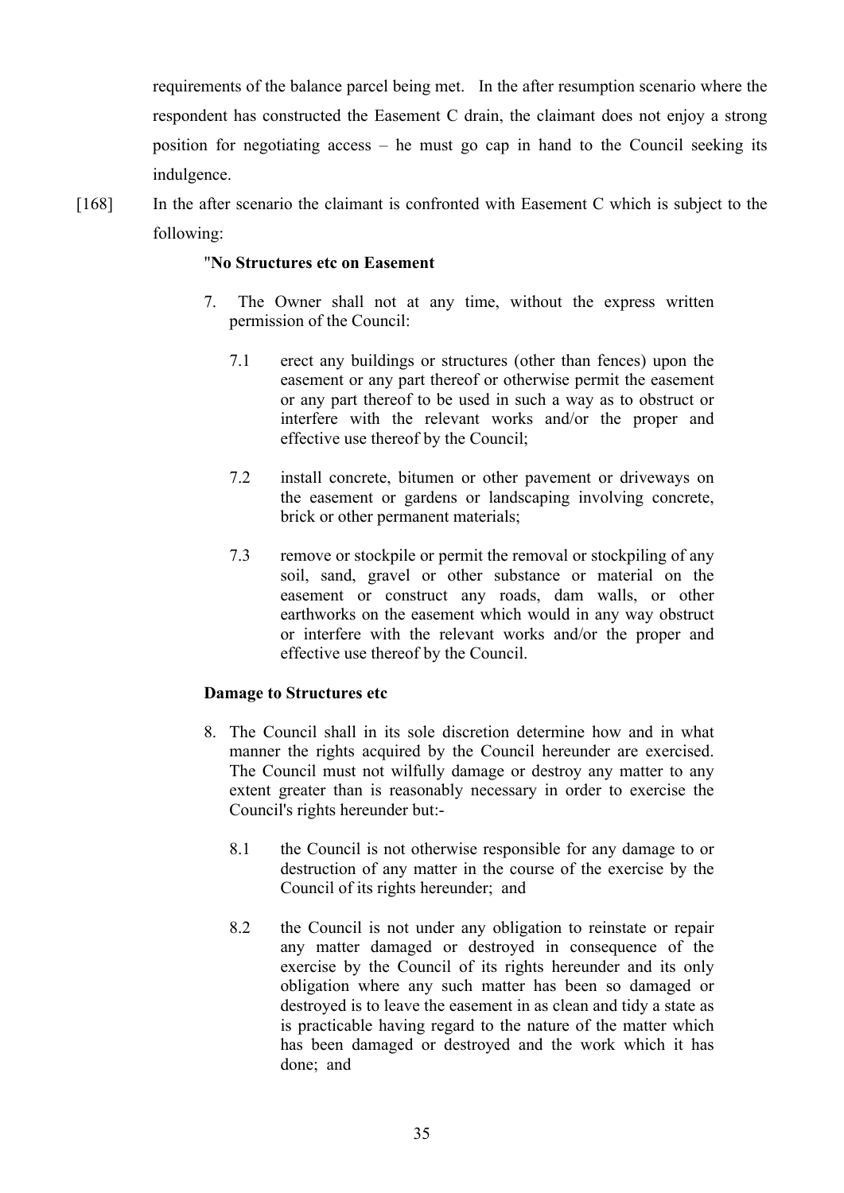requirements of the balance parcel being met. In the after resumption scenario where the respondent has constructed the Easement C drain, the claimant does not enjoy a strong position for negotiating access – he must go cap in hand to the Council seeking its indulgence.

[168] In the after scenario the claimant is confronted with Easement C which is subject to the following:

> "**No Structures etc on Easement**
>
> 7. The Owner shall not at any time, without the express written permission of the Council:
>
>     7.1 erect any buildings or structures (other than fences) upon the easement or any part thereof or otherwise permit the easement or any part thereof to be used in such a way as to obstruct or interfere with the relevant works and/or the proper and effective use thereof by the Council;
>
>     7.2 install concrete, bitumen or other pavement or driveways on the easement or gardens or landscaping involving concrete, brick or other permanent materials;
>
>     7.3 remove or stockpile or permit the removal or stockpiling of any soil, sand, gravel or other substance or material on the easement or construct any roads, dam walls, or other earthworks on the easement which would in any way obstruct or interfere with the relevant works and/or the proper and effective use thereof by the Council.
>
> **Damage to Structures etc**
>
> 8. The Council shall in its sole discretion determine how and in what manner the rights acquired by the Council hereunder are exercised. The Council must not wilfully damage or destroy any matter to any extent greater than is reasonably necessary in order to exercise the Council's rights hereunder but:-
>
>     8.1 the Council is not otherwise responsible for any damage to or destruction of any matter in the course of the exercise by the Council of its rights hereunder; and
>
>     8.2 the Council is not under any obligation to reinstate or repair any matter damaged or destroyed in consequence of the exercise by the Council of its rights hereunder and its only obligation where any such matter has been so damaged or destroyed is to leave the easement in as clean and tidy a state as is practicable having regard to the nature of the matter which has been damaged or destroyed and the work which it has done; and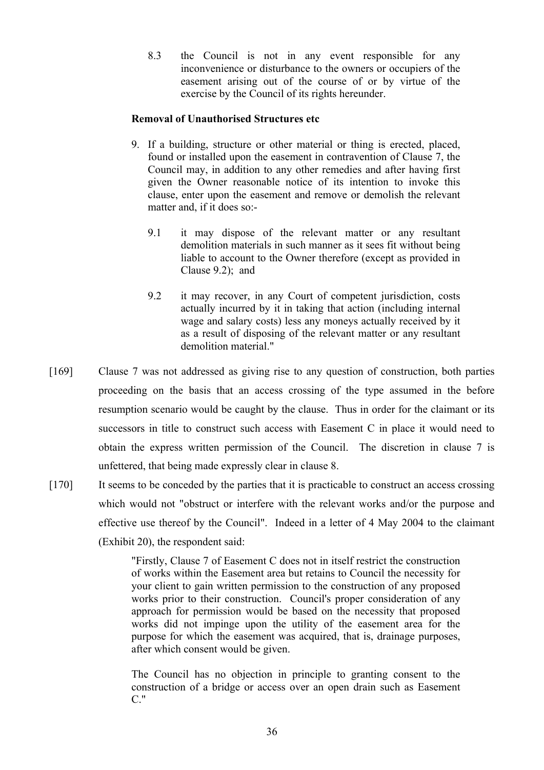8.3 the Council is not in any event responsible for any inconvenience or disturbance to the owners or occupiers of the easement arising out of the course of or by virtue of the exercise by the Council of its rights hereunder.

**Removal of Unauthorised Structures etc**

9. If a building, structure or other material or thing is erected, placed, found or installed upon the easement in contravention of Clause 7, the Council may, in addition to any other remedies and after having first given the Owner reasonable notice of its intention to invoke this clause, enter upon the easement and remove or demolish the relevant matter and, if it does so:-

   9.1 it may dispose of the relevant matter or any resultant demolition materials in such manner as it sees fit without being liable to account to the Owner therefore (except as provided in Clause 9.2); and

   9.2 it may recover, in any Court of competent jurisdiction, costs actually incurred by it in taking that action (including internal wage and salary costs) less any moneys actually received by it as a result of disposing of the relevant matter or any resultant demolition material."

[169] Clause 7 was not addressed as giving rise to any question of construction, both parties proceeding on the basis that an access crossing of the type assumed in the before resumption scenario would be caught by the clause. Thus in order for the claimant or its successors in title to construct such access with Easement C in place it would need to obtain the express written permission of the Council. The discretion in clause 7 is unfettered, that being made expressly clear in clause 8.

[170] It seems to be conceded by the parties that it is practicable to construct an access crossing which would not "obstruct or interfere with the relevant works and/or the purpose and effective use thereof by the Council". Indeed in a letter of 4 May 2004 to the claimant (Exhibit 20), the respondent said:

> "Firstly, Clause 7 of Easement C does not in itself restrict the construction of works within the Easement area but retains to Council the necessity for your client to gain written permission to the construction of any proposed works prior to their construction. Council's proper consideration of any approach for permission would be based on the necessity that proposed works did not impinge upon the utility of the easement area for the purpose for which the easement was acquired, that is, drainage purposes, after which consent would be given.
>
> The Council has no objection in principle to granting consent to the construction of a bridge or access over an open drain such as Easement C."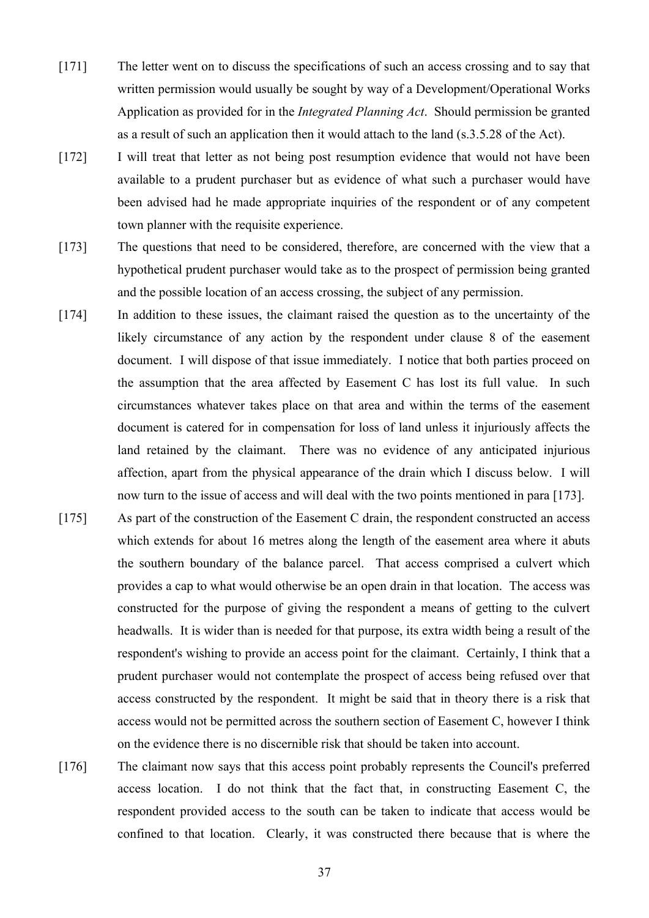[171] The letter went on to discuss the specifications of such an access crossing and to say that written permission would usually be sought by way of a Development/Operational Works Application as provided for in the *Integrated Planning Act*. Should permission be granted as a result of such an application then it would attach to the land (s.3.5.28 of the Act).

[172] I will treat that letter as not being post resumption evidence that would not have been available to a prudent purchaser but as evidence of what such a purchaser would have been advised had he made appropriate inquiries of the respondent or of any competent town planner with the requisite experience.

[173] The questions that need to be considered, therefore, are concerned with the view that a hypothetical prudent purchaser would take as to the prospect of permission being granted and the possible location of an access crossing, the subject of any permission.

[174] In addition to these issues, the claimant raised the question as to the uncertainty of the likely circumstance of any action by the respondent under clause 8 of the easement document. I will dispose of that issue immediately. I notice that both parties proceed on the assumption that the area affected by Easement C has lost its full value. In such circumstances whatever takes place on that area and within the terms of the easement document is catered for in compensation for loss of land unless it injuriously affects the land retained by the claimant. There was no evidence of any anticipated injurious affection, apart from the physical appearance of the drain which I discuss below. I will now turn to the issue of access and will deal with the two points mentioned in para [173].

[175] As part of the construction of the Easement C drain, the respondent constructed an access which extends for about 16 metres along the length of the easement area where it abuts the southern boundary of the balance parcel. That access comprised a culvert which provides a cap to what would otherwise be an open drain in that location. The access was constructed for the purpose of giving the respondent a means of getting to the culvert headwalls. It is wider than is needed for that purpose, its extra width being a result of the respondent's wishing to provide an access point for the claimant. Certainly, I think that a prudent purchaser would not contemplate the prospect of access being refused over that access constructed by the respondent. It might be said that in theory there is a risk that access would not be permitted across the southern section of Easement C, however I think on the evidence there is no discernible risk that should be taken into account.

[176] The claimant now says that this access point probably represents the Council's preferred access location. I do not think that the fact that, in constructing Easement C, the respondent provided access to the south can be taken to indicate that access would be confined to that location. Clearly, it was constructed there because that is where the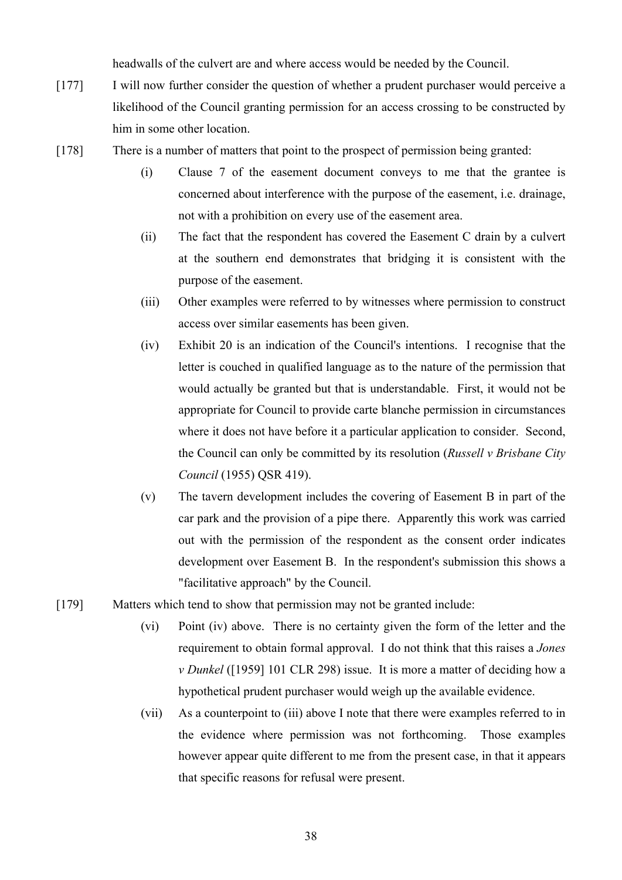headwalls of the culvert are and where access would be needed by the Council.

[177] I will now further consider the question of whether a prudent purchaser would perceive a likelihood of the Council granting permission for an access crossing to be constructed by him in some other location.

[178] There is a number of matters that point to the prospect of permission being granted:

(i) Clause 7 of the easement document conveys to me that the grantee is concerned about interference with the purpose of the easement, i.e. drainage, not with a prohibition on every use of the easement area.

(ii) The fact that the respondent has covered the Easement C drain by a culvert at the southern end demonstrates that bridging it is consistent with the purpose of the easement.

(iii) Other examples were referred to by witnesses where permission to construct access over similar easements has been given.

(iv) Exhibit 20 is an indication of the Council's intentions. I recognise that the letter is couched in qualified language as to the nature of the permission that would actually be granted but that is understandable. First, it would not be appropriate for Council to provide carte blanche permission in circumstances where it does not have before it a particular application to consider. Second, the Council can only be committed by its resolution (*Russell v Brisbane City Council* (1955) QSR 419).

(v) The tavern development includes the covering of Easement B in part of the car park and the provision of a pipe there. Apparently this work was carried out with the permission of the respondent as the consent order indicates development over Easement B. In the respondent's submission this shows a "facilitative approach" by the Council.

[179] Matters which tend to show that permission may not be granted include:

(vi) Point (iv) above. There is no certainty given the form of the letter and the requirement to obtain formal approval. I do not think that this raises a *Jones v Dunkel* ([1959] 101 CLR 298) issue. It is more a matter of deciding how a hypothetical prudent purchaser would weigh up the available evidence.

(vii) As a counterpoint to (iii) above I note that there were examples referred to in the evidence where permission was not forthcoming. Those examples however appear quite different to me from the present case, in that it appears that specific reasons for refusal were present.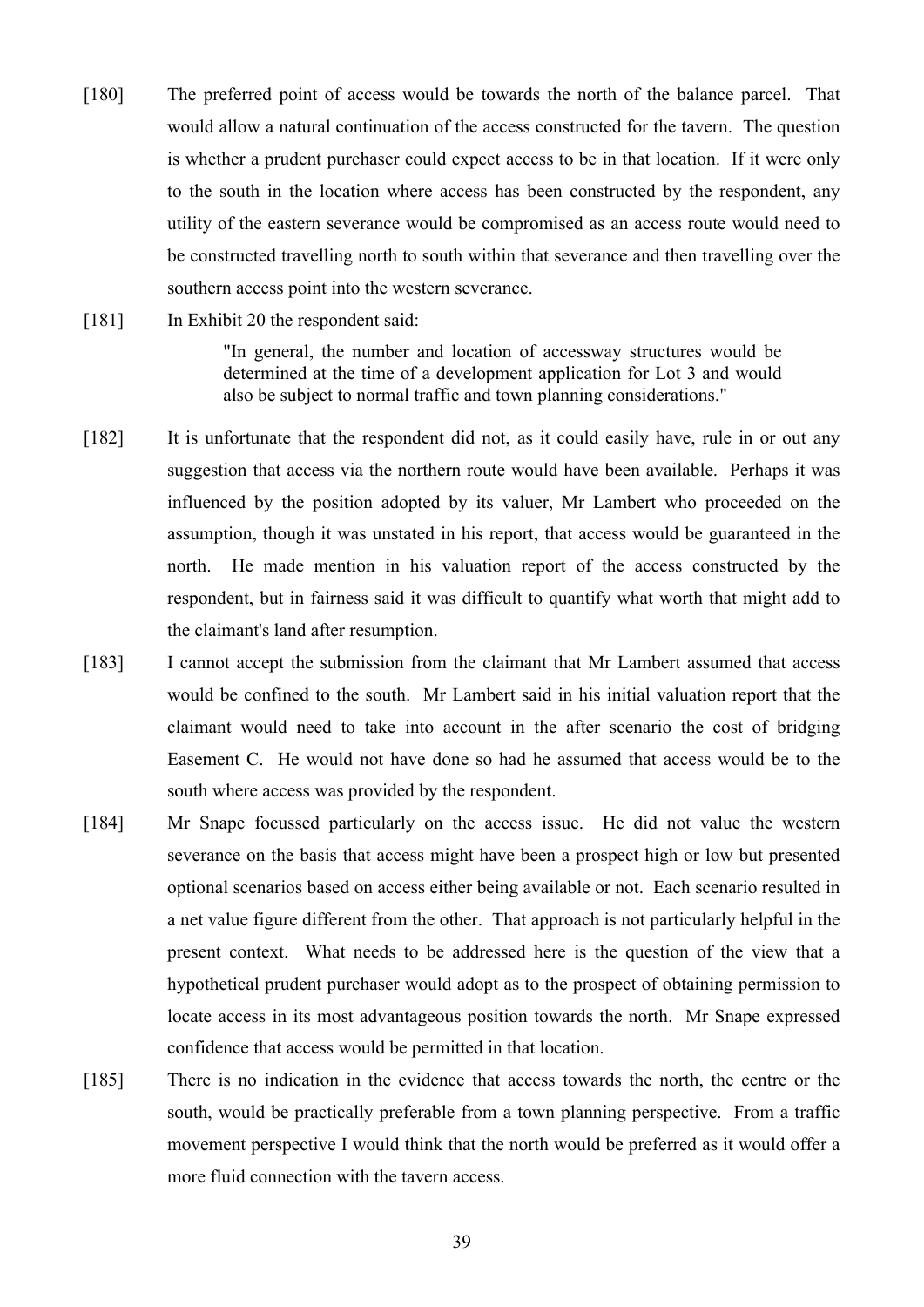[180] The preferred point of access would be towards the north of the balance parcel. That would allow a natural continuation of the access constructed for the tavern. The question is whether a prudent purchaser could expect access to be in that location. If it were only to the south in the location where access has been constructed by the respondent, any utility of the eastern severance would be compromised as an access route would need to be constructed travelling north to south within that severance and then travelling over the southern access point into the western severance.

[181] In Exhibit 20 the respondent said:

> "In general, the number and location of accessway structures would be determined at the time of a development application for Lot 3 and would also be subject to normal traffic and town planning considerations."

[182] It is unfortunate that the respondent did not, as it could easily have, rule in or out any suggestion that access via the northern route would have been available. Perhaps it was influenced by the position adopted by its valuer, Mr Lambert who proceeded on the assumption, though it was unstated in his report, that access would be guaranteed in the north. He made mention in his valuation report of the access constructed by the respondent, but in fairness said it was difficult to quantify what worth that might add to the claimant's land after resumption.

[183] I cannot accept the submission from the claimant that Mr Lambert assumed that access would be confined to the south. Mr Lambert said in his initial valuation report that the claimant would need to take into account in the after scenario the cost of bridging Easement C. He would not have done so had he assumed that access would be to the south where access was provided by the respondent.

[184] Mr Snape focussed particularly on the access issue. He did not value the western severance on the basis that access might have been a prospect high or low but presented optional scenarios based on access either being available or not. Each scenario resulted in a net value figure different from the other. That approach is not particularly helpful in the present context. What needs to be addressed here is the question of the view that a hypothetical prudent purchaser would adopt as to the prospect of obtaining permission to locate access in its most advantageous position towards the north. Mr Snape expressed confidence that access would be permitted in that location.

[185] There is no indication in the evidence that access towards the north, the centre or the south, would be practically preferable from a town planning perspective. From a traffic movement perspective I would think that the north would be preferred as it would offer a more fluid connection with the tavern access.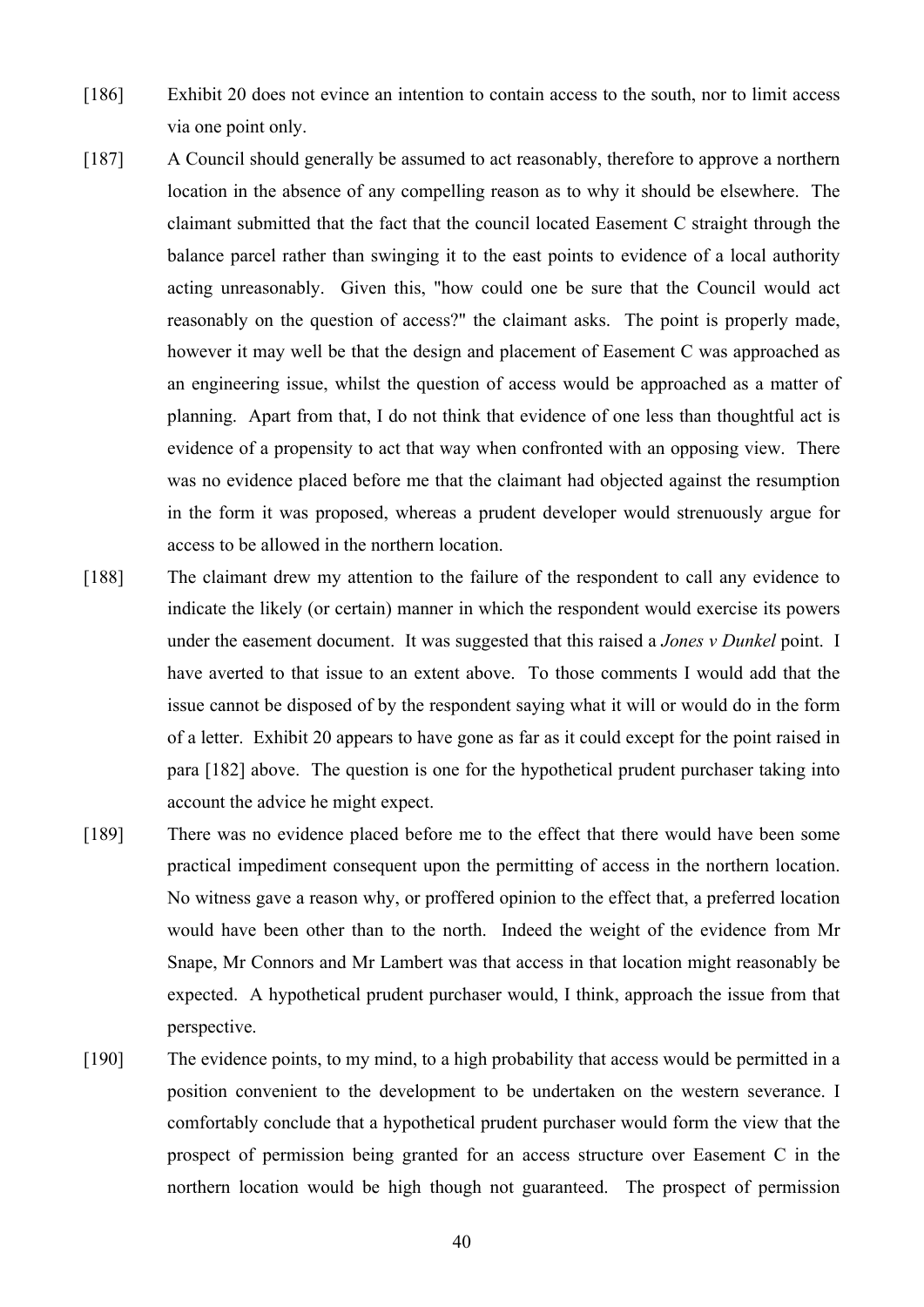[186] Exhibit 20 does not evince an intention to contain access to the south, nor to limit access via one point only.

[187] A Council should generally be assumed to act reasonably, therefore to approve a northern location in the absence of any compelling reason as to why it should be elsewhere. The claimant submitted that the fact that the council located Easement C straight through the balance parcel rather than swinging it to the east points to evidence of a local authority acting unreasonably. Given this, "how could one be sure that the Council would act reasonably on the question of access?" the claimant asks. The point is properly made, however it may well be that the design and placement of Easement C was approached as an engineering issue, whilst the question of access would be approached as a matter of planning. Apart from that, I do not think that evidence of one less than thoughtful act is evidence of a propensity to act that way when confronted with an opposing view. There was no evidence placed before me that the claimant had objected against the resumption in the form it was proposed, whereas a prudent developer would strenuously argue for access to be allowed in the northern location.

[188] The claimant drew my attention to the failure of the respondent to call any evidence to indicate the likely (or certain) manner in which the respondent would exercise its powers under the easement document. It was suggested that this raised a *Jones v Dunkel* point. I have averted to that issue to an extent above. To those comments I would add that the issue cannot be disposed of by the respondent saying what it will or would do in the form of a letter. Exhibit 20 appears to have gone as far as it could except for the point raised in para [182] above. The question is one for the hypothetical prudent purchaser taking into account the advice he might expect.

[189] There was no evidence placed before me to the effect that there would have been some practical impediment consequent upon the permitting of access in the northern location. No witness gave a reason why, or proffered opinion to the effect that, a preferred location would have been other than to the north. Indeed the weight of the evidence from Mr Snape, Mr Connors and Mr Lambert was that access in that location might reasonably be expected. A hypothetical prudent purchaser would, I think, approach the issue from that perspective.

[190] The evidence points, to my mind, to a high probability that access would be permitted in a position convenient to the development to be undertaken on the western severance. I comfortably conclude that a hypothetical prudent purchaser would form the view that the prospect of permission being granted for an access structure over Easement C in the northern location would be high though not guaranteed. The prospect of permission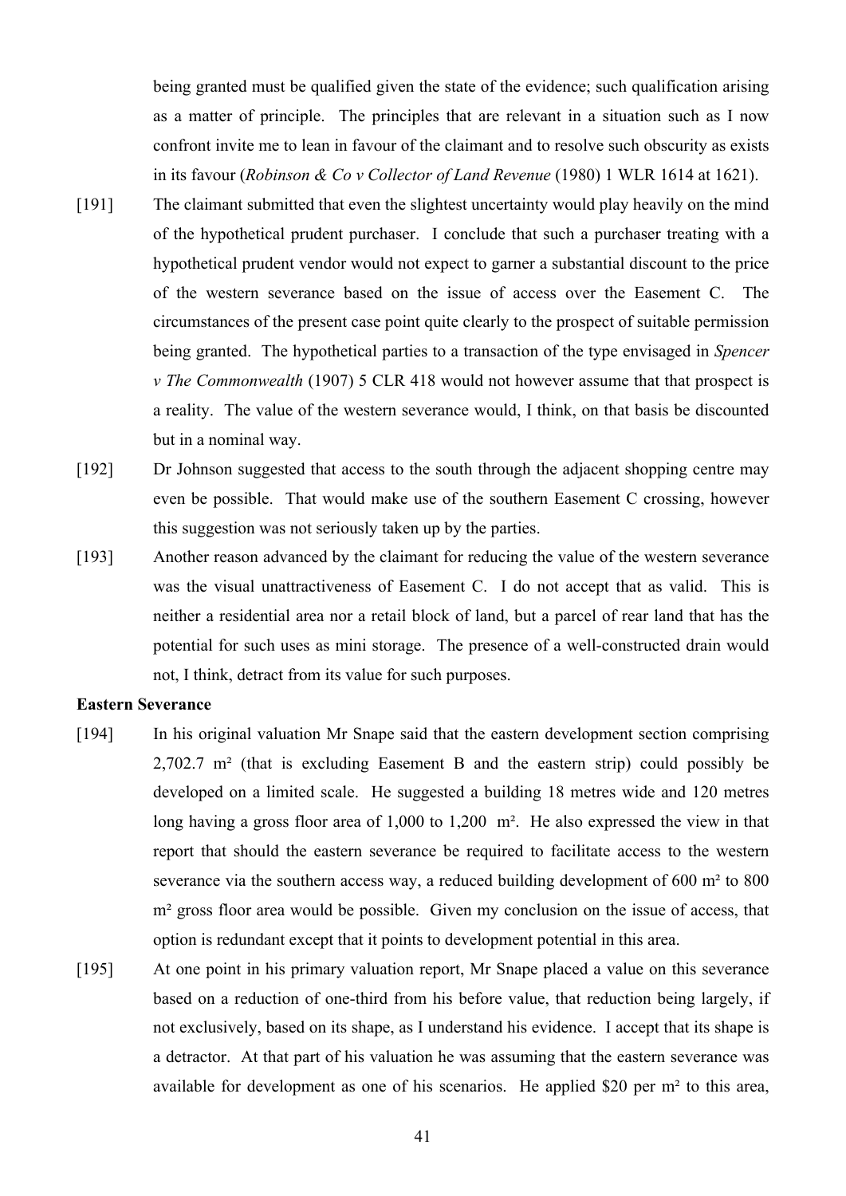being granted must be qualified given the state of the evidence; such qualification arising as a matter of principle. The principles that are relevant in a situation such as I now confront invite me to lean in favour of the claimant and to resolve such obscurity as exists in its favour (*Robinson & Co v Collector of Land Revenue* (1980) 1 WLR 1614 at 1621).

[191] The claimant submitted that even the slightest uncertainty would play heavily on the mind of the hypothetical prudent purchaser. I conclude that such a purchaser treating with a hypothetical prudent vendor would not expect to garner a substantial discount to the price of the western severance based on the issue of access over the Easement C. The circumstances of the present case point quite clearly to the prospect of suitable permission being granted. The hypothetical parties to a transaction of the type envisaged in *Spencer v The Commonwealth* (1907) 5 CLR 418 would not however assume that that prospect is a reality. The value of the western severance would, I think, on that basis be discounted but in a nominal way.

[192] Dr Johnson suggested that access to the south through the adjacent shopping centre may even be possible. That would make use of the southern Easement C crossing, however this suggestion was not seriously taken up by the parties.

[193] Another reason advanced by the claimant for reducing the value of the western severance was the visual unattractiveness of Easement C. I do not accept that as valid. This is neither a residential area nor a retail block of land, but a parcel of rear land that has the potential for such uses as mini storage. The presence of a well-constructed drain would not, I think, detract from its value for such purposes.

**Eastern Severance**

[194] In his original valuation Mr Snape said that the eastern development section comprising 2,702.7 m² (that is excluding Easement B and the eastern strip) could possibly be developed on a limited scale. He suggested a building 18 metres wide and 120 metres long having a gross floor area of 1,000 to 1,200 m². He also expressed the view in that report that should the eastern severance be required to facilitate access to the western severance via the southern access way, a reduced building development of 600 m² to 800 m² gross floor area would be possible. Given my conclusion on the issue of access, that option is redundant except that it points to development potential in this area.

[195] At one point in his primary valuation report, Mr Snape placed a value on this severance based on a reduction of one-third from his before value, that reduction being largely, if not exclusively, based on its shape, as I understand his evidence. I accept that its shape is a detractor. At that part of his valuation he was assuming that the eastern severance was available for development as one of his scenarios. He applied $20 per m² to this area,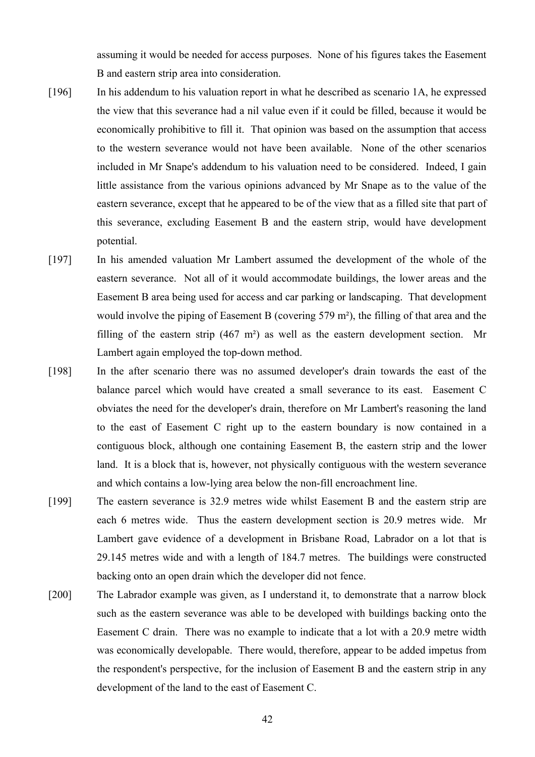assuming it would be needed for access purposes. None of his figures takes the Easement B and eastern strip area into consideration.

[196] In his addendum to his valuation report in what he described as scenario 1A, he expressed the view that this severance had a nil value even if it could be filled, because it would be economically prohibitive to fill it. That opinion was based on the assumption that access to the western severance would not have been available. None of the other scenarios included in Mr Snape's addendum to his valuation need to be considered. Indeed, I gain little assistance from the various opinions advanced by Mr Snape as to the value of the eastern severance, except that he appeared to be of the view that as a filled site that part of this severance, excluding Easement B and the eastern strip, would have development potential.

[197] In his amended valuation Mr Lambert assumed the development of the whole of the eastern severance. Not all of it would accommodate buildings, the lower areas and the Easement B area being used for access and car parking or landscaping. That development would involve the piping of Easement B (covering 579 m²), the filling of that area and the filling of the eastern strip (467 m²) as well as the eastern development section. Mr Lambert again employed the top-down method.

[198] In the after scenario there was no assumed developer's drain towards the east of the balance parcel which would have created a small severance to its east. Easement C obviates the need for the developer's drain, therefore on Mr Lambert's reasoning the land to the east of Easement C right up to the eastern boundary is now contained in a contiguous block, although one containing Easement B, the eastern strip and the lower land. It is a block that is, however, not physically contiguous with the western severance and which contains a low-lying area below the non-fill encroachment line.

[199] The eastern severance is 32.9 metres wide whilst Easement B and the eastern strip are each 6 metres wide. Thus the eastern development section is 20.9 metres wide. Mr Lambert gave evidence of a development in Brisbane Road, Labrador on a lot that is 29.145 metres wide and with a length of 184.7 metres. The buildings were constructed backing onto an open drain which the developer did not fence.

[200] The Labrador example was given, as I understand it, to demonstrate that a narrow block such as the eastern severance was able to be developed with buildings backing onto the Easement C drain. There was no example to indicate that a lot with a 20.9 metre width was economically developable. There would, therefore, appear to be added impetus from the respondent's perspective, for the inclusion of Easement B and the eastern strip in any development of the land to the east of Easement C.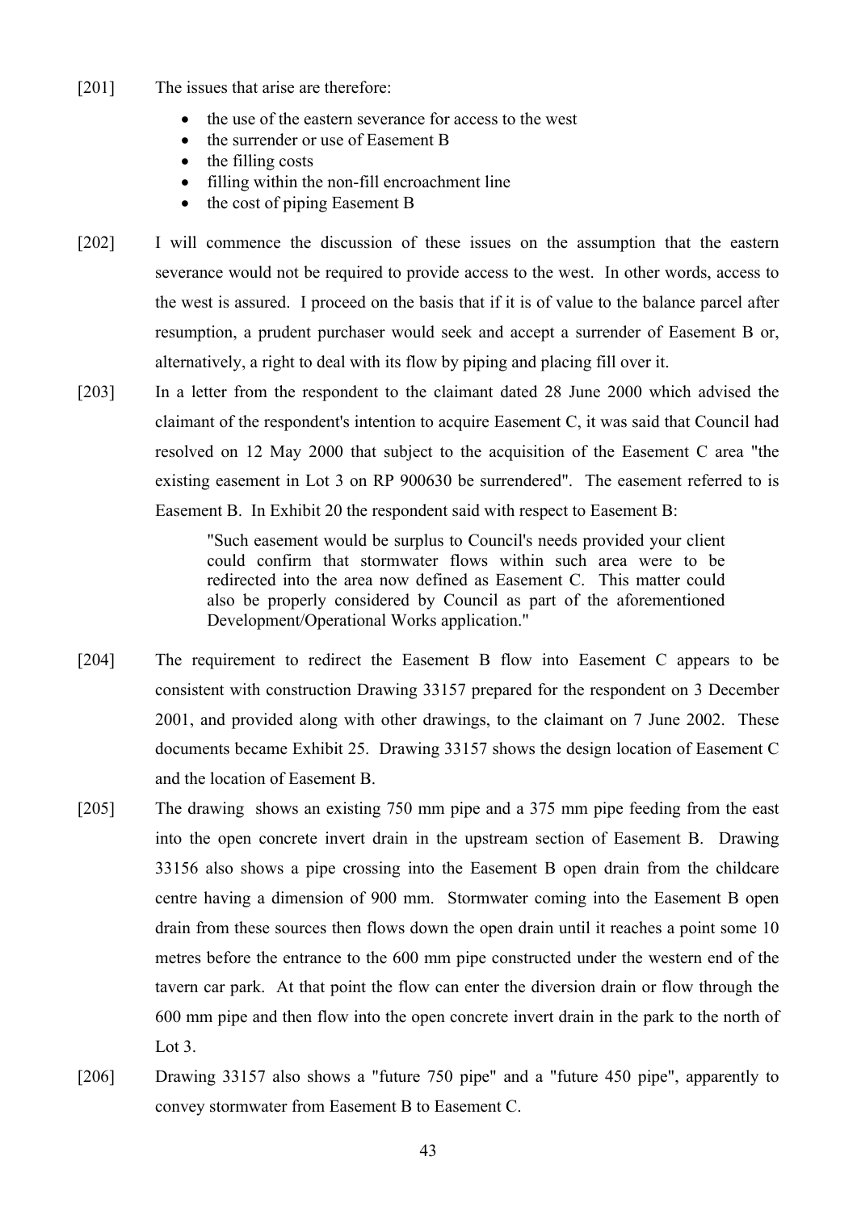[201] The issues that arise are therefore:

- the use of the eastern severance for access to the west
- the surrender or use of Easement B
- the filling costs
- filling within the non-fill encroachment line
- the cost of piping Easement B

[202] I will commence the discussion of these issues on the assumption that the eastern severance would not be required to provide access to the west. In other words, access to the west is assured. I proceed on the basis that if it is of value to the balance parcel after resumption, a prudent purchaser would seek and accept a surrender of Easement B or, alternatively, a right to deal with its flow by piping and placing fill over it.

[203] In a letter from the respondent to the claimant dated 28 June 2000 which advised the claimant of the respondent's intention to acquire Easement C, it was said that Council had resolved on 12 May 2000 that subject to the acquisition of the Easement C area "the existing easement in Lot 3 on RP 900630 be surrendered". The easement referred to is Easement B. In Exhibit 20 the respondent said with respect to Easement B:

> "Such easement would be surplus to Council's needs provided your client could confirm that stormwater flows within such area were to be redirected into the area now defined as Easement C. This matter could also be properly considered by Council as part of the aforementioned Development/Operational Works application."

[204] The requirement to redirect the Easement B flow into Easement C appears to be consistent with construction Drawing 33157 prepared for the respondent on 3 December 2001, and provided along with other drawings, to the claimant on 7 June 2002. These documents became Exhibit 25. Drawing 33157 shows the design location of Easement C and the location of Easement B.

[205] The drawing shows an existing 750 mm pipe and a 375 mm pipe feeding from the east into the open concrete invert drain in the upstream section of Easement B. Drawing 33156 also shows a pipe crossing into the Easement B open drain from the childcare centre having a dimension of 900 mm. Stormwater coming into the Easement B open drain from these sources then flows down the open drain until it reaches a point some 10 metres before the entrance to the 600 mm pipe constructed under the western end of the tavern car park. At that point the flow can enter the diversion drain or flow through the 600 mm pipe and then flow into the open concrete invert drain in the park to the north of Lot 3.

[206] Drawing 33157 also shows a "future 750 pipe" and a "future 450 pipe", apparently to convey stormwater from Easement B to Easement C.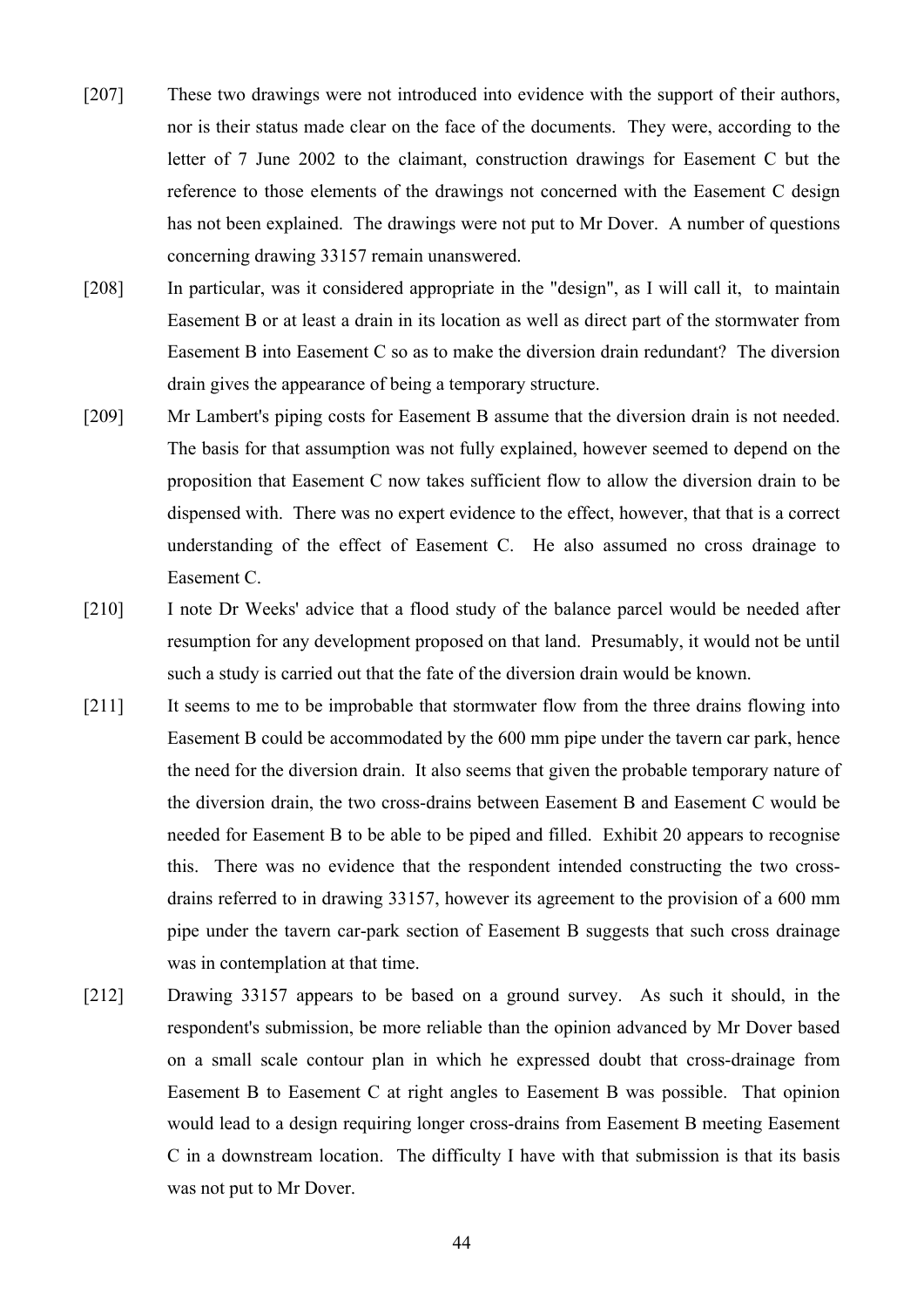[207] These two drawings were not introduced into evidence with the support of their authors, nor is their status made clear on the face of the documents. They were, according to the letter of 7 June 2002 to the claimant, construction drawings for Easement C but the reference to those elements of the drawings not concerned with the Easement C design has not been explained. The drawings were not put to Mr Dover. A number of questions concerning drawing 33157 remain unanswered.

[208] In particular, was it considered appropriate in the "design", as I will call it, to maintain Easement B or at least a drain in its location as well as direct part of the stormwater from Easement B into Easement C so as to make the diversion drain redundant? The diversion drain gives the appearance of being a temporary structure.

[209] Mr Lambert's piping costs for Easement B assume that the diversion drain is not needed. The basis for that assumption was not fully explained, however seemed to depend on the proposition that Easement C now takes sufficient flow to allow the diversion drain to be dispensed with. There was no expert evidence to the effect, however, that that is a correct understanding of the effect of Easement C. He also assumed no cross drainage to Easement C.

[210] I note Dr Weeks' advice that a flood study of the balance parcel would be needed after resumption for any development proposed on that land. Presumably, it would not be until such a study is carried out that the fate of the diversion drain would be known.

[211] It seems to me to be improbable that stormwater flow from the three drains flowing into Easement B could be accommodated by the 600 mm pipe under the tavern car park, hence the need for the diversion drain. It also seems that given the probable temporary nature of the diversion drain, the two cross-drains between Easement B and Easement C would be needed for Easement B to be able to be piped and filled. Exhibit 20 appears to recognise this. There was no evidence that the respondent intended constructing the two cross-drains referred to in drawing 33157, however its agreement to the provision of a 600 mm pipe under the tavern car-park section of Easement B suggests that such cross drainage was in contemplation at that time.

[212] Drawing 33157 appears to be based on a ground survey. As such it should, in the respondent's submission, be more reliable than the opinion advanced by Mr Dover based on a small scale contour plan in which he expressed doubt that cross-drainage from Easement B to Easement C at right angles to Easement B was possible. That opinion would lead to a design requiring longer cross-drains from Easement B meeting Easement C in a downstream location. The difficulty I have with that submission is that its basis was not put to Mr Dover.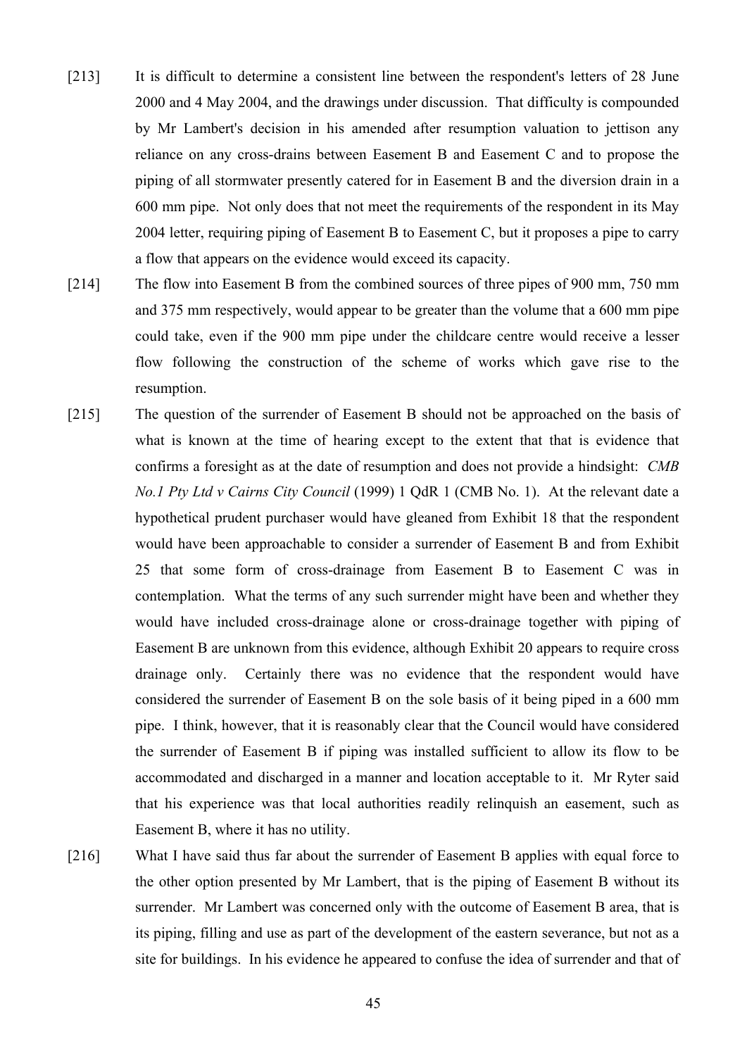[213] It is difficult to determine a consistent line between the respondent's letters of 28 June 2000 and 4 May 2004, and the drawings under discussion. That difficulty is compounded by Mr Lambert's decision in his amended after resumption valuation to jettison any reliance on any cross-drains between Easement B and Easement C and to propose the piping of all stormwater presently catered for in Easement B and the diversion drain in a 600 mm pipe. Not only does that not meet the requirements of the respondent in its May 2004 letter, requiring piping of Easement B to Easement C, but it proposes a pipe to carry a flow that appears on the evidence would exceed its capacity.

[214] The flow into Easement B from the combined sources of three pipes of 900 mm, 750 mm and 375 mm respectively, would appear to be greater than the volume that a 600 mm pipe could take, even if the 900 mm pipe under the childcare centre would receive a lesser flow following the construction of the scheme of works which gave rise to the resumption.

[215] The question of the surrender of Easement B should not be approached on the basis of what is known at the time of hearing except to the extent that that is evidence that confirms a foresight as at the date of resumption and does not provide a hindsight: *CMB No.1 Pty Ltd v Cairns City Council* (1999) 1 QdR 1 (CMB No. 1). At the relevant date a hypothetical prudent purchaser would have gleaned from Exhibit 18 that the respondent would have been approachable to consider a surrender of Easement B and from Exhibit 25 that some form of cross-drainage from Easement B to Easement C was in contemplation. What the terms of any such surrender might have been and whether they would have included cross-drainage alone or cross-drainage together with piping of Easement B are unknown from this evidence, although Exhibit 20 appears to require cross drainage only. Certainly there was no evidence that the respondent would have considered the surrender of Easement B on the sole basis of it being piped in a 600 mm pipe. I think, however, that it is reasonably clear that the Council would have considered the surrender of Easement B if piping was installed sufficient to allow its flow to be accommodated and discharged in a manner and location acceptable to it. Mr Ryter said that his experience was that local authorities readily relinquish an easement, such as Easement B, where it has no utility.

[216] What I have said thus far about the surrender of Easement B applies with equal force to the other option presented by Mr Lambert, that is the piping of Easement B without its surrender. Mr Lambert was concerned only with the outcome of Easement B area, that is its piping, filling and use as part of the development of the eastern severance, but not as a site for buildings. In his evidence he appeared to confuse the idea of surrender and that of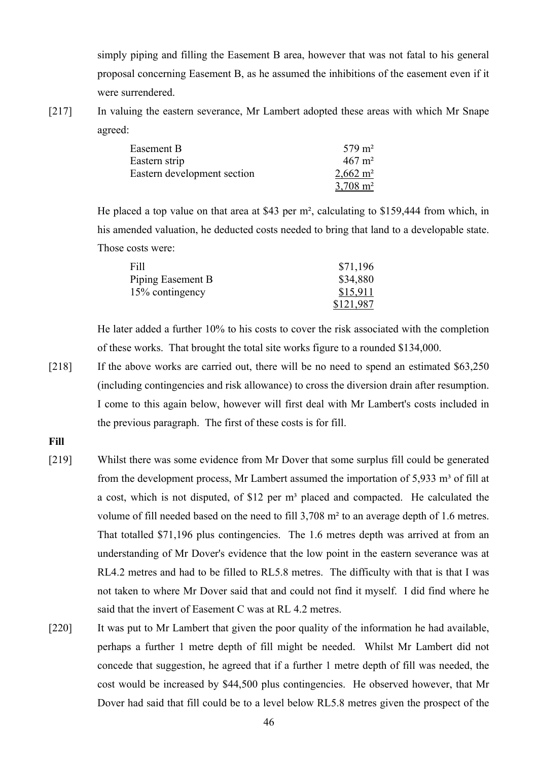simply piping and filling the Easement B area, however that was not fatal to his general proposal concerning Easement B, as he assumed the inhibitions of the easement even if it were surrendered.

[217] In valuing the eastern severance, Mr Lambert adopted these areas with which Mr Snape agreed:

| | |
|---|---|
| Easement B | 579 m² |
| Eastern strip | 467 m² |
| Eastern development section | 2,662 m² |
| | 3,708 m² |

He placed a top value on that area at $43 per m², calculating to $159,444 from which, in his amended valuation, he deducted costs needed to bring that land to a developable state. Those costs were:

| | |
|---|---|
| Fill | $71,196 |
| Piping Easement B | $34,880 |
| 15% contingency | $15,911 |
| | $121,987 |

He later added a further 10% to his costs to cover the risk associated with the completion of these works. That brought the total site works figure to a rounded $134,000.

[218] If the above works are carried out, there will be no need to spend an estimated $63,250 (including contingencies and risk allowance) to cross the diversion drain after resumption. I come to this again below, however will first deal with Mr Lambert's costs included in the previous paragraph. The first of these costs is for fill.

**Fill**

[219] Whilst there was some evidence from Mr Dover that some surplus fill could be generated from the development process, Mr Lambert assumed the importation of 5,933 m³ of fill at a cost, which is not disputed, of $12 per m³ placed and compacted. He calculated the volume of fill needed based on the need to fill 3,708 m² to an average depth of 1.6 metres. That totalled $71,196 plus contingencies. The 1.6 metres depth was arrived at from an understanding of Mr Dover's evidence that the low point in the eastern severance was at RL4.2 metres and had to be filled to RL5.8 metres. The difficulty with that is that I was not taken to where Mr Dover said that and could not find it myself. I did find where he said that the invert of Easement C was at RL 4.2 metres.

[220] It was put to Mr Lambert that given the poor quality of the information he had available, perhaps a further 1 metre depth of fill might be needed. Whilst Mr Lambert did not concede that suggestion, he agreed that if a further 1 metre depth of fill was needed, the cost would be increased by $44,500 plus contingencies. He observed however, that Mr Dover had said that fill could be to a level below RL5.8 metres given the prospect of the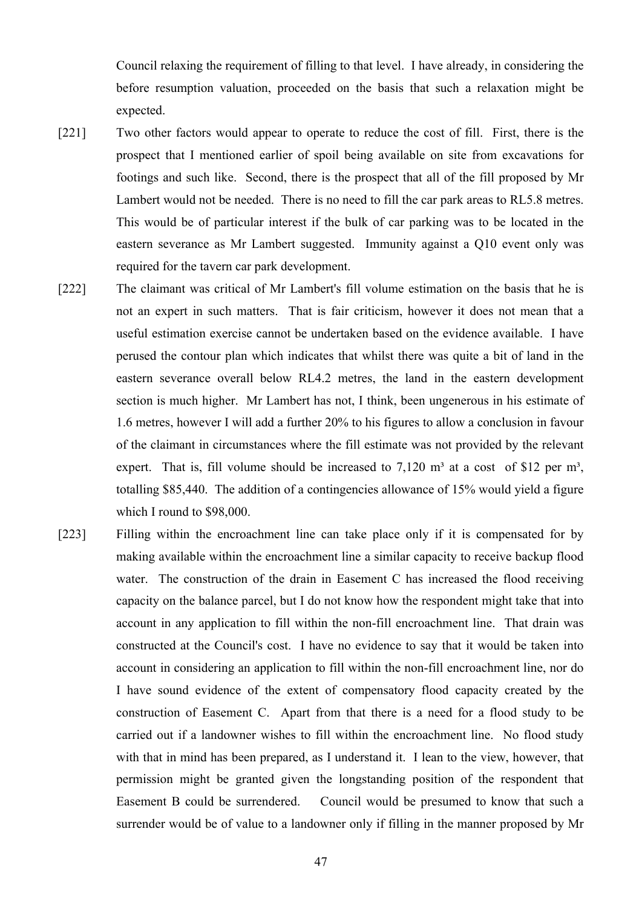Council relaxing the requirement of filling to that level. I have already, in considering the before resumption valuation, proceeded on the basis that such a relaxation might be expected.

[221] Two other factors would appear to operate to reduce the cost of fill. First, there is the prospect that I mentioned earlier of spoil being available on site from excavations for footings and such like. Second, there is the prospect that all of the fill proposed by Mr Lambert would not be needed. There is no need to fill the car park areas to RL5.8 metres. This would be of particular interest if the bulk of car parking was to be located in the eastern severance as Mr Lambert suggested. Immunity against a Q10 event only was required for the tavern car park development.

[222] The claimant was critical of Mr Lambert's fill volume estimation on the basis that he is not an expert in such matters. That is fair criticism, however it does not mean that a useful estimation exercise cannot be undertaken based on the evidence available. I have perused the contour plan which indicates that whilst there was quite a bit of land in the eastern severance overall below RL4.2 metres, the land in the eastern development section is much higher. Mr Lambert has not, I think, been ungenerous in his estimate of 1.6 metres, however I will add a further 20% to his figures to allow a conclusion in favour of the claimant in circumstances where the fill estimate was not provided by the relevant expert. That is, fill volume should be increased to 7,120 m³ at a cost of $12 per m³, totalling $85,440. The addition of a contingencies allowance of 15% would yield a figure which I round to $98,000.

[223] Filling within the encroachment line can take place only if it is compensated for by making available within the encroachment line a similar capacity to receive backup flood water. The construction of the drain in Easement C has increased the flood receiving capacity on the balance parcel, but I do not know how the respondent might take that into account in any application to fill within the non-fill encroachment line. That drain was constructed at the Council's cost. I have no evidence to say that it would be taken into account in considering an application to fill within the non-fill encroachment line, nor do I have sound evidence of the extent of compensatory flood capacity created by the construction of Easement C. Apart from that there is a need for a flood study to be carried out if a landowner wishes to fill within the encroachment line. No flood study with that in mind has been prepared, as I understand it. I lean to the view, however, that permission might be granted given the longstanding position of the respondent that Easement B could be surrendered. Council would be presumed to know that such a surrender would be of value to a landowner only if filling in the manner proposed by Mr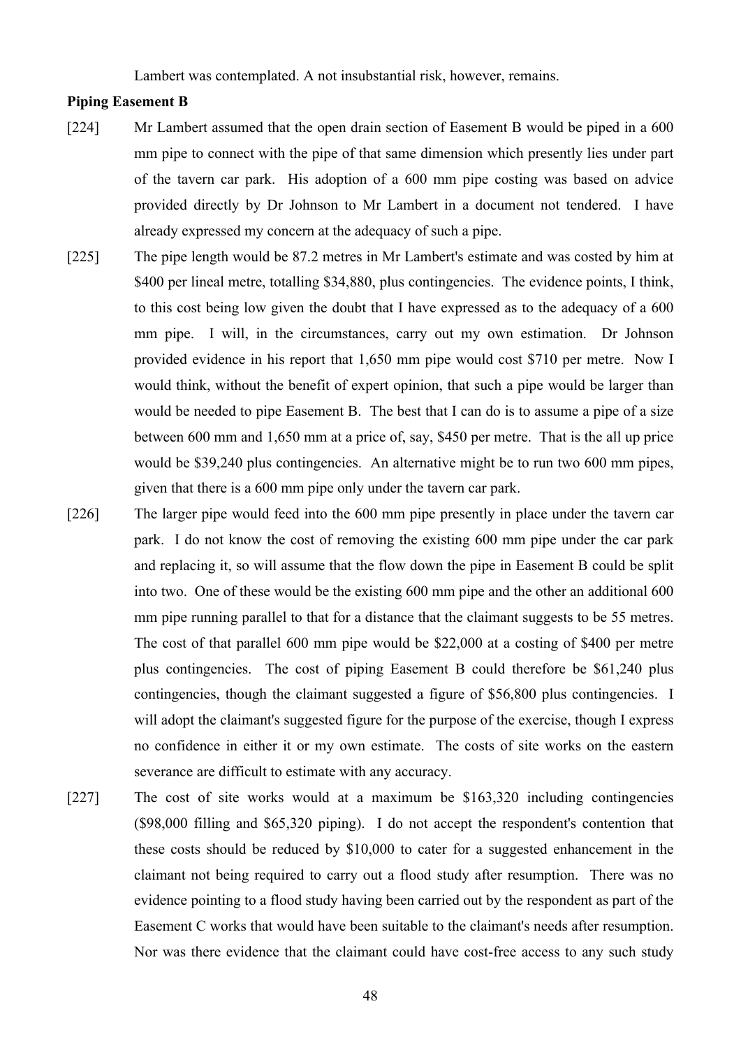Lambert was contemplated. A not insubstantial risk, however, remains.

**Piping Easement B**

[224] Mr Lambert assumed that the open drain section of Easement B would be piped in a 600 mm pipe to connect with the pipe of that same dimension which presently lies under part of the tavern car park. His adoption of a 600 mm pipe costing was based on advice provided directly by Dr Johnson to Mr Lambert in a document not tendered. I have already expressed my concern at the adequacy of such a pipe.

[225] The pipe length would be 87.2 metres in Mr Lambert's estimate and was costed by him at $400 per lineal metre, totalling $34,880, plus contingencies. The evidence points, I think, to this cost being low given the doubt that I have expressed as to the adequacy of a 600 mm pipe. I will, in the circumstances, carry out my own estimation. Dr Johnson provided evidence in his report that 1,650 mm pipe would cost $710 per metre. Now I would think, without the benefit of expert opinion, that such a pipe would be larger than would be needed to pipe Easement B. The best that I can do is to assume a pipe of a size between 600 mm and 1,650 mm at a price of, say, $450 per metre. That is the all up price would be $39,240 plus contingencies. An alternative might be to run two 600 mm pipes, given that there is a 600 mm pipe only under the tavern car park.

[226] The larger pipe would feed into the 600 mm pipe presently in place under the tavern car park. I do not know the cost of removing the existing 600 mm pipe under the car park and replacing it, so will assume that the flow down the pipe in Easement B could be split into two. One of these would be the existing 600 mm pipe and the other an additional 600 mm pipe running parallel to that for a distance that the claimant suggests to be 55 metres. The cost of that parallel 600 mm pipe would be $22,000 at a costing of $400 per metre plus contingencies. The cost of piping Easement B could therefore be $61,240 plus contingencies, though the claimant suggested a figure of $56,800 plus contingencies. I will adopt the claimant's suggested figure for the purpose of the exercise, though I express no confidence in either it or my own estimate. The costs of site works on the eastern severance are difficult to estimate with any accuracy.

[227] The cost of site works would at a maximum be $163,320 including contingencies ($98,000 filling and $65,320 piping). I do not accept the respondent's contention that these costs should be reduced by $10,000 to cater for a suggested enhancement in the claimant not being required to carry out a flood study after resumption. There was no evidence pointing to a flood study having been carried out by the respondent as part of the Easement C works that would have been suitable to the claimant's needs after resumption. Nor was there evidence that the claimant could have cost-free access to any such study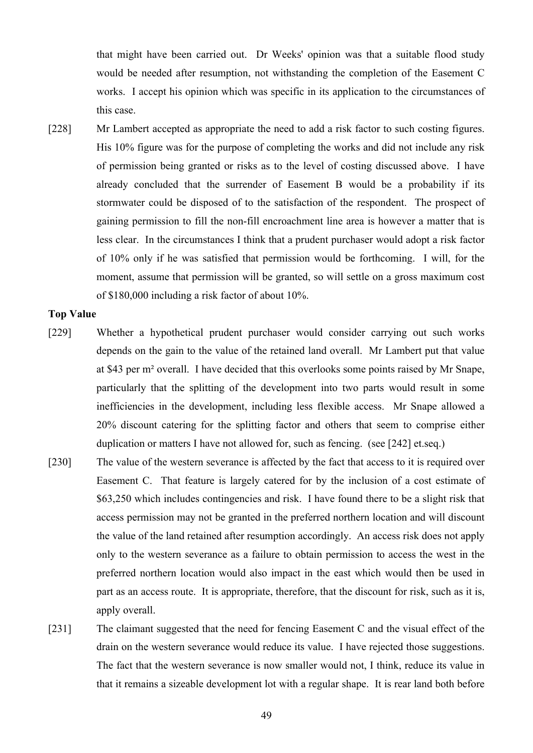that might have been carried out. Dr Weeks' opinion was that a suitable flood study would be needed after resumption, not withstanding the completion of the Easement C works. I accept his opinion which was specific in its application to the circumstances of this case.

[228] Mr Lambert accepted as appropriate the need to add a risk factor to such costing figures. His 10% figure was for the purpose of completing the works and did not include any risk of permission being granted or risks as to the level of costing discussed above. I have already concluded that the surrender of Easement B would be a probability if its stormwater could be disposed of to the satisfaction of the respondent. The prospect of gaining permission to fill the non-fill encroachment line area is however a matter that is less clear. In the circumstances I think that a prudent purchaser would adopt a risk factor of 10% only if he was satisfied that permission would be forthcoming. I will, for the moment, assume that permission will be granted, so will settle on a gross maximum cost of $180,000 including a risk factor of about 10%.

**Top Value**

[229] Whether a hypothetical prudent purchaser would consider carrying out such works depends on the gain to the value of the retained land overall. Mr Lambert put that value at $43 per m² overall. I have decided that this overlooks some points raised by Mr Snape, particularly that the splitting of the development into two parts would result in some inefficiencies in the development, including less flexible access. Mr Snape allowed a 20% discount catering for the splitting factor and others that seem to comprise either duplication or matters I have not allowed for, such as fencing. (see [242] et.seq.)

[230] The value of the western severance is affected by the fact that access to it is required over Easement C. That feature is largely catered for by the inclusion of a cost estimate of $63,250 which includes contingencies and risk. I have found there to be a slight risk that access permission may not be granted in the preferred northern location and will discount the value of the land retained after resumption accordingly. An access risk does not apply only to the western severance as a failure to obtain permission to access the west in the preferred northern location would also impact in the east which would then be used in part as an access route. It is appropriate, therefore, that the discount for risk, such as it is, apply overall.

[231] The claimant suggested that the need for fencing Easement C and the visual effect of the drain on the western severance would reduce its value. I have rejected those suggestions. The fact that the western severance is now smaller would not, I think, reduce its value in that it remains a sizeable development lot with a regular shape. It is rear land both before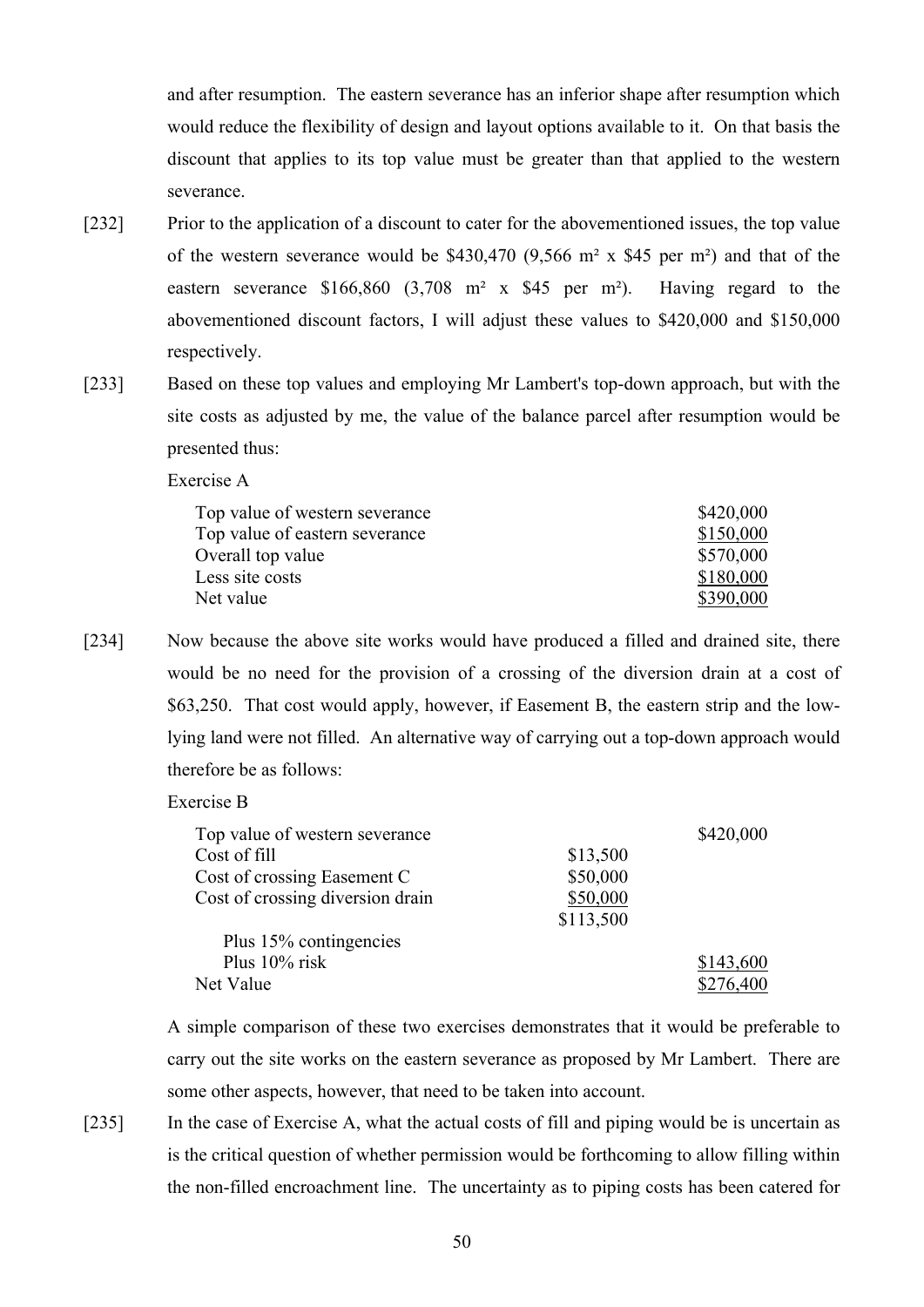and after resumption. The eastern severance has an inferior shape after resumption which would reduce the flexibility of design and layout options available to it. On that basis the discount that applies to its top value must be greater than that applied to the western severance.

[232] Prior to the application of a discount to cater for the abovementioned issues, the top value of the western severance would be \$430,470 (9,566 m² x \$45 per m²) and that of the eastern severance \$166,860 (3,708 m² x \$45 per m²). Having regard to the abovementioned discount factors, I will adjust these values to \$420,000 and \$150,000 respectively.

[233] Based on these top values and employing Mr Lambert's top-down approach, but with the site costs as adjusted by me, the value of the balance parcel after resumption would be presented thus:

Exercise A

| | |
|---|---|
| Top value of western severance | \$420,000 |
| Top value of eastern severance | \$150,000 |
| Overall top value | \$570,000 |
| Less site costs | \$180,000 |
| Net value | \$390,000 |

[234] Now because the above site works would have produced a filled and drained site, there would be no need for the provision of a crossing of the diversion drain at a cost of \$63,250. That cost would apply, however, if Easement B, the eastern strip and the low-lying land were not filled. An alternative way of carrying out a top-down approach would therefore be as follows:

Exercise B

| | | |
|---|---|---|
| Top value of western severance | | \$420,000 |
| Cost of fill | \$13,500 | |
| Cost of crossing Easement C | \$50,000 | |
| Cost of crossing diversion drain | \$50,000 | |
| | \$113,500 | |
| Plus 15% contingencies | | |
| Plus 10% risk | | \$143,600 |
| Net Value | | \$276,400 |

A simple comparison of these two exercises demonstrates that it would be preferable to carry out the site works on the eastern severance as proposed by Mr Lambert. There are some other aspects, however, that need to be taken into account.

[235] In the case of Exercise A, what the actual costs of fill and piping would be is uncertain as is the critical question of whether permission would be forthcoming to allow filling within the non-filled encroachment line. The uncertainty as to piping costs has been catered for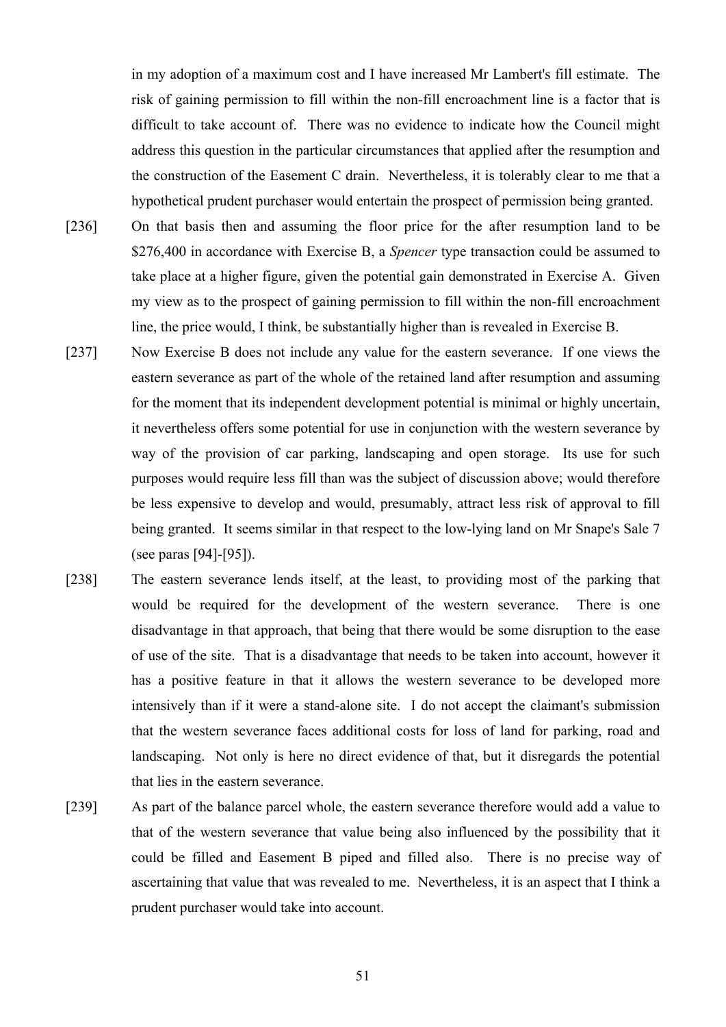in my adoption of a maximum cost and I have increased Mr Lambert's fill estimate. The risk of gaining permission to fill within the non-fill encroachment line is a factor that is difficult to take account of. There was no evidence to indicate how the Council might address this question in the particular circumstances that applied after the resumption and the construction of the Easement C drain. Nevertheless, it is tolerably clear to me that a hypothetical prudent purchaser would entertain the prospect of permission being granted.

[236] On that basis then and assuming the floor price for the after resumption land to be $276,400 in accordance with Exercise B, a *Spencer* type transaction could be assumed to take place at a higher figure, given the potential gain demonstrated in Exercise A. Given my view as to the prospect of gaining permission to fill within the non-fill encroachment line, the price would, I think, be substantially higher than is revealed in Exercise B.

[237] Now Exercise B does not include any value for the eastern severance. If one views the eastern severance as part of the whole of the retained land after resumption and assuming for the moment that its independent development potential is minimal or highly uncertain, it nevertheless offers some potential for use in conjunction with the western severance by way of the provision of car parking, landscaping and open storage. Its use for such purposes would require less fill than was the subject of discussion above; would therefore be less expensive to develop and would, presumably, attract less risk of approval to fill being granted. It seems similar in that respect to the low-lying land on Mr Snape's Sale 7 (see paras [94]-[95]).

[238] The eastern severance lends itself, at the least, to providing most of the parking that would be required for the development of the western severance. There is one disadvantage in that approach, that being that there would be some disruption to the ease of use of the site. That is a disadvantage that needs to be taken into account, however it has a positive feature in that it allows the western severance to be developed more intensively than if it were a stand-alone site. I do not accept the claimant's submission that the western severance faces additional costs for loss of land for parking, road and landscaping. Not only is here no direct evidence of that, but it disregards the potential that lies in the eastern severance.

[239] As part of the balance parcel whole, the eastern severance therefore would add a value to that of the western severance that value being also influenced by the possibility that it could be filled and Easement B piped and filled also. There is no precise way of ascertaining that value that was revealed to me. Nevertheless, it is an aspect that I think a prudent purchaser would take into account.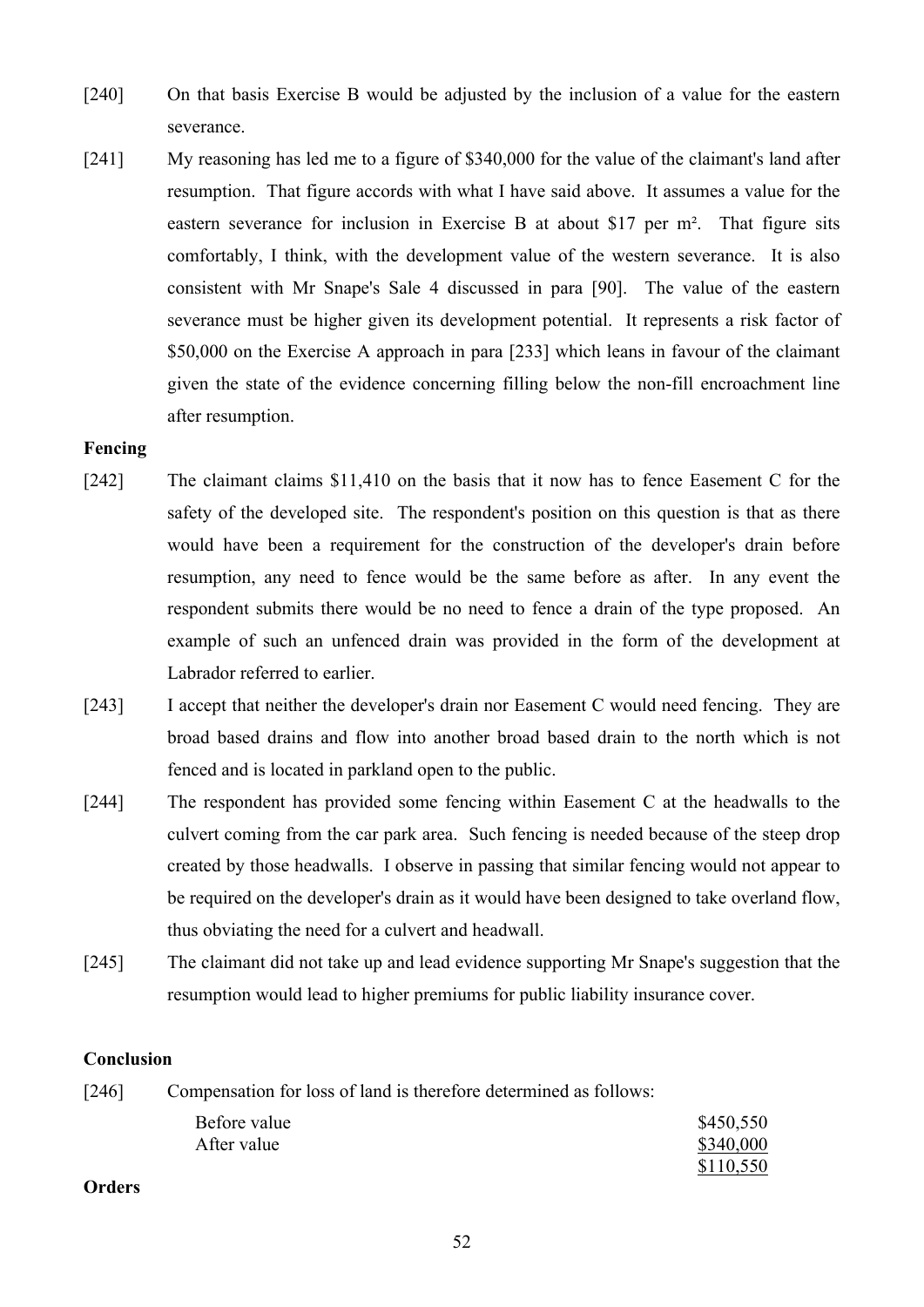[240] On that basis Exercise B would be adjusted by the inclusion of a value for the eastern severance.

[241] My reasoning has led me to a figure of \$340,000 for the value of the claimant's land after resumption. That figure accords with what I have said above. It assumes a value for the eastern severance for inclusion in Exercise B at about \$17 per m². That figure sits comfortably, I think, with the development value of the western severance. It is also consistent with Mr Snape's Sale 4 discussed in para [90]. The value of the eastern severance must be higher given its development potential. It represents a risk factor of \$50,000 on the Exercise A approach in para [233] which leans in favour of the claimant given the state of the evidence concerning filling below the non-fill encroachment line after resumption.

**Fencing**

[242] The claimant claims \$11,410 on the basis that it now has to fence Easement C for the safety of the developed site. The respondent's position on this question is that as there would have been a requirement for the construction of the developer's drain before resumption, any need to fence would be the same before as after. In any event the respondent submits there would be no need to fence a drain of the type proposed. An example of such an unfenced drain was provided in the form of the development at Labrador referred to earlier.

[243] I accept that neither the developer's drain nor Easement C would need fencing. They are broad based drains and flow into another broad based drain to the north which is not fenced and is located in parkland open to the public.

[244] The respondent has provided some fencing within Easement C at the headwalls to the culvert coming from the car park area. Such fencing is needed because of the steep drop created by those headwalls. I observe in passing that similar fencing would not appear to be required on the developer's drain as it would have been designed to take overland flow, thus obviating the need for a culvert and headwall.

[245] The claimant did not take up and lead evidence supporting Mr Snape's suggestion that the resumption would lead to higher premiums for public liability insurance cover.

**Conclusion**

[246] Compensation for loss of land is therefore determined as follows:

| | |
|---|---|
| Before value | \$450,550 |
| After value | \$340,000 |
| | \$110,550 |

**Orders**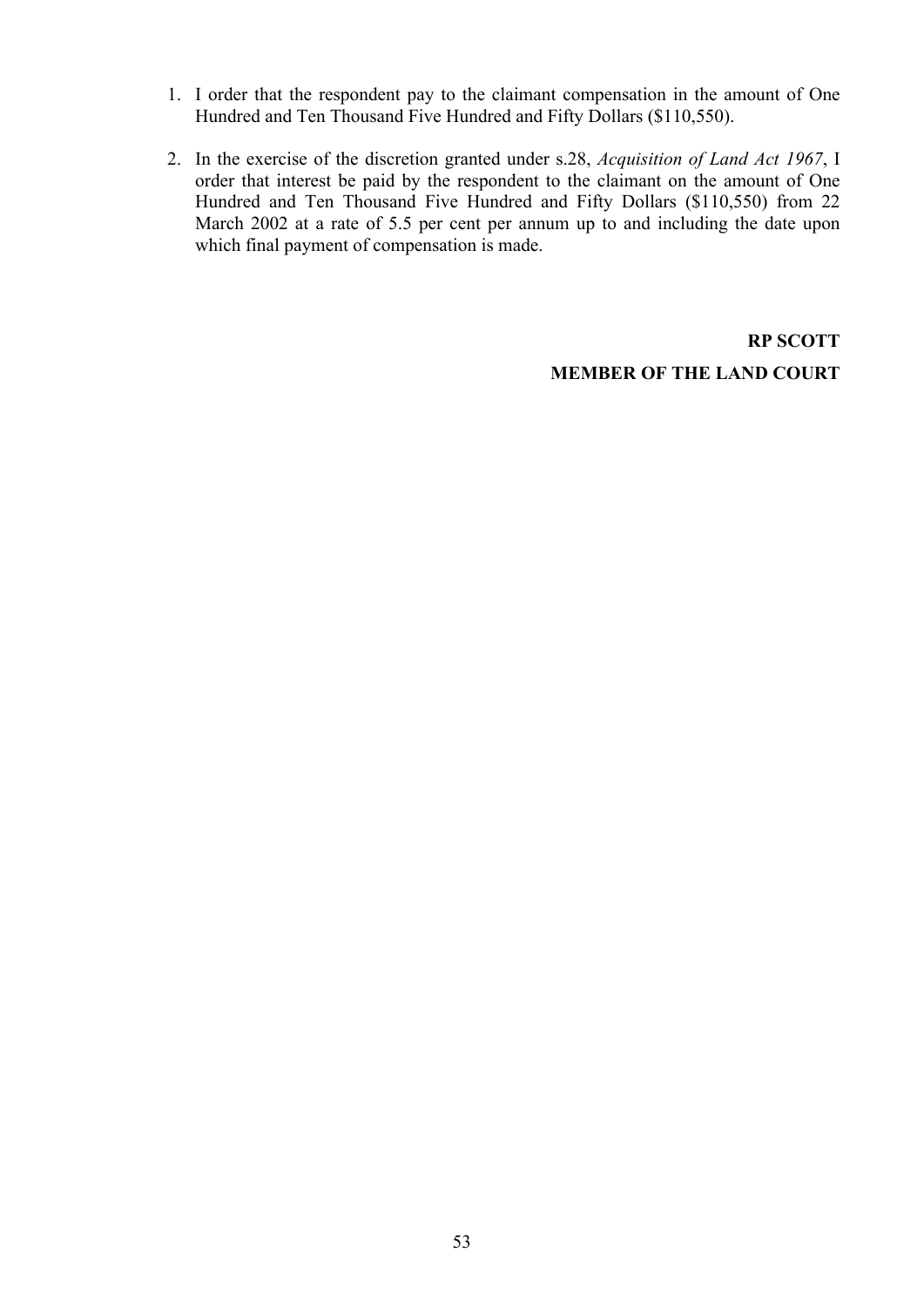1. I order that the respondent pay to the claimant compensation in the amount of One Hundred and Ten Thousand Five Hundred and Fifty Dollars ($110,550).

2. In the exercise of the discretion granted under s.28, *Acquisition of Land Act 1967*, I order that interest be paid by the respondent to the claimant on the amount of One Hundred and Ten Thousand Five Hundred and Fifty Dollars ($110,550) from 22 March 2002 at a rate of 5.5 per cent per annum up to and including the date upon which final payment of compensation is made.

**RP SCOTT**

**MEMBER OF THE LAND COURT**